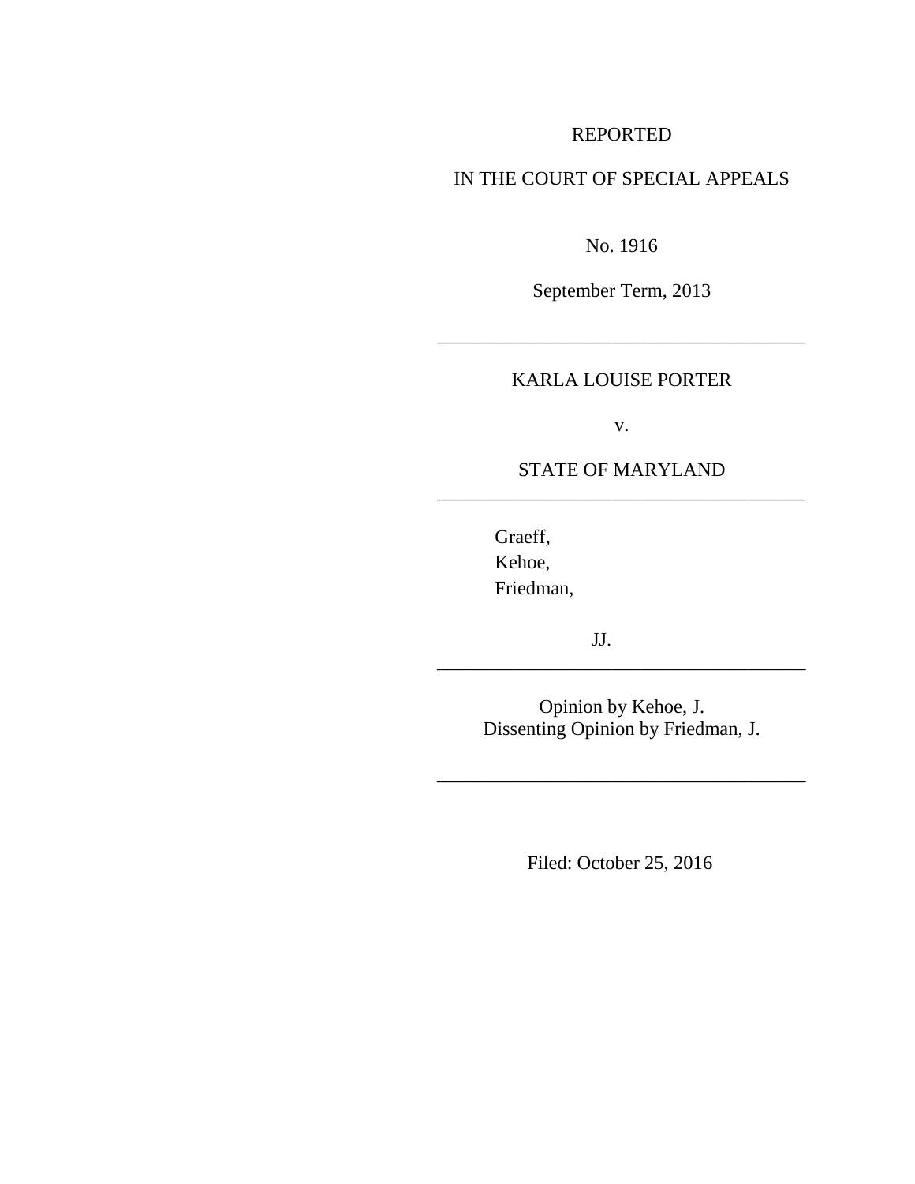REPORTED

IN THE COURT OF SPECIAL APPEALS

No. 1916

September Term, 2013

---

KARLA LOUISE PORTER

v.

STATE OF MARYLAND

---

Graeff,
Kehoe,
Friedman,

JJ.

---

Opinion by Kehoe, J.
Dissenting Opinion by Friedman, J.

---

Filed: October 25, 2016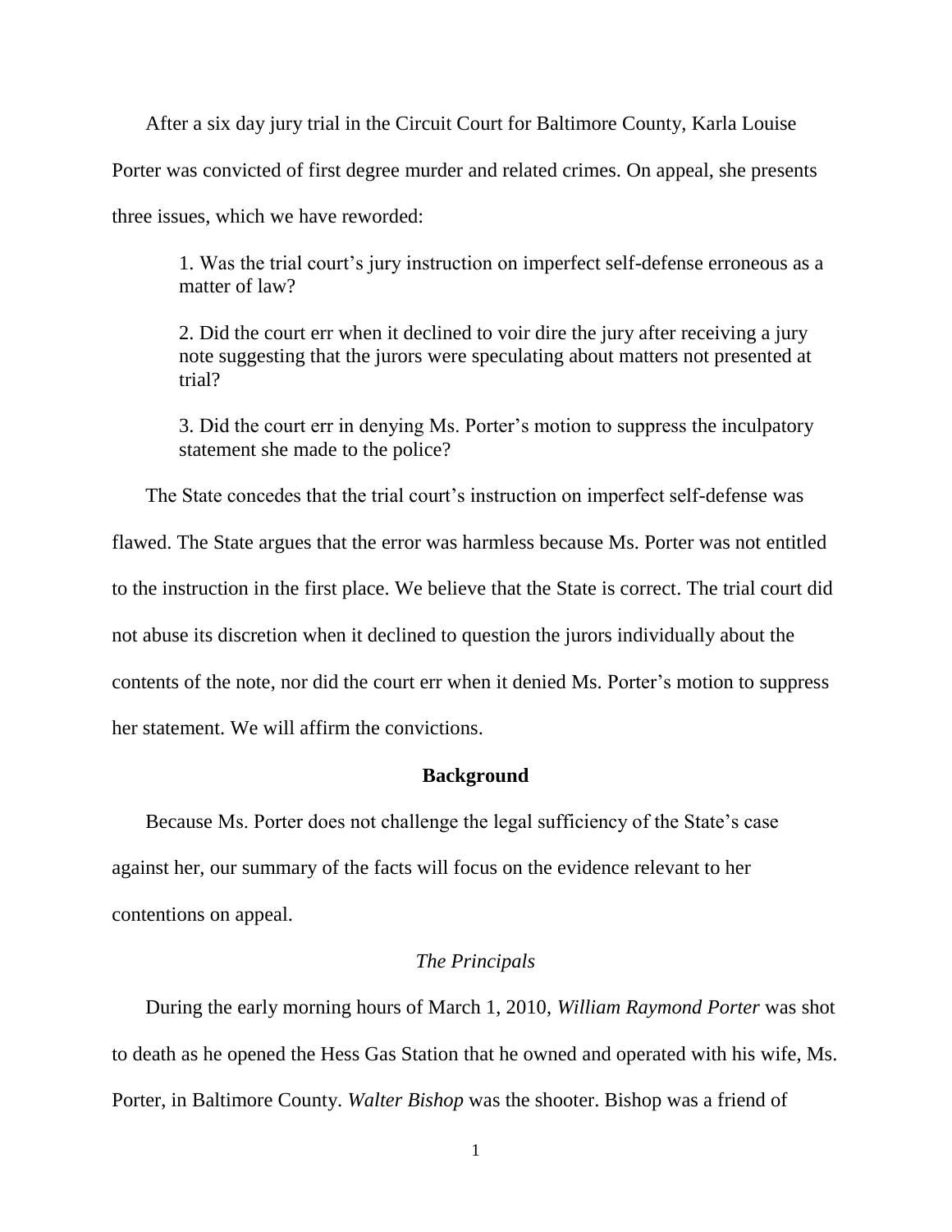After a six day jury trial in the Circuit Court for Baltimore County, Karla Louise Porter was convicted of first degree murder and related crimes. On appeal, she presents three issues, which we have reworded:

> 1. Was the trial court's jury instruction on imperfect self-defense erroneous as a matter of law?
>
> 2. Did the court err when it declined to voir dire the jury after receiving a jury note suggesting that the jurors were speculating about matters not presented at trial?
>
> 3. Did the court err in denying Ms. Porter's motion to suppress the inculpatory statement she made to the police?

The State concedes that the trial court's instruction on imperfect self-defense was flawed. The State argues that the error was harmless because Ms. Porter was not entitled to the instruction in the first place. We believe that the State is correct. The trial court did not abuse its discretion when it declined to question the jurors individually about the contents of the note, nor did the court err when it denied Ms. Porter's motion to suppress her statement. We will affirm the convictions.

## Background

Because Ms. Porter does not challenge the legal sufficiency of the State's case against her, our summary of the facts will focus on the evidence relevant to her contentions on appeal.

### *The Principals*

During the early morning hours of March 1, 2010, *William Raymond Porter* was shot to death as he opened the Hess Gas Station that he owned and operated with his wife, Ms. Porter, in Baltimore County. *Walter Bishop* was the shooter. Bishop was a friend of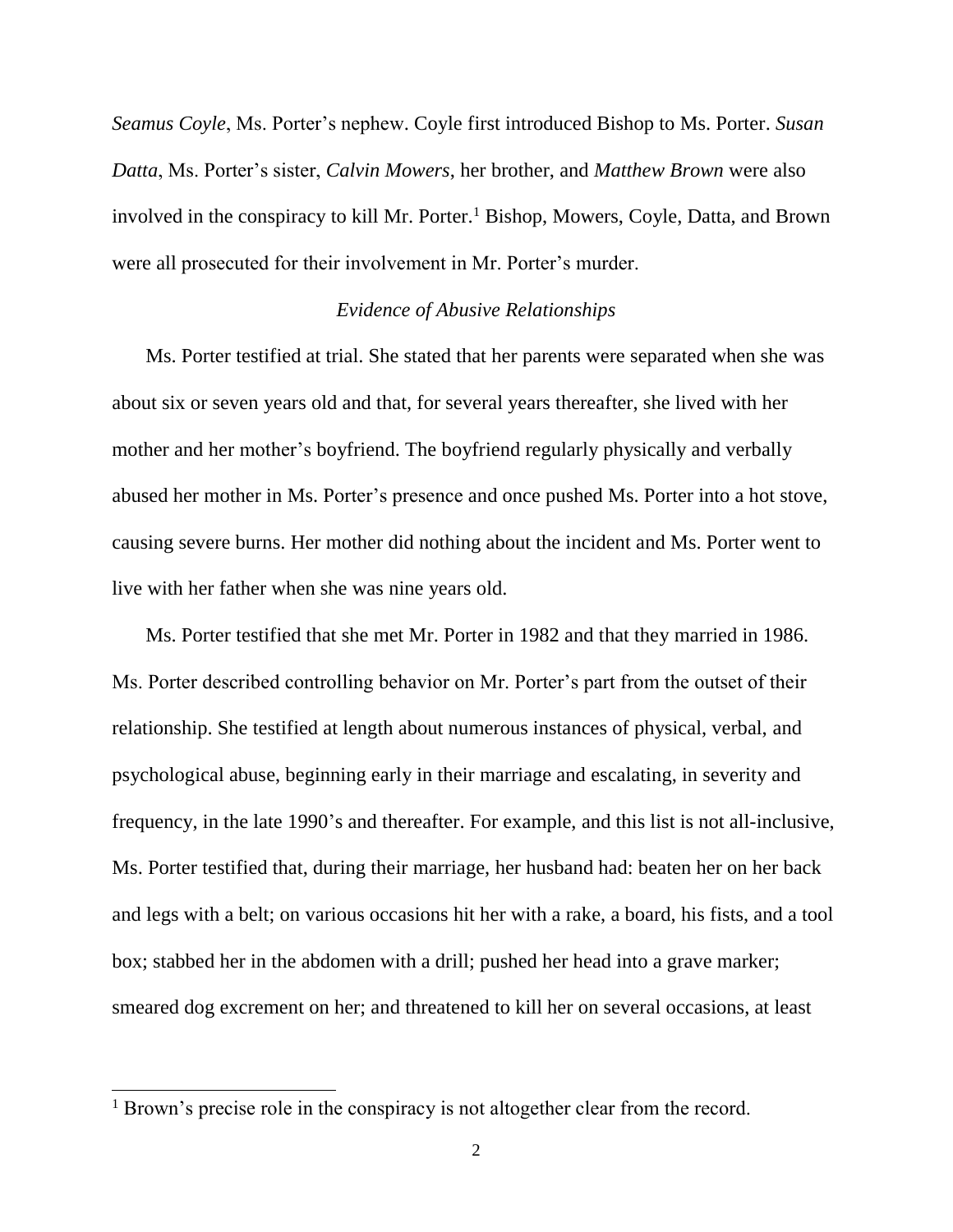*Seamus Coyle*, Ms. Porter's nephew. Coyle first introduced Bishop to Ms. Porter. *Susan Datta*, Ms. Porter's sister, *Calvin Mowers*, her brother, and *Matthew Brown* were also involved in the conspiracy to kill Mr. Porter.[1] Bishop, Mowers, Coyle, Datta, and Brown were all prosecuted for their involvement in Mr. Porter's murder.

*Evidence of Abusive Relationships*

Ms. Porter testified at trial. She stated that her parents were separated when she was about six or seven years old and that, for several years thereafter, she lived with her mother and her mother's boyfriend. The boyfriend regularly physically and verbally abused her mother in Ms. Porter's presence and once pushed Ms. Porter into a hot stove, causing severe burns. Her mother did nothing about the incident and Ms. Porter went to live with her father when she was nine years old.

Ms. Porter testified that she met Mr. Porter in 1982 and that they married in 1986. Ms. Porter described controlling behavior on Mr. Porter's part from the outset of their relationship. She testified at length about numerous instances of physical, verbal, and psychological abuse, beginning early in their marriage and escalating, in severity and frequency, in the late 1990's and thereafter. For example, and this list is not all-inclusive, Ms. Porter testified that, during their marriage, her husband had: beaten her on her back and legs with a belt; on various occasions hit her with a rake, a board, his fists, and a tool box; stabbed her in the abdomen with a drill; pushed her head into a grave marker; smeared dog excrement on her; and threatened to kill her on several occasions, at least

[1] Brown's precise role in the conspiracy is not altogether clear from the record.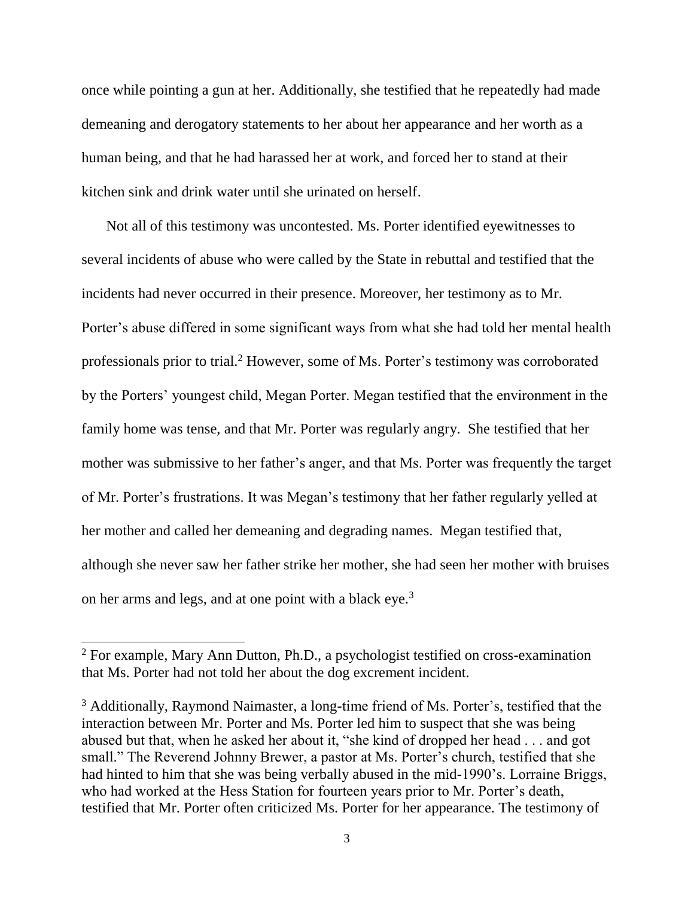once while pointing a gun at her. Additionally, she testified that he repeatedly had made demeaning and derogatory statements to her about her appearance and her worth as a human being, and that he had harassed her at work, and forced her to stand at their kitchen sink and drink water until she urinated on herself.

Not all of this testimony was uncontested. Ms. Porter identified eyewitnesses to several incidents of abuse who were called by the State in rebuttal and testified that the incidents had never occurred in their presence. Moreover, her testimony as to Mr. Porter's abuse differed in some significant ways from what she had told her mental health professionals prior to trial.[2] However, some of Ms. Porter's testimony was corroborated by the Porters' youngest child, Megan Porter. Megan testified that the environment in the family home was tense, and that Mr. Porter was regularly angry. She testified that her mother was submissive to her father's anger, and that Ms. Porter was frequently the target of Mr. Porter's frustrations. It was Megan's testimony that her father regularly yelled at her mother and called her demeaning and degrading names. Megan testified that, although she never saw her father strike her mother, she had seen her mother with bruises on her arms and legs, and at one point with a black eye.[3]

---

[2] For example, Mary Ann Dutton, Ph.D., a psychologist testified on cross-examination that Ms. Porter had not told her about the dog excrement incident.

[3] Additionally, Raymond Naimaster, a long-time friend of Ms. Porter's, testified that the interaction between Mr. Porter and Ms. Porter led him to suspect that she was being abused but that, when he asked her about it, "she kind of dropped her head . . . and got small." The Reverend Johnny Brewer, a pastor at Ms. Porter's church, testified that she had hinted to him that she was being verbally abused in the mid-1990's. Lorraine Briggs, who had worked at the Hess Station for fourteen years prior to Mr. Porter's death, testified that Mr. Porter often criticized Ms. Porter for her appearance. The testimony of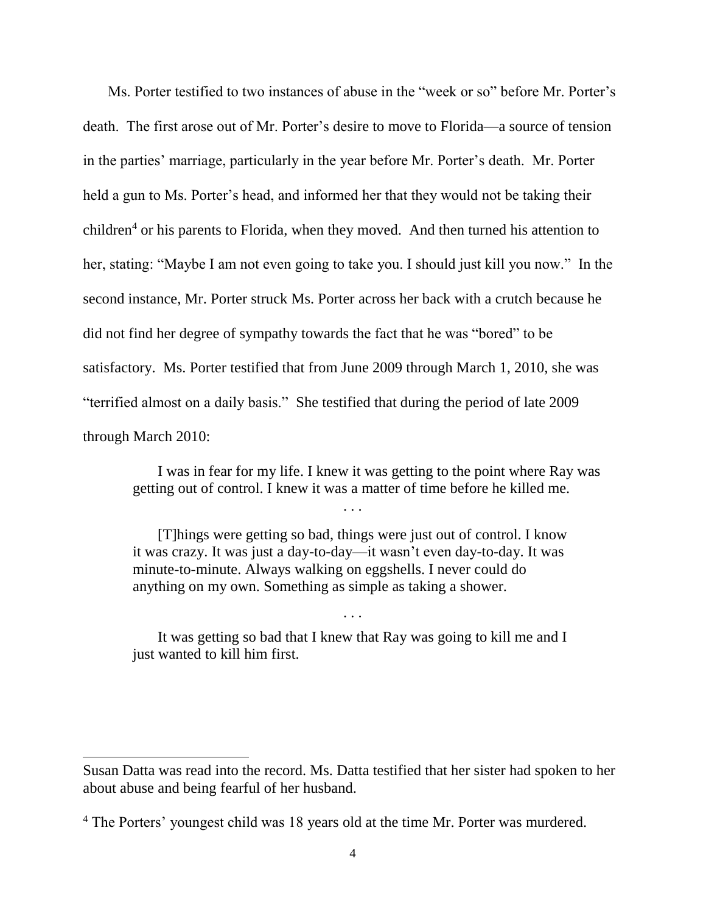Ms. Porter testified to two instances of abuse in the "week or so" before Mr. Porter's death. The first arose out of Mr. Porter's desire to move to Florida—a source of tension in the parties' marriage, particularly in the year before Mr. Porter's death. Mr. Porter held a gun to Ms. Porter's head, and informed her that they would not be taking their children[4] or his parents to Florida, when they moved. And then turned his attention to her, stating: "Maybe I am not even going to take you. I should just kill you now." In the second instance, Mr. Porter struck Ms. Porter across her back with a crutch because he did not find her degree of sympathy towards the fact that he was "bored" to be satisfactory. Ms. Porter testified that from June 2009 through March 1, 2010, she was "terrified almost on a daily basis." She testified that during the period of late 2009 through March 2010:

> I was in fear for my life. I knew it was getting to the point where Ray was getting out of control. I knew it was a matter of time before he killed me.
>
> . . .
>
> [T]hings were getting so bad, things were just out of control. I know it was crazy. It was just a day-to-day—it wasn't even day-to-day. It was minute-to-minute. Always walking on eggshells. I never could do anything on my own. Something as simple as taking a shower.
>
> . . .
>
> It was getting so bad that I knew that Ray was going to kill me and I just wanted to kill him first.

---

Susan Datta was read into the record. Ms. Datta testified that her sister had spoken to her about abuse and being fearful of her husband.

[4] The Porters' youngest child was 18 years old at the time Mr. Porter was murdered.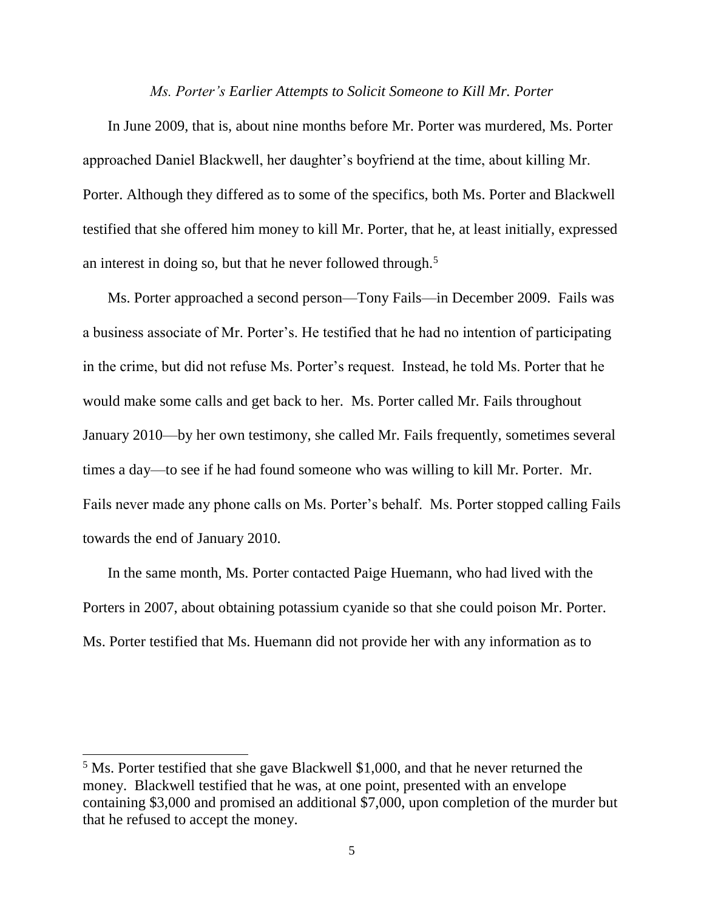*Ms. Porter's Earlier Attempts to Solicit Someone to Kill Mr. Porter*

In June 2009, that is, about nine months before Mr. Porter was murdered, Ms. Porter approached Daniel Blackwell, her daughter's boyfriend at the time, about killing Mr. Porter. Although they differed as to some of the specifics, both Ms. Porter and Blackwell testified that she offered him money to kill Mr. Porter, that he, at least initially, expressed an interest in doing so, but that he never followed through.[5]

Ms. Porter approached a second person—Tony Fails—in December 2009. Fails was a business associate of Mr. Porter's. He testified that he had no intention of participating in the crime, but did not refuse Ms. Porter's request. Instead, he told Ms. Porter that he would make some calls and get back to her. Ms. Porter called Mr. Fails throughout January 2010—by her own testimony, she called Mr. Fails frequently, sometimes several times a day—to see if he had found someone who was willing to kill Mr. Porter. Mr. Fails never made any phone calls on Ms. Porter's behalf. Ms. Porter stopped calling Fails towards the end of January 2010.

In the same month, Ms. Porter contacted Paige Huemann, who had lived with the Porters in 2007, about obtaining potassium cyanide so that she could poison Mr. Porter. Ms. Porter testified that Ms. Huemann did not provide her with any information as to

---

[5] Ms. Porter testified that she gave Blackwell $1,000, and that he never returned the money. Blackwell testified that he was, at one point, presented with an envelope containing $3,000 and promised an additional $7,000, upon completion of the murder but that he refused to accept the money.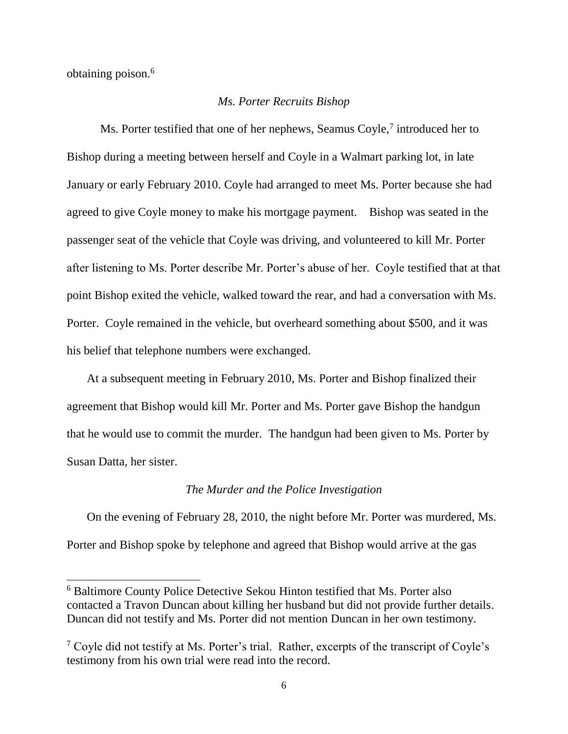obtaining poison.[6]

*Ms. Porter Recruits Bishop*

Ms. Porter testified that one of her nephews, Seamus Coyle,[7] introduced her to Bishop during a meeting between herself and Coyle in a Walmart parking lot, in late January or early February 2010. Coyle had arranged to meet Ms. Porter because she had agreed to give Coyle money to make his mortgage payment. Bishop was seated in the passenger seat of the vehicle that Coyle was driving, and volunteered to kill Mr. Porter after listening to Ms. Porter describe Mr. Porter's abuse of her. Coyle testified that at that point Bishop exited the vehicle, walked toward the rear, and had a conversation with Ms. Porter. Coyle remained in the vehicle, but overheard something about $500, and it was his belief that telephone numbers were exchanged.

At a subsequent meeting in February 2010, Ms. Porter and Bishop finalized their agreement that Bishop would kill Mr. Porter and Ms. Porter gave Bishop the handgun that he would use to commit the murder. The handgun had been given to Ms. Porter by Susan Datta, her sister.

*The Murder and the Police Investigation*

On the evening of February 28, 2010, the night before Mr. Porter was murdered, Ms. Porter and Bishop spoke by telephone and agreed that Bishop would arrive at the gas

---

[6] Baltimore County Police Detective Sekou Hinton testified that Ms. Porter also contacted a Travon Duncan about killing her husband but did not provide further details. Duncan did not testify and Ms. Porter did not mention Duncan in her own testimony.

[7] Coyle did not testify at Ms. Porter's trial. Rather, excerpts of the transcript of Coyle's testimony from his own trial were read into the record.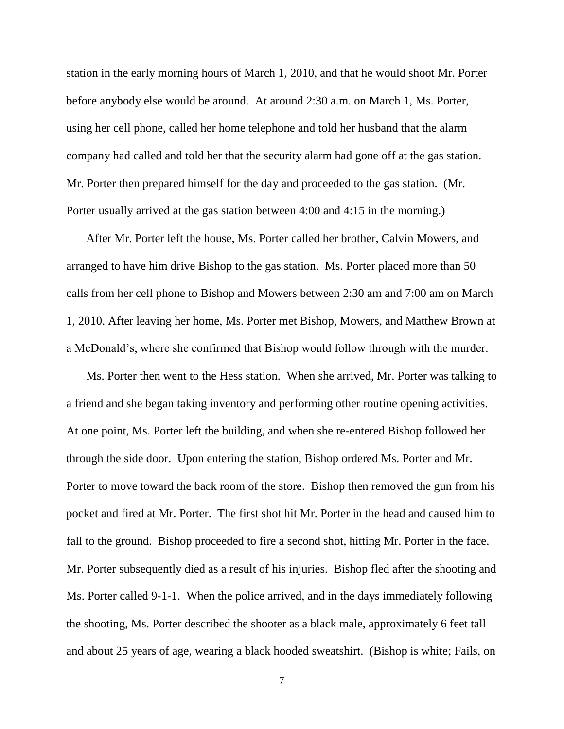station in the early morning hours of March 1, 2010, and that he would shoot Mr. Porter before anybody else would be around. At around 2:30 a.m. on March 1, Ms. Porter, using her cell phone, called her home telephone and told her husband that the alarm company had called and told her that the security alarm had gone off at the gas station. Mr. Porter then prepared himself for the day and proceeded to the gas station. (Mr. Porter usually arrived at the gas station between 4:00 and 4:15 in the morning.)

After Mr. Porter left the house, Ms. Porter called her brother, Calvin Mowers, and arranged to have him drive Bishop to the gas station. Ms. Porter placed more than 50 calls from her cell phone to Bishop and Mowers between 2:30 am and 7:00 am on March 1, 2010. After leaving her home, Ms. Porter met Bishop, Mowers, and Matthew Brown at a McDonald's, where she confirmed that Bishop would follow through with the murder.

Ms. Porter then went to the Hess station. When she arrived, Mr. Porter was talking to a friend and she began taking inventory and performing other routine opening activities. At one point, Ms. Porter left the building, and when she re-entered Bishop followed her through the side door. Upon entering the station, Bishop ordered Ms. Porter and Mr. Porter to move toward the back room of the store. Bishop then removed the gun from his pocket and fired at Mr. Porter. The first shot hit Mr. Porter in the head and caused him to fall to the ground. Bishop proceeded to fire a second shot, hitting Mr. Porter in the face. Mr. Porter subsequently died as a result of his injuries. Bishop fled after the shooting and Ms. Porter called 9-1-1. When the police arrived, and in the days immediately following the shooting, Ms. Porter described the shooter as a black male, approximately 6 feet tall and about 25 years of age, wearing a black hooded sweatshirt. (Bishop is white; Fails, on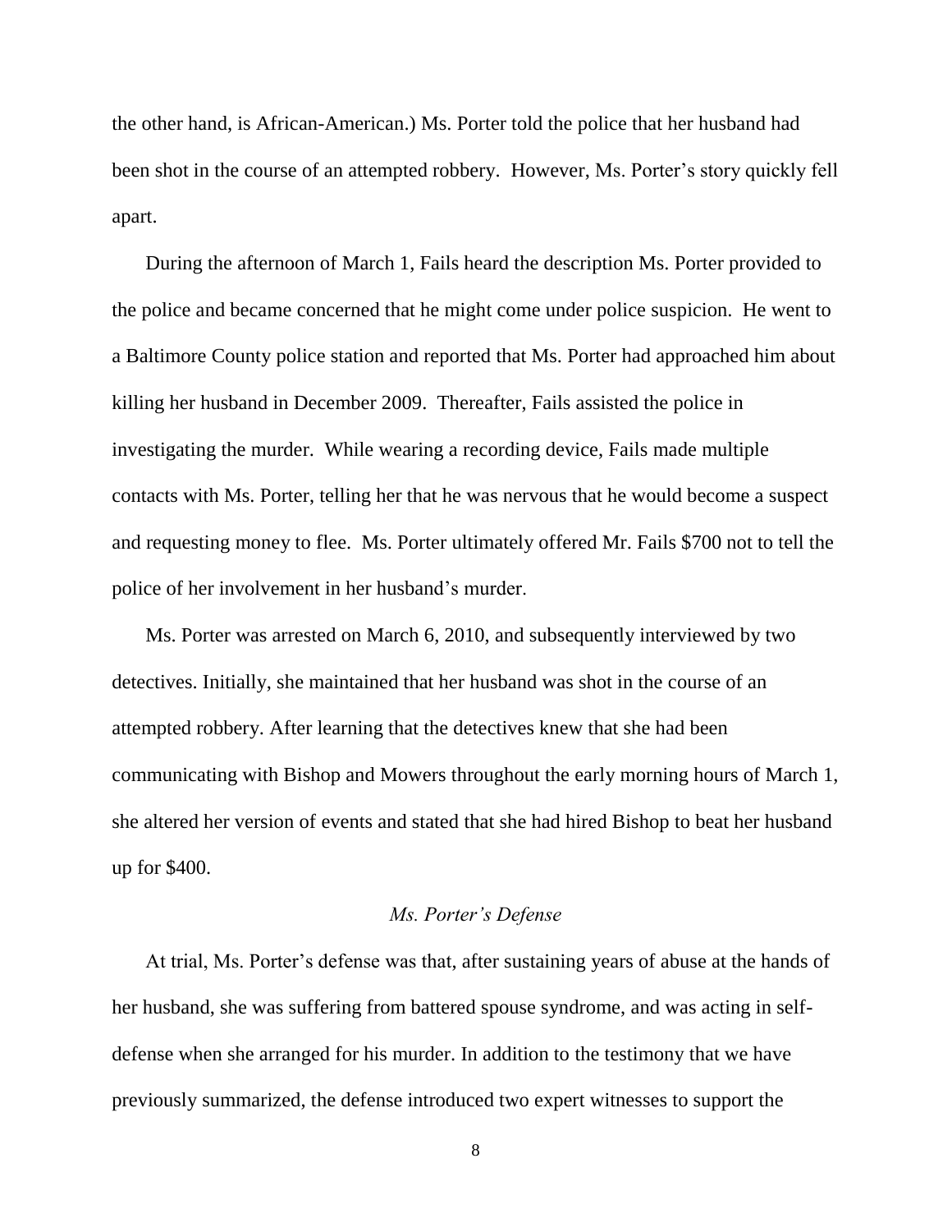the other hand, is African-American.) Ms. Porter told the police that her husband had been shot in the course of an attempted robbery. However, Ms. Porter's story quickly fell apart.

During the afternoon of March 1, Fails heard the description Ms. Porter provided to the police and became concerned that he might come under police suspicion. He went to a Baltimore County police station and reported that Ms. Porter had approached him about killing her husband in December 2009. Thereafter, Fails assisted the police in investigating the murder. While wearing a recording device, Fails made multiple contacts with Ms. Porter, telling her that he was nervous that he would become a suspect and requesting money to flee. Ms. Porter ultimately offered Mr. Fails $700 not to tell the police of her involvement in her husband's murder.

Ms. Porter was arrested on March 6, 2010, and subsequently interviewed by two detectives. Initially, she maintained that her husband was shot in the course of an attempted robbery. After learning that the detectives knew that she had been communicating with Bishop and Mowers throughout the early morning hours of March 1, she altered her version of events and stated that she had hired Bishop to beat her husband up for $400.

*Ms. Porter's Defense*

At trial, Ms. Porter's defense was that, after sustaining years of abuse at the hands of her husband, she was suffering from battered spouse syndrome, and was acting in self-defense when she arranged for his murder. In addition to the testimony that we have previously summarized, the defense introduced two expert witnesses to support the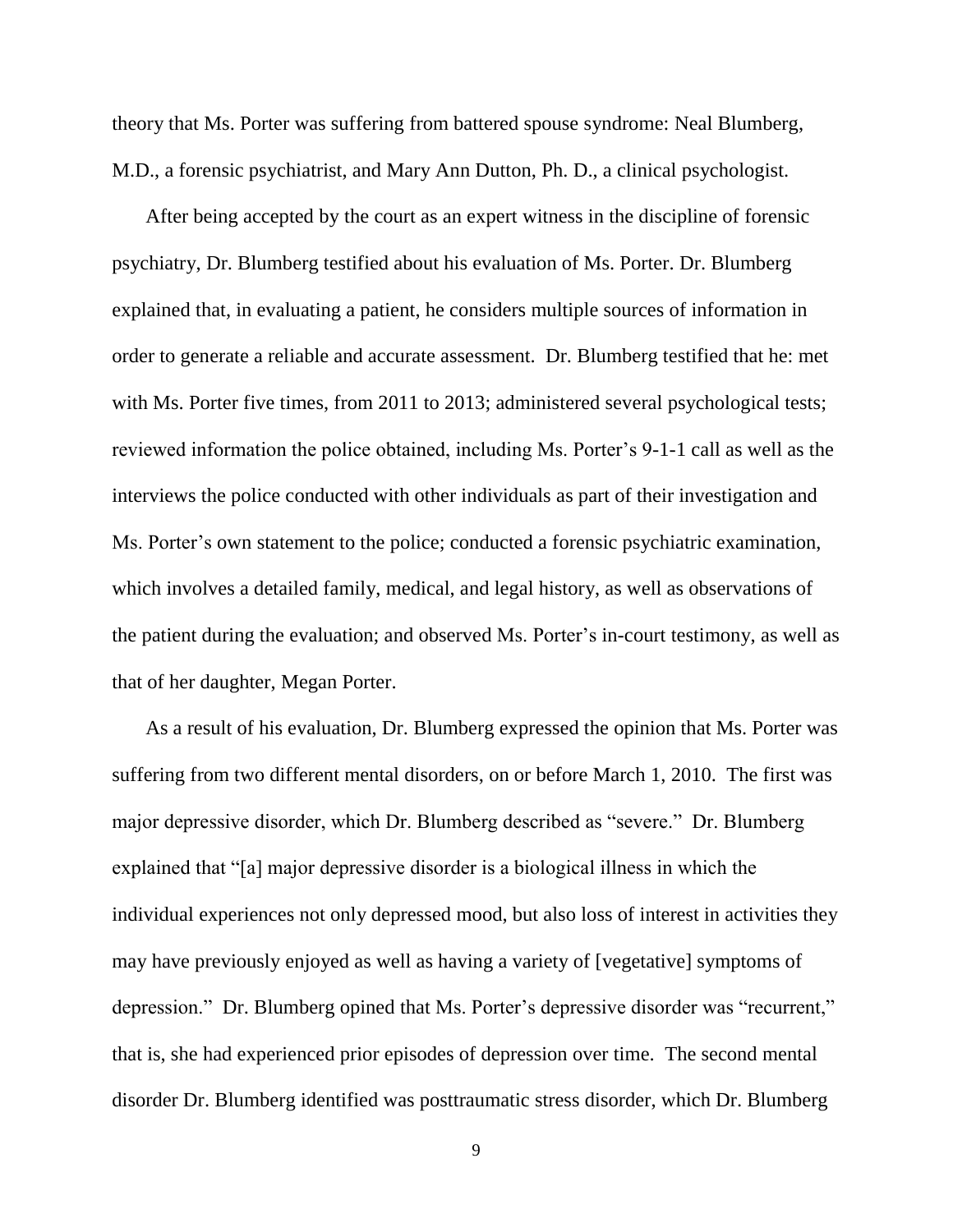theory that Ms. Porter was suffering from battered spouse syndrome: Neal Blumberg, M.D., a forensic psychiatrist, and Mary Ann Dutton, Ph. D., a clinical psychologist.

After being accepted by the court as an expert witness in the discipline of forensic psychiatry, Dr. Blumberg testified about his evaluation of Ms. Porter. Dr. Blumberg explained that, in evaluating a patient, he considers multiple sources of information in order to generate a reliable and accurate assessment. Dr. Blumberg testified that he: met with Ms. Porter five times, from 2011 to 2013; administered several psychological tests; reviewed information the police obtained, including Ms. Porter's 9-1-1 call as well as the interviews the police conducted with other individuals as part of their investigation and Ms. Porter's own statement to the police; conducted a forensic psychiatric examination, which involves a detailed family, medical, and legal history, as well as observations of the patient during the evaluation; and observed Ms. Porter's in-court testimony, as well as that of her daughter, Megan Porter.

As a result of his evaluation, Dr. Blumberg expressed the opinion that Ms. Porter was suffering from two different mental disorders, on or before March 1, 2010. The first was major depressive disorder, which Dr. Blumberg described as "severe." Dr. Blumberg explained that "[a] major depressive disorder is a biological illness in which the individual experiences not only depressed mood, but also loss of interest in activities they may have previously enjoyed as well as having a variety of [vegetative] symptoms of depression." Dr. Blumberg opined that Ms. Porter's depressive disorder was "recurrent," that is, she had experienced prior episodes of depression over time. The second mental disorder Dr. Blumberg identified was posttraumatic stress disorder, which Dr. Blumberg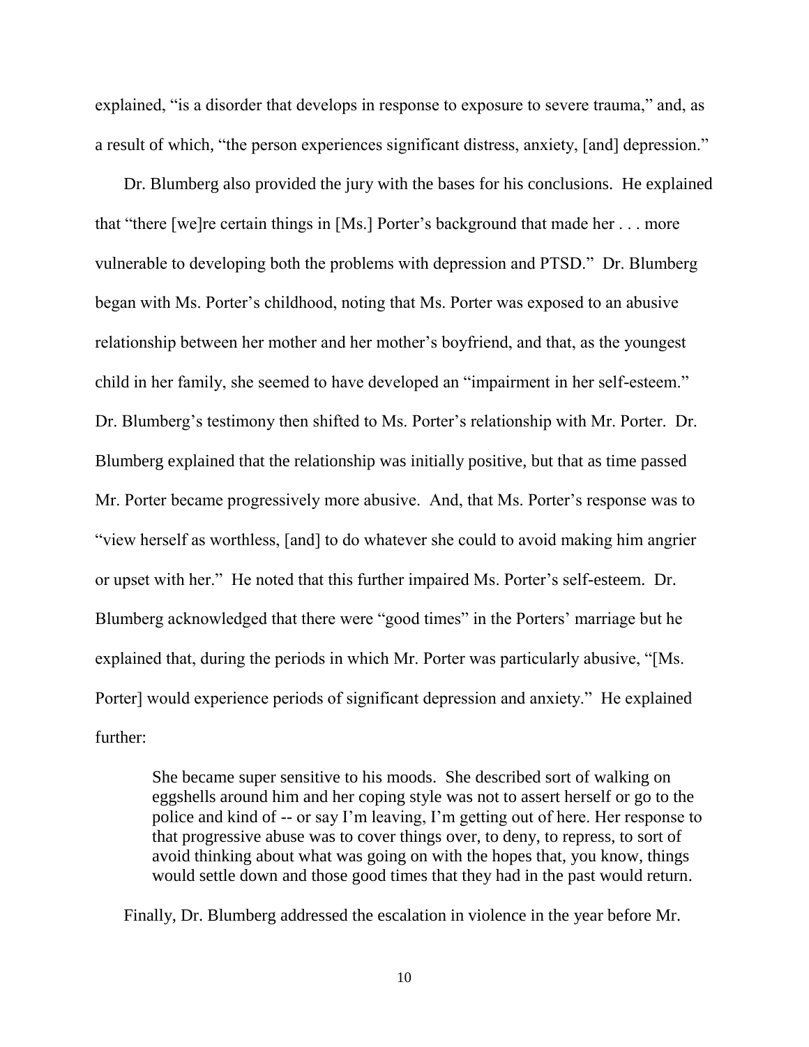explained, "is a disorder that develops in response to exposure to severe trauma," and, as a result of which, "the person experiences significant distress, anxiety, [and] depression."

Dr. Blumberg also provided the jury with the bases for his conclusions. He explained that "there [we]re certain things in [Ms.] Porter's background that made her . . . more vulnerable to developing both the problems with depression and PTSD." Dr. Blumberg began with Ms. Porter's childhood, noting that Ms. Porter was exposed to an abusive relationship between her mother and her mother's boyfriend, and that, as the youngest child in her family, she seemed to have developed an "impairment in her self-esteem." Dr. Blumberg's testimony then shifted to Ms. Porter's relationship with Mr. Porter. Dr. Blumberg explained that the relationship was initially positive, but that as time passed Mr. Porter became progressively more abusive. And, that Ms. Porter's response was to "view herself as worthless, [and] to do whatever she could to avoid making him angrier or upset with her." He noted that this further impaired Ms. Porter's self-esteem. Dr. Blumberg acknowledged that there were "good times" in the Porters' marriage but he explained that, during the periods in which Mr. Porter was particularly abusive, "[Ms. Porter] would experience periods of significant depression and anxiety." He explained further:

> She became super sensitive to his moods. She described sort of walking on eggshells around him and her coping style was not to assert herself or go to the police and kind of -- or say I'm leaving, I'm getting out of here. Her response to that progressive abuse was to cover things over, to deny, to repress, to sort of avoid thinking about what was going on with the hopes that, you know, things would settle down and those good times that they had in the past would return.

Finally, Dr. Blumberg addressed the escalation in violence in the year before Mr.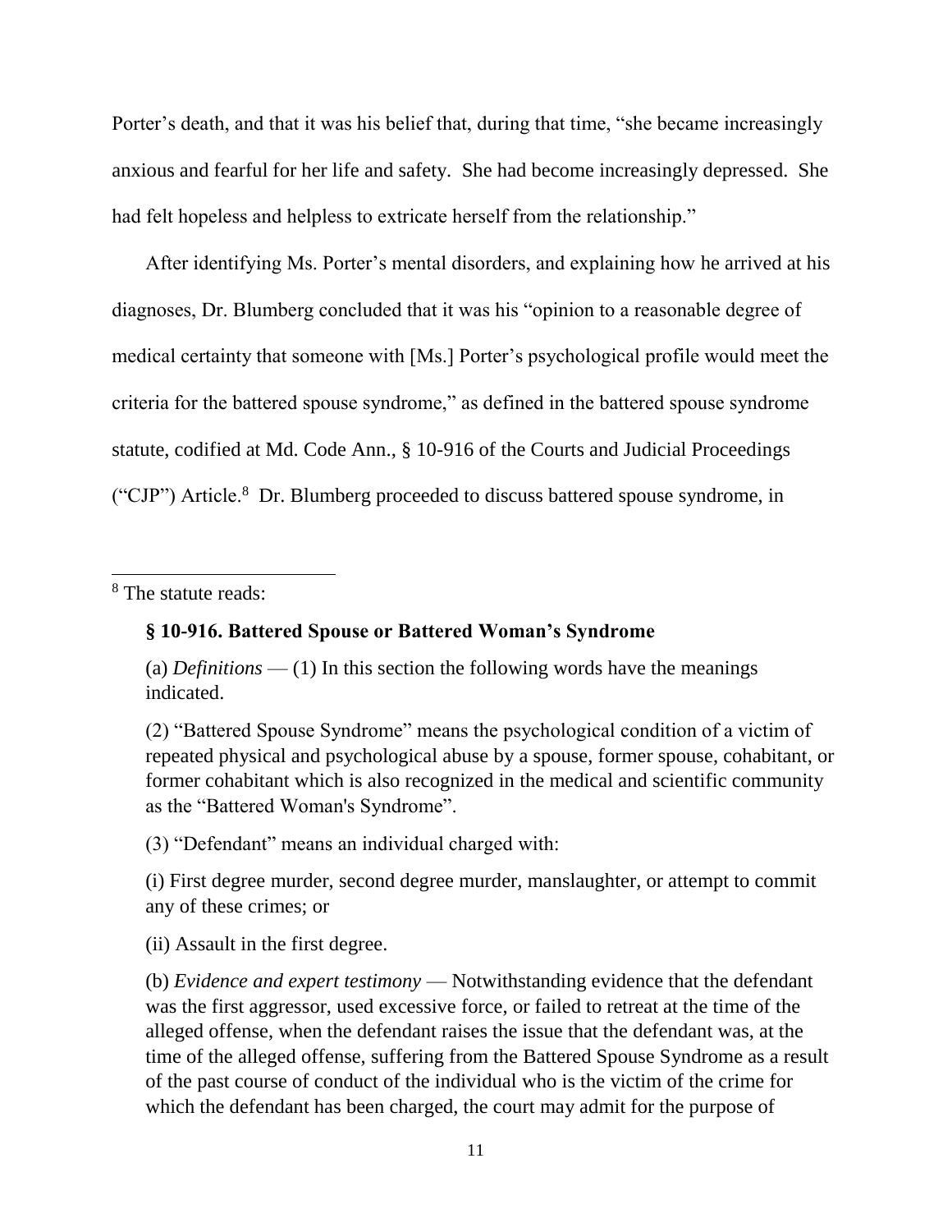Porter's death, and that it was his belief that, during that time, "she became increasingly anxious and fearful for her life and safety. She had become increasingly depressed. She had felt hopeless and helpless to extricate herself from the relationship."

After identifying Ms. Porter's mental disorders, and explaining how he arrived at his diagnoses, Dr. Blumberg concluded that it was his "opinion to a reasonable degree of medical certainty that someone with [Ms.] Porter's psychological profile would meet the criteria for the battered spouse syndrome," as defined in the battered spouse syndrome statute, codified at Md. Code Ann., § 10-916 of the Courts and Judicial Proceedings ("CJP") Article.[8] Dr. Blumberg proceeded to discuss battered spouse syndrome, in

---

[8] The statute reads:

**§ 10-916. Battered Spouse or Battered Woman's Syndrome**

(a) *Definitions* — (1) In this section the following words have the meanings indicated.

(2) "Battered Spouse Syndrome" means the psychological condition of a victim of repeated physical and psychological abuse by a spouse, former spouse, cohabitant, or former cohabitant which is also recognized in the medical and scientific community as the "Battered Woman's Syndrome".

(3) "Defendant" means an individual charged with:

(i) First degree murder, second degree murder, manslaughter, or attempt to commit any of these crimes; or

(ii) Assault in the first degree.

(b) *Evidence and expert testimony* — Notwithstanding evidence that the defendant was the first aggressor, used excessive force, or failed to retreat at the time of the alleged offense, when the defendant raises the issue that the defendant was, at the time of the alleged offense, suffering from the Battered Spouse Syndrome as a result of the past course of conduct of the individual who is the victim of the crime for which the defendant has been charged, the court may admit for the purpose of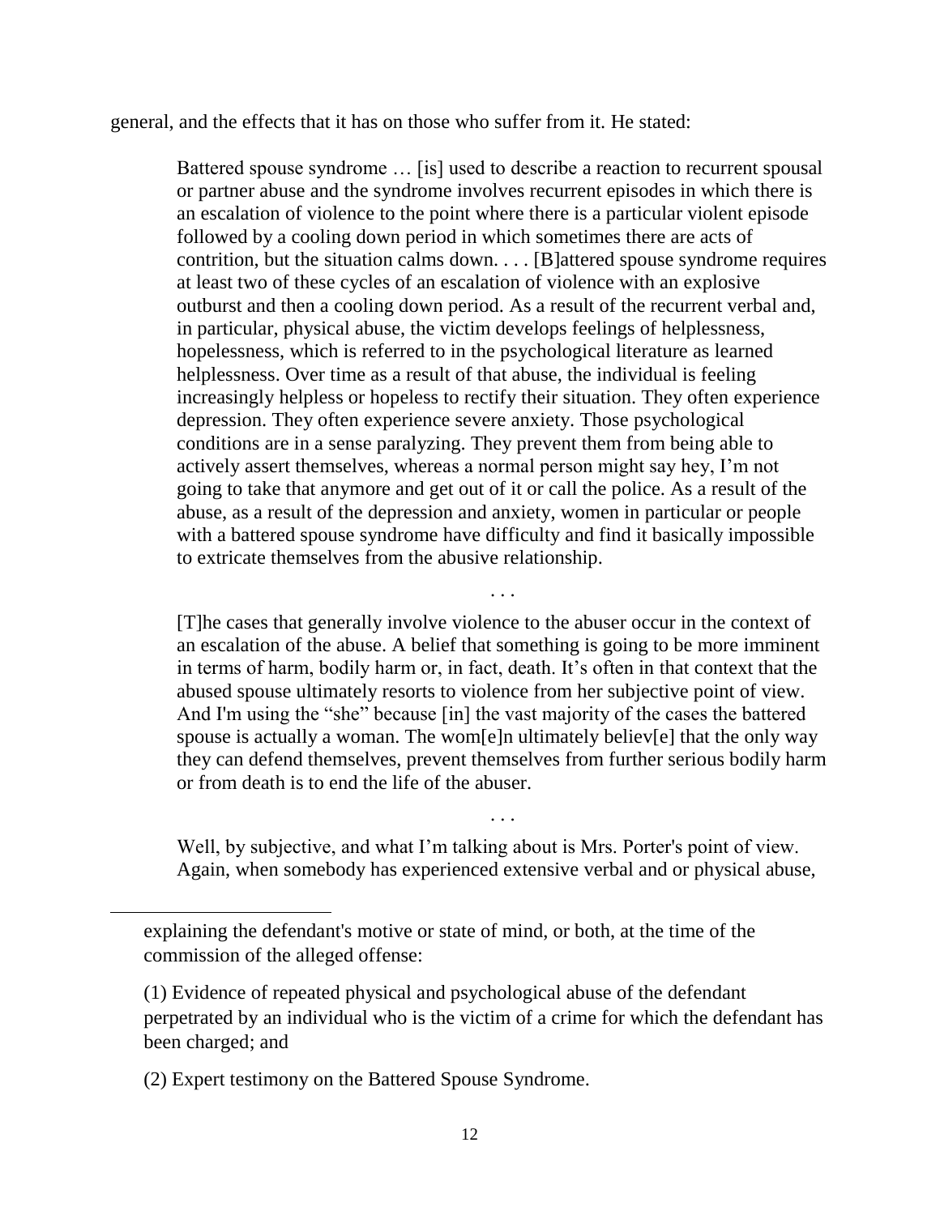general, and the effects that it has on those who suffer from it. He stated:

> Battered spouse syndrome … [is] used to describe a reaction to recurrent spousal or partner abuse and the syndrome involves recurrent episodes in which there is an escalation of violence to the point where there is a particular violent episode followed by a cooling down period in which sometimes there are acts of contrition, but the situation calms down. . . . [B]attered spouse syndrome requires at least two of these cycles of an escalation of violence with an explosive outburst and then a cooling down period. As a result of the recurrent verbal and, in particular, physical abuse, the victim develops feelings of helplessness, hopelessness, which is referred to in the psychological literature as learned helplessness. Over time as a result of that abuse, the individual is feeling increasingly helpless or hopeless to rectify their situation. They often experience depression. They often experience severe anxiety. Those psychological conditions are in a sense paralyzing. They prevent them from being able to actively assert themselves, whereas a normal person might say hey, I'm not going to take that anymore and get out of it or call the police. As a result of the abuse, as a result of the depression and anxiety, women in particular or people with a battered spouse syndrome have difficulty and find it basically impossible to extricate themselves from the abusive relationship.
>
> . . .
>
> [T]he cases that generally involve violence to the abuser occur in the context of an escalation of the abuse. A belief that something is going to be more imminent in terms of harm, bodily harm or, in fact, death. It's often in that context that the abused spouse ultimately resorts to violence from her subjective point of view. And I'm using the "she" because [in] the vast majority of the cases the battered spouse is actually a woman. The wom[e]n ultimately believ[e] that the only way they can defend themselves, prevent themselves from further serious bodily harm or from death is to end the life of the abuser.
>
> . . .
>
> Well, by subjective, and what I'm talking about is Mrs. Porter's point of view. Again, when somebody has experienced extensive verbal and or physical abuse,

---

> explaining the defendant's motive or state of mind, or both, at the time of the commission of the alleged offense:
>
> (1) Evidence of repeated physical and psychological abuse of the defendant perpetrated by an individual who is the victim of a crime for which the defendant has been charged; and
>
> (2) Expert testimony on the Battered Spouse Syndrome.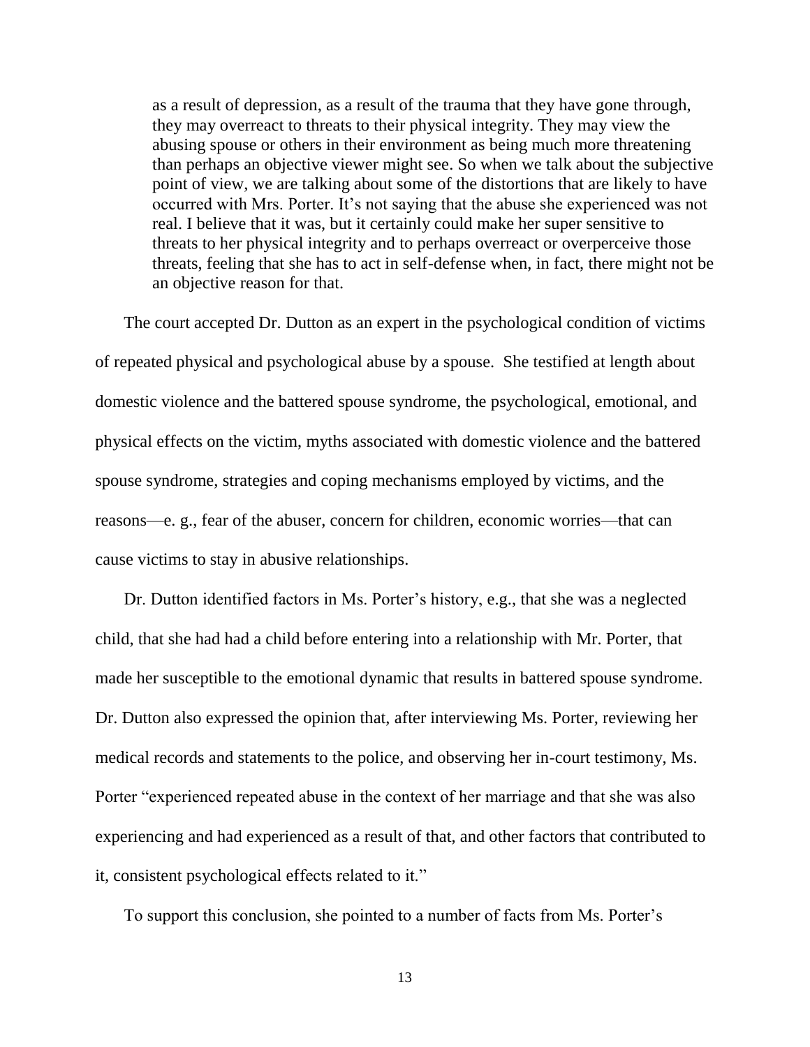> as a result of depression, as a result of the trauma that they have gone through, they may overreact to threats to their physical integrity. They may view the abusing spouse or others in their environment as being much more threatening than perhaps an objective viewer might see. So when we talk about the subjective point of view, we are talking about some of the distortions that are likely to have occurred with Mrs. Porter. It's not saying that the abuse she experienced was not real. I believe that it was, but it certainly could make her super sensitive to threats to her physical integrity and to perhaps overreact or overperceive those threats, feeling that she has to act in self-defense when, in fact, there might not be an objective reason for that.

The court accepted Dr. Dutton as an expert in the psychological condition of victims of repeated physical and psychological abuse by a spouse. She testified at length about domestic violence and the battered spouse syndrome, the psychological, emotional, and physical effects on the victim, myths associated with domestic violence and the battered spouse syndrome, strategies and coping mechanisms employed by victims, and the reasons—e. g., fear of the abuser, concern for children, economic worries—that can cause victims to stay in abusive relationships.

Dr. Dutton identified factors in Ms. Porter's history, e.g., that she was a neglected child, that she had had a child before entering into a relationship with Mr. Porter, that made her susceptible to the emotional dynamic that results in battered spouse syndrome. Dr. Dutton also expressed the opinion that, after interviewing Ms. Porter, reviewing her medical records and statements to the police, and observing her in-court testimony, Ms. Porter "experienced repeated abuse in the context of her marriage and that she was also experiencing and had experienced as a result of that, and other factors that contributed to it, consistent psychological effects related to it."

To support this conclusion, she pointed to a number of facts from Ms. Porter's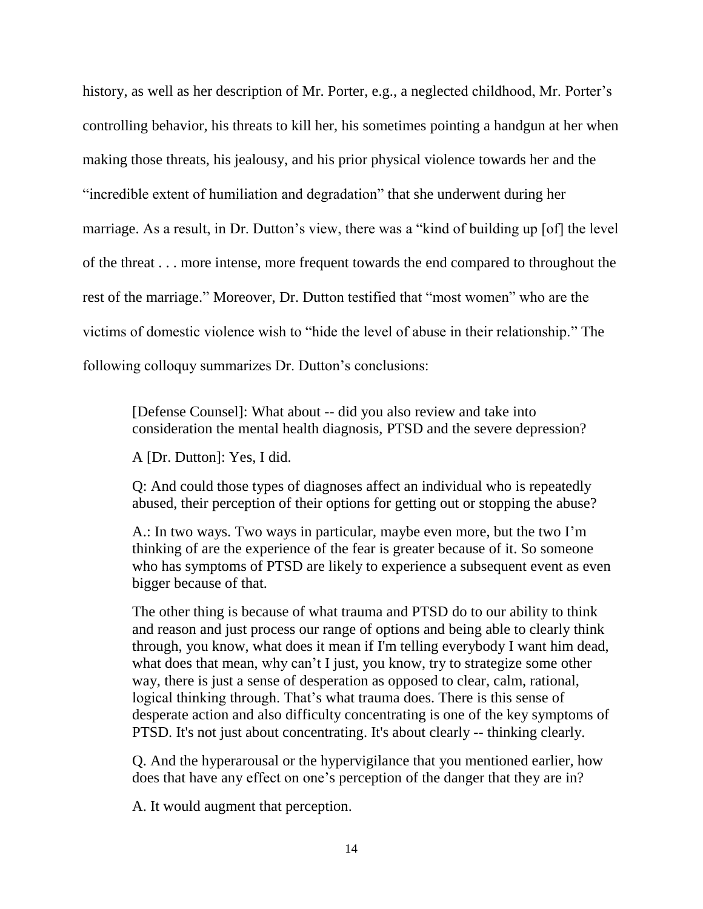history, as well as her description of Mr. Porter, e.g., a neglected childhood, Mr. Porter's controlling behavior, his threats to kill her, his sometimes pointing a handgun at her when making those threats, his jealousy, and his prior physical violence towards her and the "incredible extent of humiliation and degradation" that she underwent during her marriage. As a result, in Dr. Dutton's view, there was a "kind of building up [of] the level of the threat . . . more intense, more frequent towards the end compared to throughout the rest of the marriage." Moreover, Dr. Dutton testified that "most women" who are the victims of domestic violence wish to "hide the level of abuse in their relationship." The following colloquy summarizes Dr. Dutton's conclusions:

> [Defense Counsel]: What about -- did you also review and take into consideration the mental health diagnosis, PTSD and the severe depression?
>
> A [Dr. Dutton]: Yes, I did.
>
> Q: And could those types of diagnoses affect an individual who is repeatedly abused, their perception of their options for getting out or stopping the abuse?
>
> A.: In two ways. Two ways in particular, maybe even more, but the two I'm thinking of are the experience of the fear is greater because of it. So someone who has symptoms of PTSD are likely to experience a subsequent event as even bigger because of that.
>
> The other thing is because of what trauma and PTSD do to our ability to think and reason and just process our range of options and being able to clearly think through, you know, what does it mean if I'm telling everybody I want him dead, what does that mean, why can't I just, you know, try to strategize some other way, there is just a sense of desperation as opposed to clear, calm, rational, logical thinking through. That's what trauma does. There is this sense of desperate action and also difficulty concentrating is one of the key symptoms of PTSD. It's not just about concentrating. It's about clearly -- thinking clearly.
>
> Q. And the hyperarousal or the hypervigilance that you mentioned earlier, how does that have any effect on one's perception of the danger that they are in?
>
> A. It would augment that perception.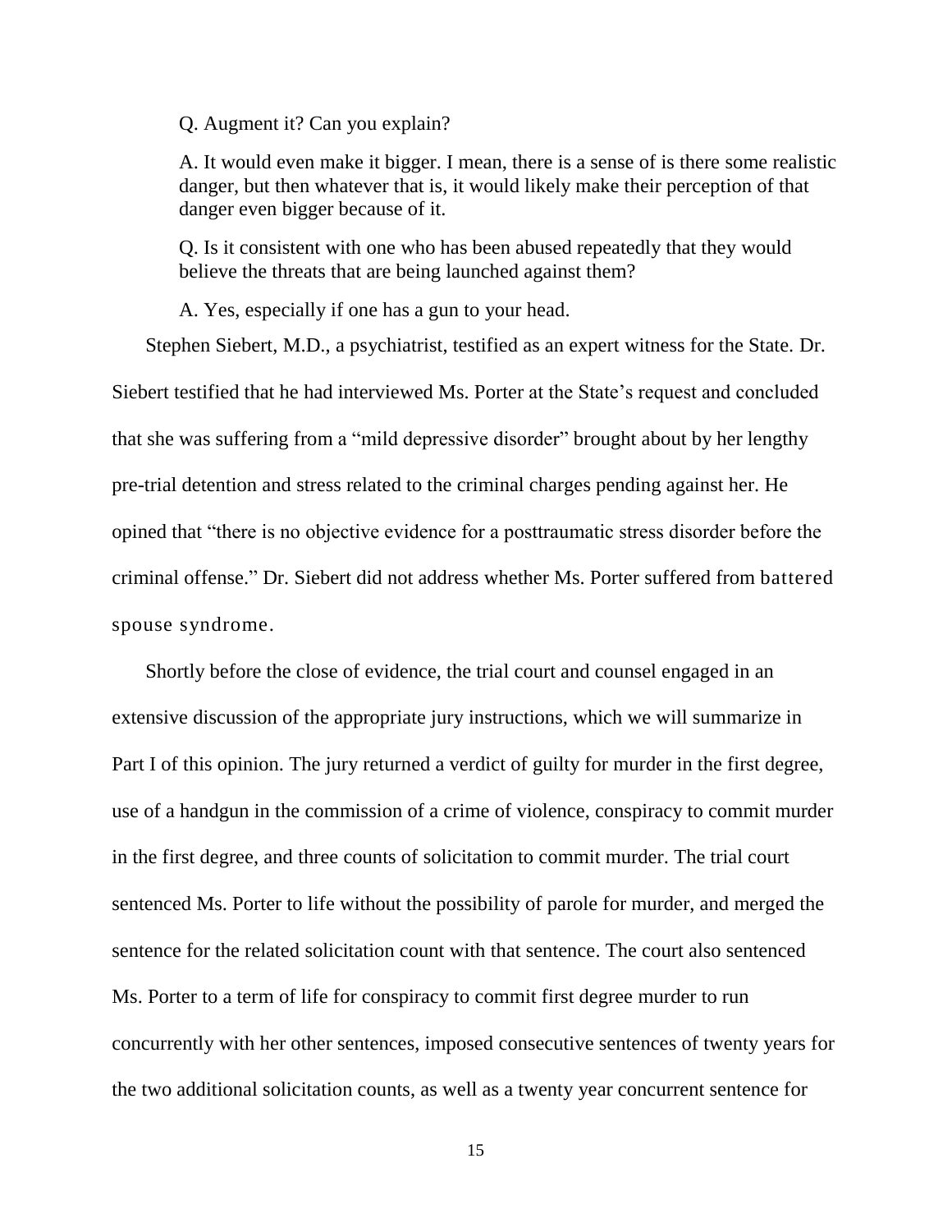Q. Augment it? Can you explain?

A. It would even make it bigger. I mean, there is a sense of is there some realistic danger, but then whatever that is, it would likely make their perception of that danger even bigger because of it.

Q. Is it consistent with one who has been abused repeatedly that they would believe the threats that are being launched against them?

A. Yes, especially if one has a gun to your head.

Stephen Siebert, M.D., a psychiatrist, testified as an expert witness for the State. Dr. Siebert testified that he had interviewed Ms. Porter at the State's request and concluded that she was suffering from a "mild depressive disorder" brought about by her lengthy pre-trial detention and stress related to the criminal charges pending against her. He opined that "there is no objective evidence for a posttraumatic stress disorder before the criminal offense." Dr. Siebert did not address whether Ms. Porter suffered from battered spouse syndrome.

Shortly before the close of evidence, the trial court and counsel engaged in an extensive discussion of the appropriate jury instructions, which we will summarize in Part I of this opinion. The jury returned a verdict of guilty for murder in the first degree, use of a handgun in the commission of a crime of violence, conspiracy to commit murder in the first degree, and three counts of solicitation to commit murder. The trial court sentenced Ms. Porter to life without the possibility of parole for murder, and merged the sentence for the related solicitation count with that sentence. The court also sentenced Ms. Porter to a term of life for conspiracy to commit first degree murder to run concurrently with her other sentences, imposed consecutive sentences of twenty years for the two additional solicitation counts, as well as a twenty year concurrent sentence for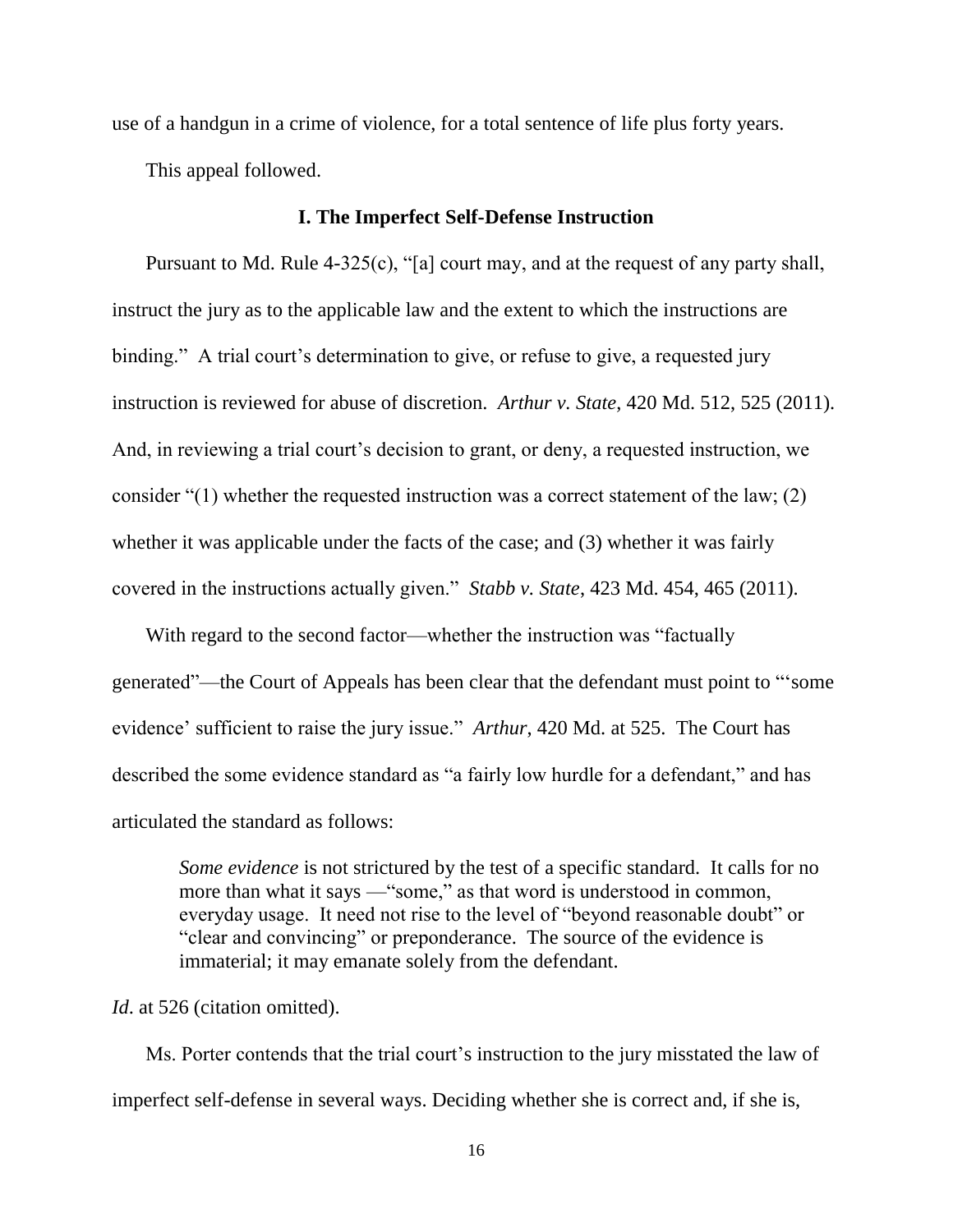use of a handgun in a crime of violence, for a total sentence of life plus forty years.

This appeal followed.

### I. The Imperfect Self-Defense Instruction

Pursuant to Md. Rule 4-325(c), "[a] court may, and at the request of any party shall, instruct the jury as to the applicable law and the extent to which the instructions are binding." A trial court's determination to give, or refuse to give, a requested jury instruction is reviewed for abuse of discretion. *Arthur v. State*, 420 Md. 512, 525 (2011). And, in reviewing a trial court's decision to grant, or deny, a requested instruction, we consider "(1) whether the requested instruction was a correct statement of the law; (2) whether it was applicable under the facts of the case; and (3) whether it was fairly covered in the instructions actually given." *Stabb v. State*, 423 Md. 454, 465 (2011).

With regard to the second factor—whether the instruction was "factually generated"—the Court of Appeals has been clear that the defendant must point to "'some evidence' sufficient to raise the jury issue." *Arthur*, 420 Md. at 525. The Court has described the some evidence standard as "a fairly low hurdle for a defendant," and has articulated the standard as follows:

> *Some evidence* is not strictured by the test of a specific standard. It calls for no more than what it says —"some," as that word is understood in common, everyday usage. It need not rise to the level of "beyond reasonable doubt" or "clear and convincing" or preponderance. The source of the evidence is immaterial; it may emanate solely from the defendant.

*Id*. at 526 (citation omitted).

Ms. Porter contends that the trial court's instruction to the jury misstated the law of imperfect self-defense in several ways. Deciding whether she is correct and, if she is,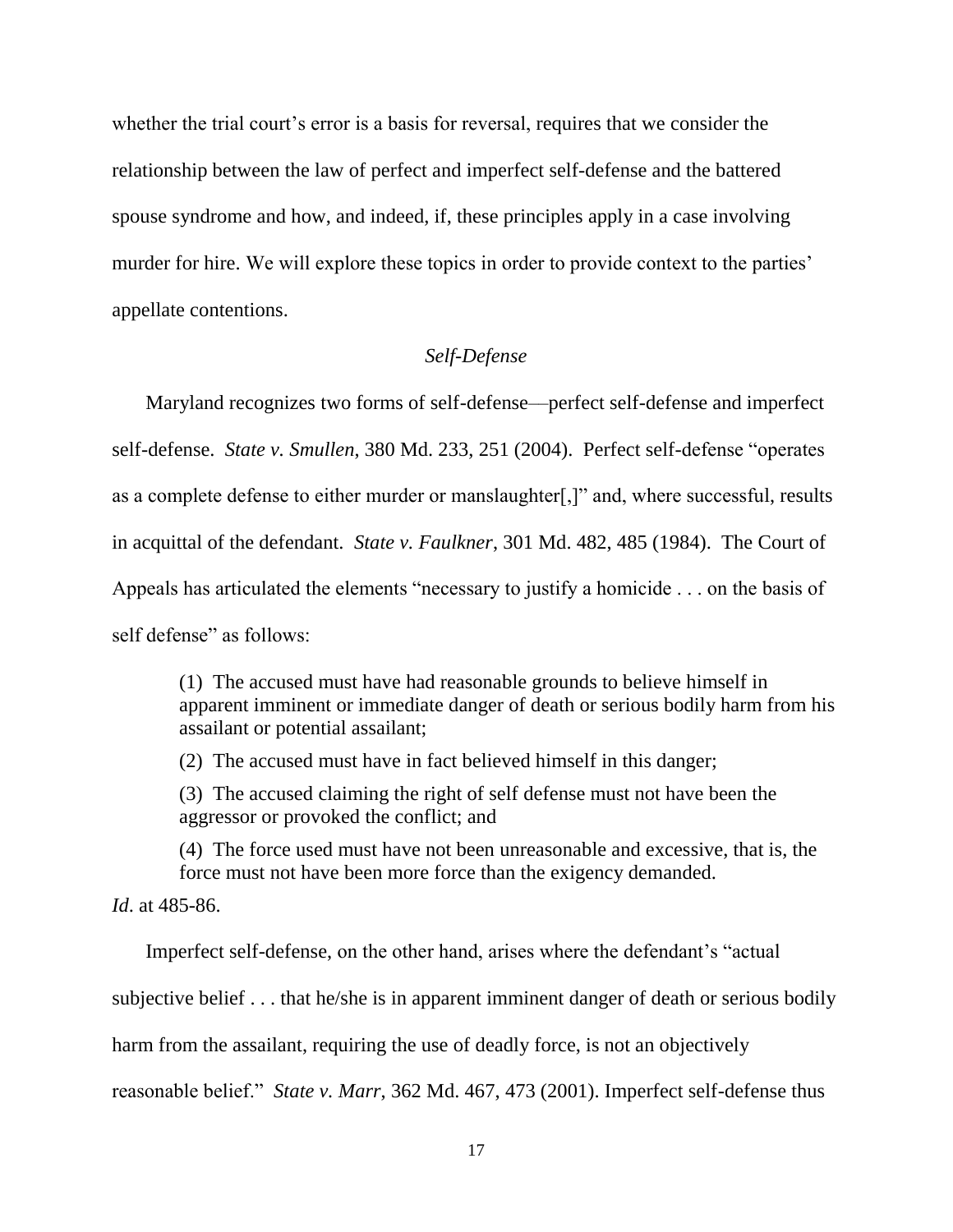whether the trial court's error is a basis for reversal, requires that we consider the relationship between the law of perfect and imperfect self-defense and the battered spouse syndrome and how, and indeed, if, these principles apply in a case involving murder for hire. We will explore these topics in order to provide context to the parties' appellate contentions.

*Self-Defense*

Maryland recognizes two forms of self-defense—perfect self-defense and imperfect self-defense. *State v. Smullen*, 380 Md. 233, 251 (2004). Perfect self-defense "operates as a complete defense to either murder or manslaughter[,]" and, where successful, results in acquittal of the defendant. *State v. Faulkner*, 301 Md. 482, 485 (1984). The Court of Appeals has articulated the elements "necessary to justify a homicide . . . on the basis of self defense" as follows:

> (1) The accused must have had reasonable grounds to believe himself in apparent imminent or immediate danger of death or serious bodily harm from his assailant or potential assailant;
>
> (2) The accused must have in fact believed himself in this danger;
>
> (3) The accused claiming the right of self defense must not have been the aggressor or provoked the conflict; and
>
> (4) The force used must have not been unreasonable and excessive, that is, the force must not have been more force than the exigency demanded.

*Id*. at 485-86.

Imperfect self-defense, on the other hand, arises where the defendant's "actual subjective belief . . . that he/she is in apparent imminent danger of death or serious bodily harm from the assailant, requiring the use of deadly force, is not an objectively reasonable belief." *State v. Marr*, 362 Md. 467, 473 (2001). Imperfect self-defense thus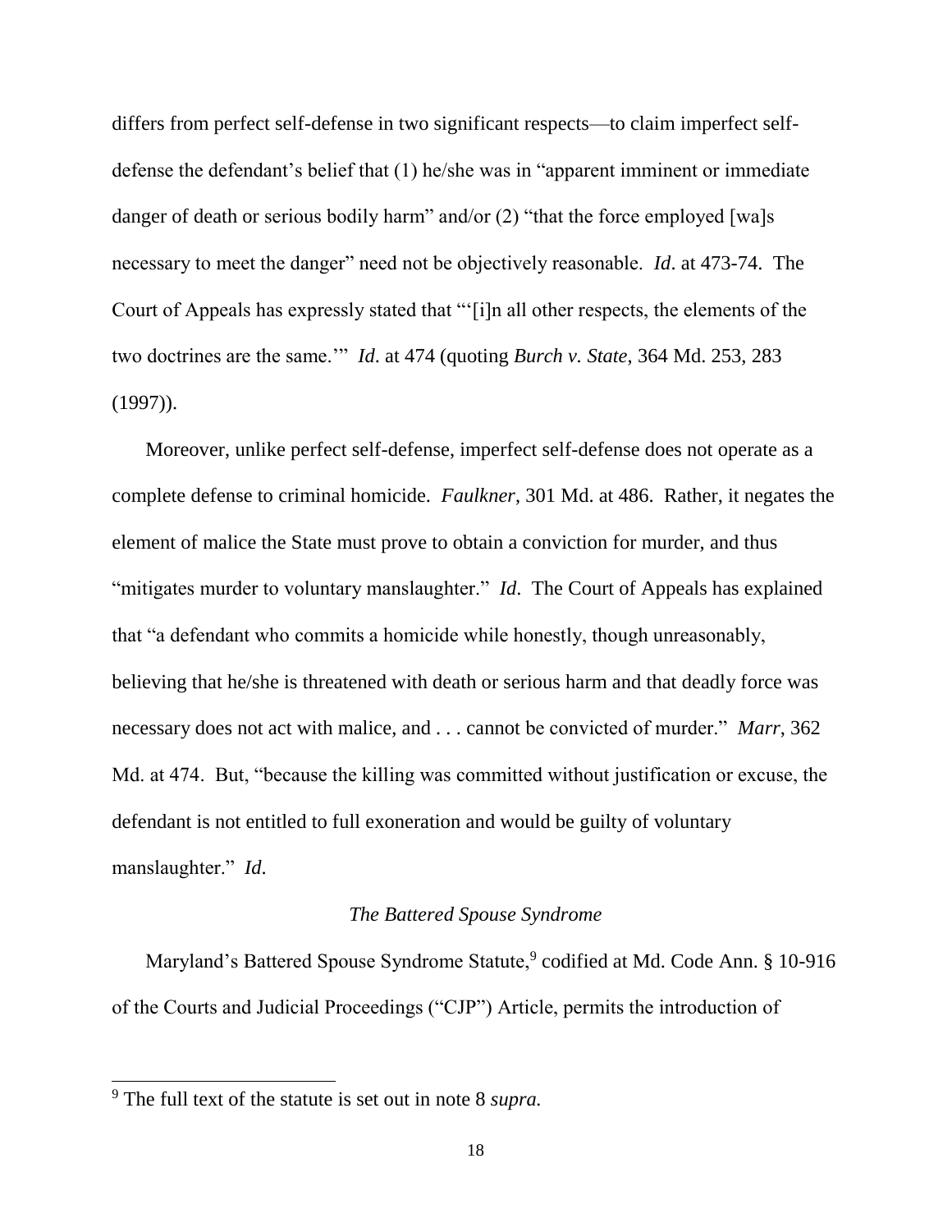differs from perfect self-defense in two significant respects—to claim imperfect self-defense the defendant's belief that (1) he/she was in "apparent imminent or immediate danger of death or serious bodily harm" and/or (2) "that the force employed [wa]s necessary to meet the danger" need not be objectively reasonable. *Id*. at 473-74. The Court of Appeals has expressly stated that "'[i]n all other respects, the elements of the two doctrines are the same.'" *Id*. at 474 (quoting *Burch v. State*, 364 Md. 253, 283 (1997)).

Moreover, unlike perfect self-defense, imperfect self-defense does not operate as a complete defense to criminal homicide. *Faulkner*, 301 Md. at 486. Rather, it negates the element of malice the State must prove to obtain a conviction for murder, and thus "mitigates murder to voluntary manslaughter." *Id*. The Court of Appeals has explained that "a defendant who commits a homicide while honestly, though unreasonably, believing that he/she is threatened with death or serious harm and that deadly force was necessary does not act with malice, and . . . cannot be convicted of murder." *Marr*, 362 Md. at 474. But, "because the killing was committed without justification or excuse, the defendant is not entitled to full exoneration and would be guilty of voluntary manslaughter." *Id*.

*The Battered Spouse Syndrome*

Maryland's Battered Spouse Syndrome Statute,[9] codified at Md. Code Ann. § 10-916 of the Courts and Judicial Proceedings ("CJP") Article, permits the introduction of

[9] The full text of the statute is set out in note 8 *supra.*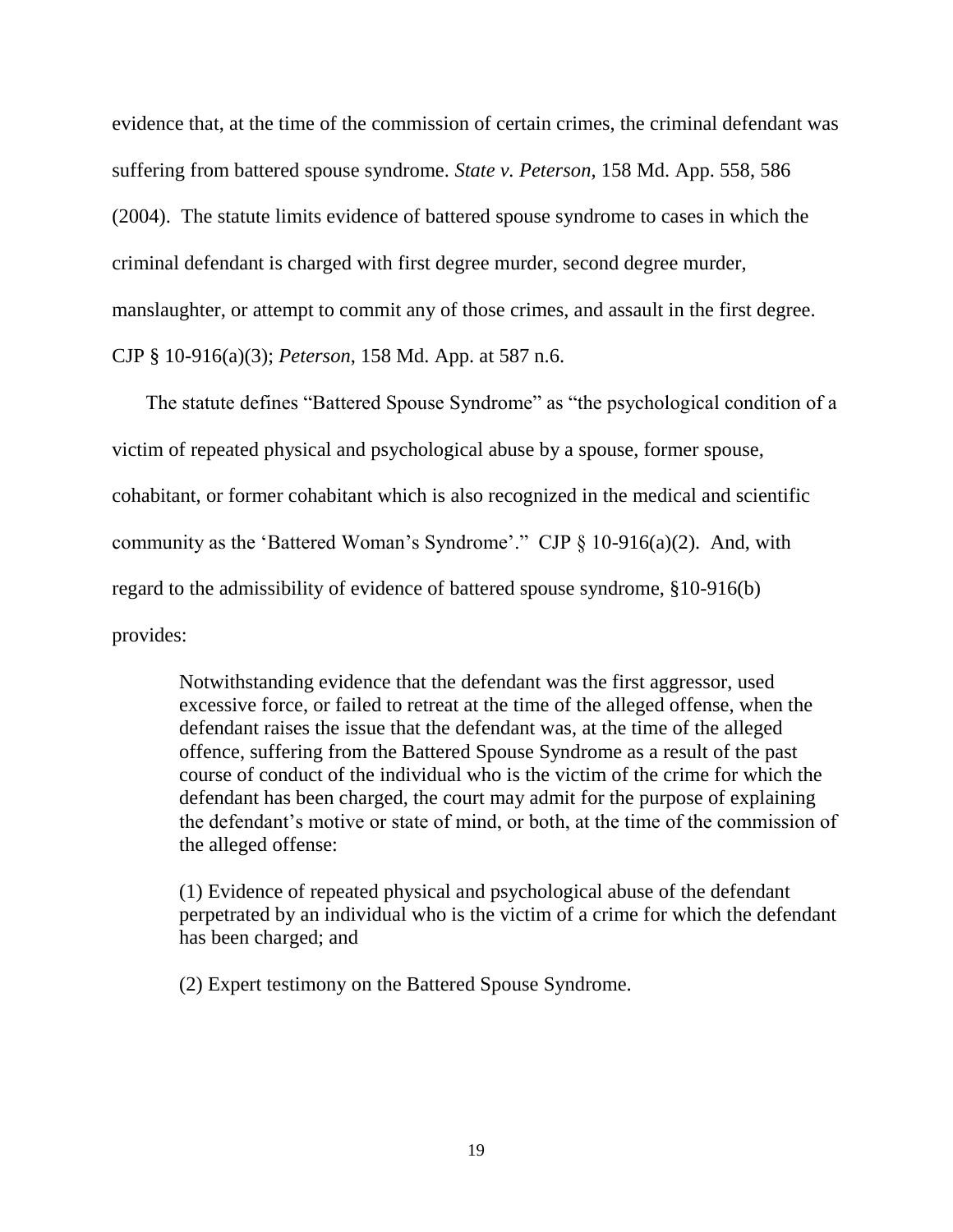evidence that, at the time of the commission of certain crimes, the criminal defendant was suffering from battered spouse syndrome. *State v. Peterson*, 158 Md. App. 558, 586 (2004). The statute limits evidence of battered spouse syndrome to cases in which the criminal defendant is charged with first degree murder, second degree murder, manslaughter, or attempt to commit any of those crimes, and assault in the first degree. CJP § 10-916(a)(3); *Peterson*, 158 Md. App. at 587 n.6.

The statute defines "Battered Spouse Syndrome" as "the psychological condition of a victim of repeated physical and psychological abuse by a spouse, former spouse, cohabitant, or former cohabitant which is also recognized in the medical and scientific community as the 'Battered Woman's Syndrome'." CJP § 10-916(a)(2). And, with regard to the admissibility of evidence of battered spouse syndrome, §10-916(b) provides:

> Notwithstanding evidence that the defendant was the first aggressor, used excessive force, or failed to retreat at the time of the alleged offense, when the defendant raises the issue that the defendant was, at the time of the alleged offence, suffering from the Battered Spouse Syndrome as a result of the past course of conduct of the individual who is the victim of the crime for which the defendant has been charged, the court may admit for the purpose of explaining the defendant's motive or state of mind, or both, at the time of the commission of the alleged offense:
>
> (1) Evidence of repeated physical and psychological abuse of the defendant perpetrated by an individual who is the victim of a crime for which the defendant has been charged; and
>
> (2) Expert testimony on the Battered Spouse Syndrome.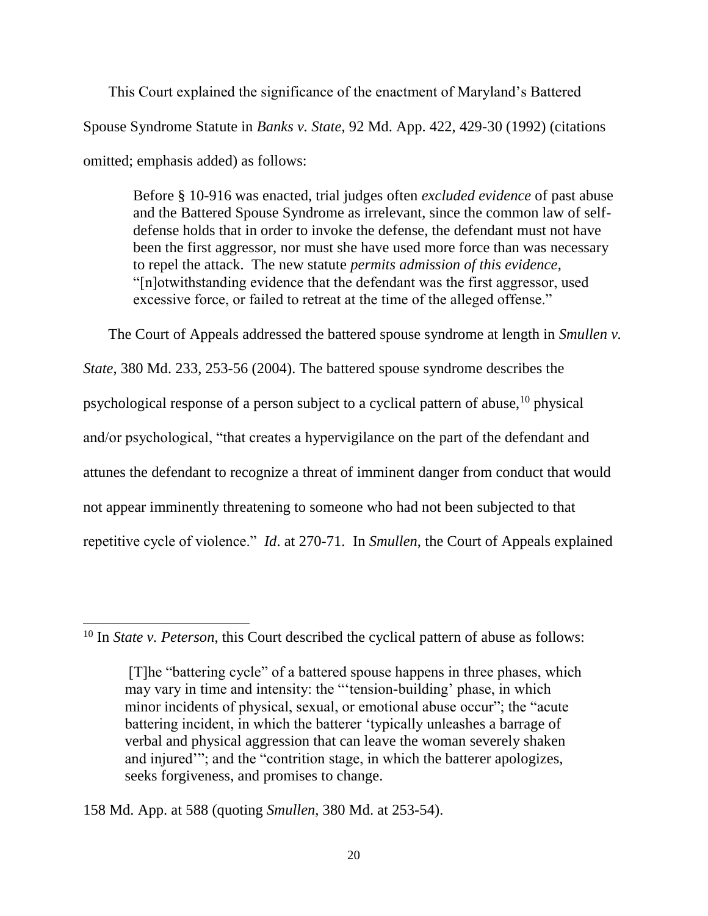This Court explained the significance of the enactment of Maryland's Battered Spouse Syndrome Statute in *Banks v. State*, 92 Md. App. 422, 429-30 (1992) (citations omitted; emphasis added) as follows:

> Before § 10-916 was enacted, trial judges often *excluded evidence* of past abuse and the Battered Spouse Syndrome as irrelevant, since the common law of self-defense holds that in order to invoke the defense, the defendant must not have been the first aggressor, nor must she have used more force than was necessary to repel the attack. The new statute *permits admission of this evidence*, "[n]otwithstanding evidence that the defendant was the first aggressor, used excessive force, or failed to retreat at the time of the alleged offense."

The Court of Appeals addressed the battered spouse syndrome at length in *Smullen v. State*, 380 Md. 233, 253-56 (2004). The battered spouse syndrome describes the psychological response of a person subject to a cyclical pattern of abuse,[10] physical and/or psychological, "that creates a hypervigilance on the part of the defendant and attunes the defendant to recognize a threat of imminent danger from conduct that would not appear imminently threatening to someone who had not been subjected to that repetitive cycle of violence." *Id*. at 270-71. In *Smullen*, the Court of Appeals explained

---

[10] In *State v. Peterson*, this Court described the cyclical pattern of abuse as follows:

> [T]he "battering cycle" of a battered spouse happens in three phases, which may vary in time and intensity: the "'tension-building' phase, in which minor incidents of physical, sexual, or emotional abuse occur"; the "acute battering incident, in which the batterer 'typically unleashes a barrage of verbal and physical aggression that can leave the woman severely shaken and injured'"; and the "contrition stage, in which the batterer apologizes, seeks forgiveness, and promises to change.

158 Md. App. at 588 (quoting *Smullen*, 380 Md. at 253-54).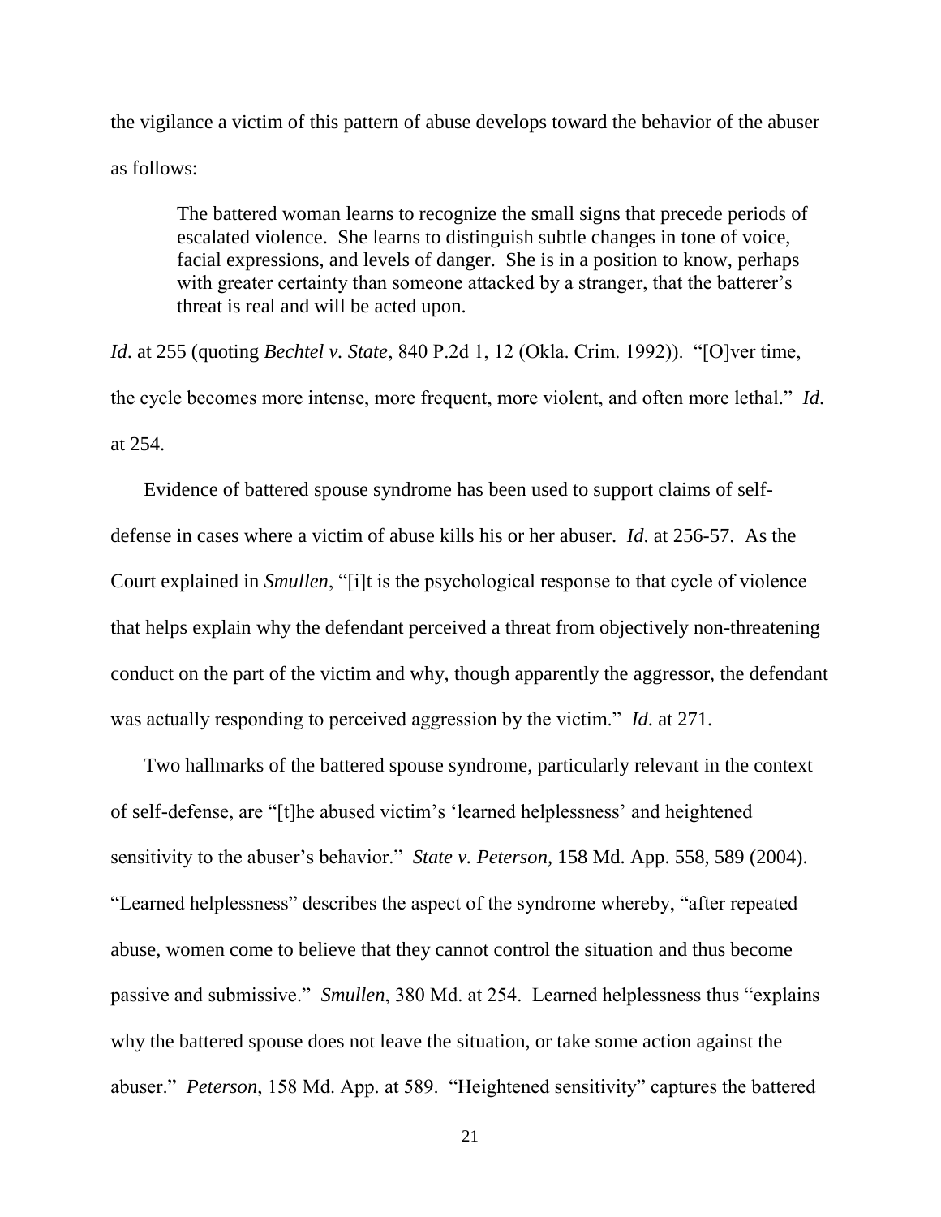the vigilance a victim of this pattern of abuse develops toward the behavior of the abuser as follows:

> The battered woman learns to recognize the small signs that precede periods of escalated violence. She learns to distinguish subtle changes in tone of voice, facial expressions, and levels of danger. She is in a position to know, perhaps with greater certainty than someone attacked by a stranger, that the batterer's threat is real and will be acted upon.

*Id*. at 255 (quoting *Bechtel v. State*, 840 P.2d 1, 12 (Okla. Crim. 1992)). "[O]ver time, the cycle becomes more intense, more frequent, more violent, and often more lethal." *Id*. at 254.

Evidence of battered spouse syndrome has been used to support claims of self-defense in cases where a victim of abuse kills his or her abuser. *Id*. at 256-57. As the Court explained in *Smullen*, "[i]t is the psychological response to that cycle of violence that helps explain why the defendant perceived a threat from objectively non-threatening conduct on the part of the victim and why, though apparently the aggressor, the defendant was actually responding to perceived aggression by the victim." *Id*. at 271.

Two hallmarks of the battered spouse syndrome, particularly relevant in the context of self-defense, are "[t]he abused victim's 'learned helplessness' and heightened sensitivity to the abuser's behavior." *State v. Peterson*, 158 Md. App. 558, 589 (2004). "Learned helplessness" describes the aspect of the syndrome whereby, "after repeated abuse, women come to believe that they cannot control the situation and thus become passive and submissive." *Smullen*, 380 Md. at 254. Learned helplessness thus "explains why the battered spouse does not leave the situation, or take some action against the abuser." *Peterson*, 158 Md. App. at 589. "Heightened sensitivity" captures the battered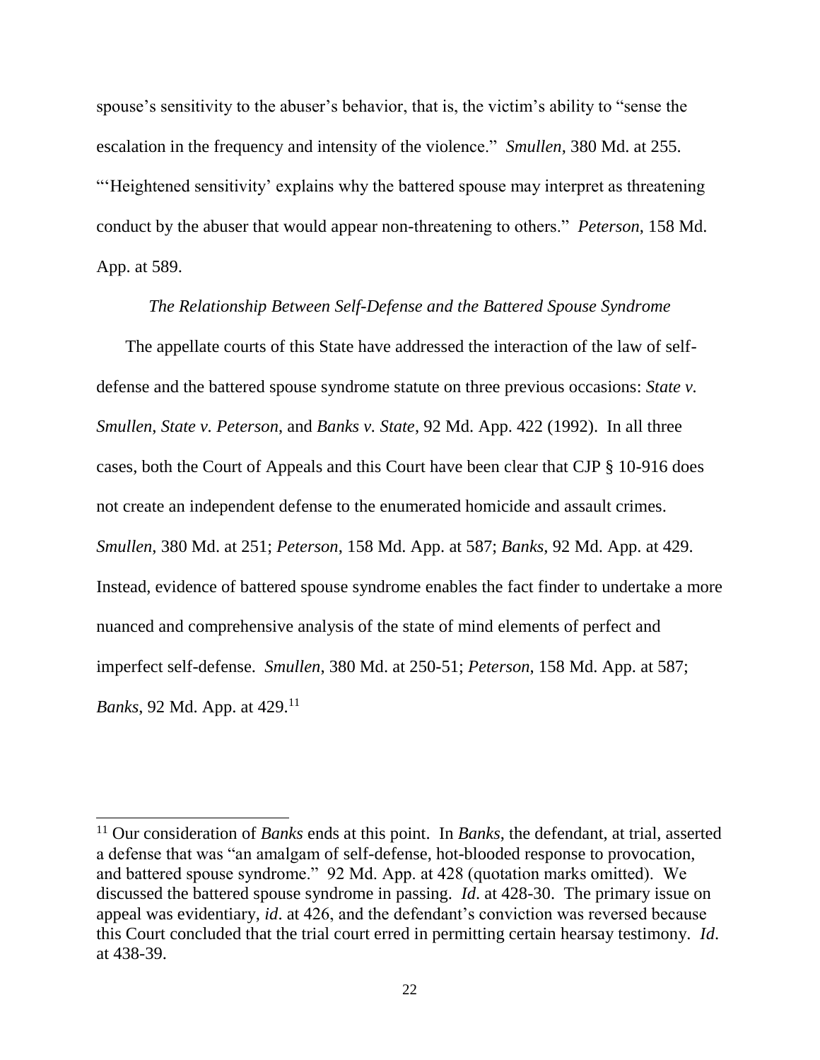spouse's sensitivity to the abuser's behavior, that is, the victim's ability to "sense the escalation in the frequency and intensity of the violence." *Smullen*, 380 Md. at 255. "'Heightened sensitivity' explains why the battered spouse may interpret as threatening conduct by the abuser that would appear non-threatening to others." *Peterson*, 158 Md. App. at 589.

*The Relationship Between Self-Defense and the Battered Spouse Syndrome*

The appellate courts of this State have addressed the interaction of the law of self-defense and the battered spouse syndrome statute on three previous occasions: *State v. Smullen*, *State v. Peterson*, and *Banks v. State*, 92 Md. App. 422 (1992). In all three cases, both the Court of Appeals and this Court have been clear that CJP § 10-916 does not create an independent defense to the enumerated homicide and assault crimes. *Smullen*, 380 Md. at 251; *Peterson*, 158 Md. App. at 587; *Banks*, 92 Md. App. at 429. Instead, evidence of battered spouse syndrome enables the fact finder to undertake a more nuanced and comprehensive analysis of the state of mind elements of perfect and imperfect self-defense. *Smullen*, 380 Md. at 250-51; *Peterson*, 158 Md. App. at 587; *Banks*, 92 Md. App. at 429.[11]

[11] Our consideration of *Banks* ends at this point. In *Banks*, the defendant, at trial, asserted a defense that was "an amalgam of self-defense, hot-blooded response to provocation, and battered spouse syndrome." 92 Md. App. at 428 (quotation marks omitted). We discussed the battered spouse syndrome in passing. *Id*. at 428-30. The primary issue on appeal was evidentiary, *id*. at 426, and the defendant's conviction was reversed because this Court concluded that the trial court erred in permitting certain hearsay testimony. *Id*. at 438-39.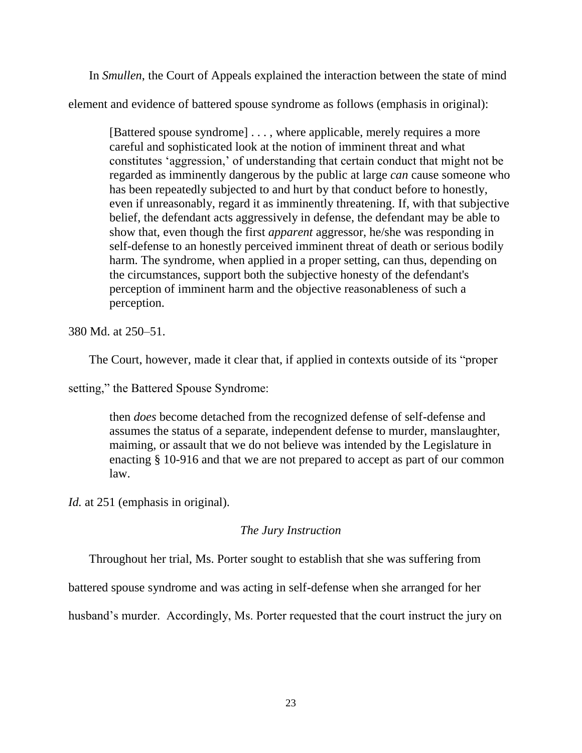In *Smullen*, the Court of Appeals explained the interaction between the state of mind element and evidence of battered spouse syndrome as follows (emphasis in original):

> [Battered spouse syndrome] . . . , where applicable, merely requires a more careful and sophisticated look at the notion of imminent threat and what constitutes 'aggression,' of understanding that certain conduct that might not be regarded as imminently dangerous by the public at large *can* cause someone who has been repeatedly subjected to and hurt by that conduct before to honestly, even if unreasonably, regard it as imminently threatening. If, with that subjective belief, the defendant acts aggressively in defense, the defendant may be able to show that, even though the first *apparent* aggressor, he/she was responding in self-defense to an honestly perceived imminent threat of death or serious bodily harm. The syndrome, when applied in a proper setting, can thus, depending on the circumstances, support both the subjective honesty of the defendant's perception of imminent harm and the objective reasonableness of such a perception.

380 Md. at 250–51.

The Court, however, made it clear that, if applied in contexts outside of its "proper setting," the Battered Spouse Syndrome:

> then *does* become detached from the recognized defense of self-defense and assumes the status of a separate, independent defense to murder, manslaughter, maiming, or assault that we do not believe was intended by the Legislature in enacting § 10-916 and that we are not prepared to accept as part of our common law.

*Id.* at 251 (emphasis in original).

*The Jury Instruction*

Throughout her trial, Ms. Porter sought to establish that she was suffering from battered spouse syndrome and was acting in self-defense when she arranged for her husband's murder. Accordingly, Ms. Porter requested that the court instruct the jury on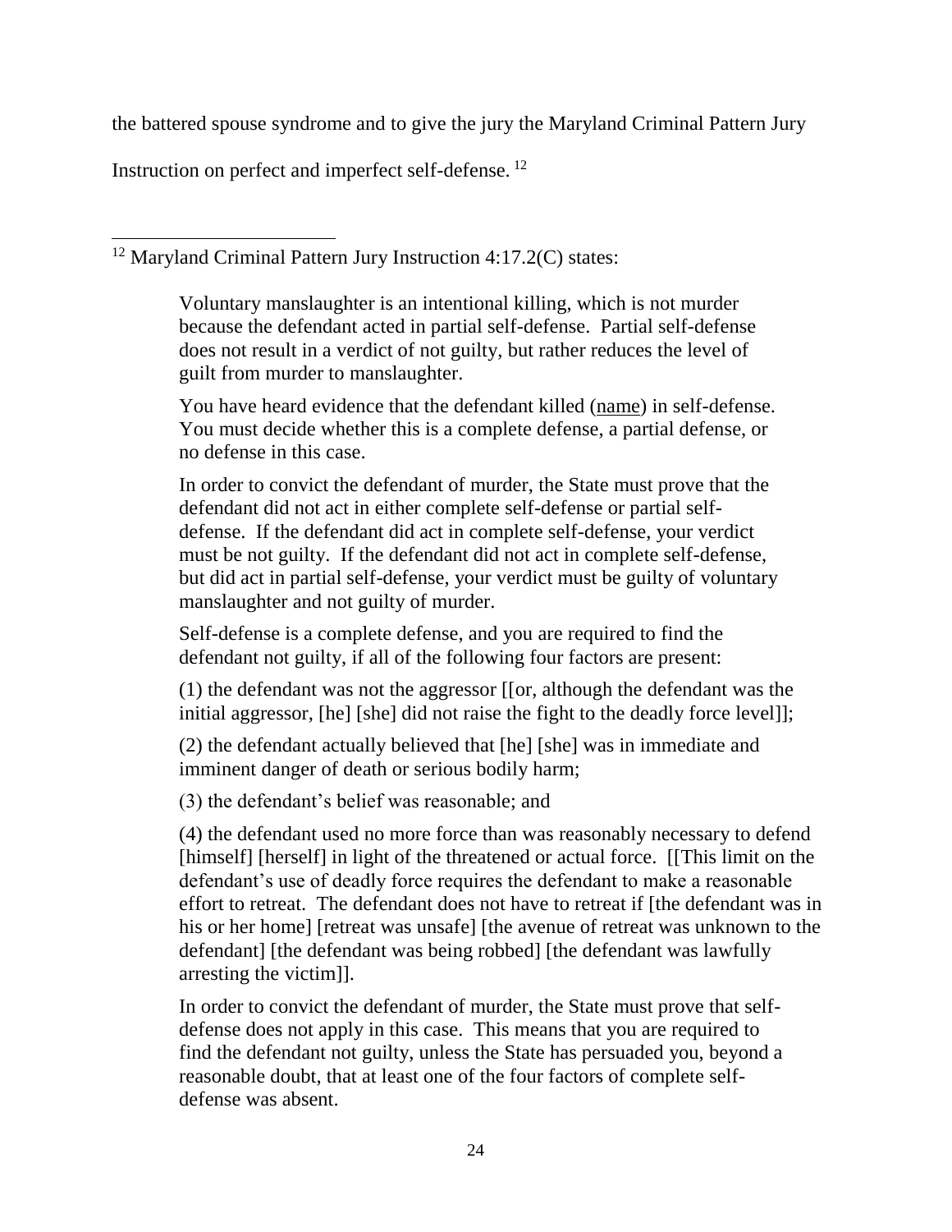the battered spouse syndrome and to give the jury the Maryland Criminal Pattern Jury Instruction on perfect and imperfect self-defense. [12]

---

[12] Maryland Criminal Pattern Jury Instruction 4:17.2(C) states:

> Voluntary manslaughter is an intentional killing, which is not murder because the defendant acted in partial self-defense. Partial self-defense does not result in a verdict of not guilty, but rather reduces the level of guilt from murder to manslaughter.
>
> You have heard evidence that the defendant killed (name) in self-defense. You must decide whether this is a complete defense, a partial defense, or no defense in this case.
>
> In order to convict the defendant of murder, the State must prove that the defendant did not act in either complete self-defense or partial self-defense. If the defendant did act in complete self-defense, your verdict must be not guilty. If the defendant did not act in complete self-defense, but did act in partial self-defense, your verdict must be guilty of voluntary manslaughter and not guilty of murder.
>
> Self-defense is a complete defense, and you are required to find the defendant not guilty, if all of the following four factors are present:
>
> (1) the defendant was not the aggressor [[or, although the defendant was the initial aggressor, [he] [she] did not raise the fight to the deadly force level]];
>
> (2) the defendant actually believed that [he] [she] was in immediate and imminent danger of death or serious bodily harm;
>
> (3) the defendant's belief was reasonable; and
>
> (4) the defendant used no more force than was reasonably necessary to defend [himself] [herself] in light of the threatened or actual force. [[This limit on the defendant's use of deadly force requires the defendant to make a reasonable effort to retreat. The defendant does not have to retreat if [the defendant was in his or her home] [retreat was unsafe] [the avenue of retreat was unknown to the defendant] [the defendant was being robbed] [the defendant was lawfully arresting the victim]].
>
> In order to convict the defendant of murder, the State must prove that self-defense does not apply in this case. This means that you are required to find the defendant not guilty, unless the State has persuaded you, beyond a reasonable doubt, that at least one of the four factors of complete self-defense was absent.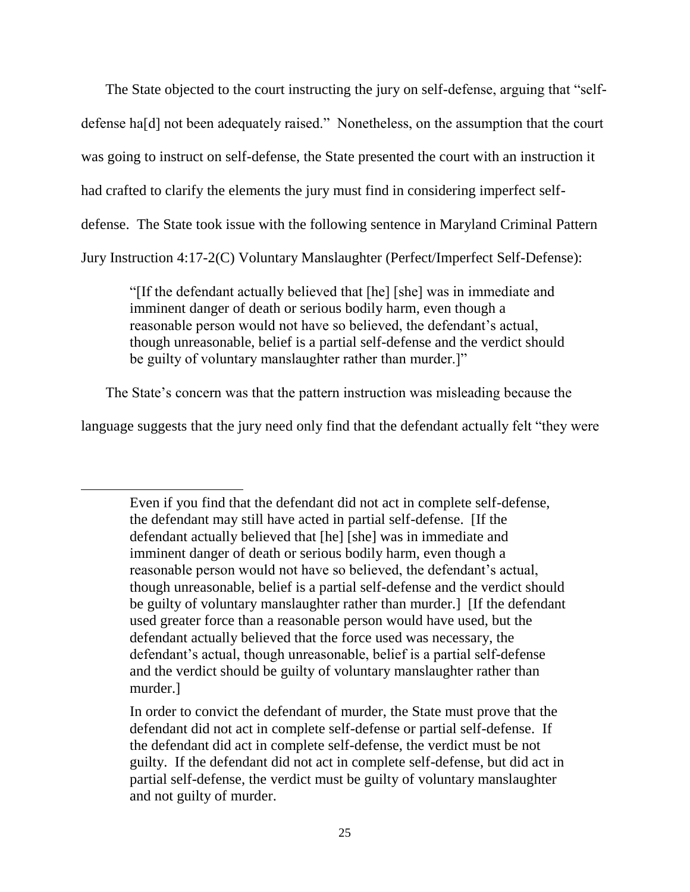The State objected to the court instructing the jury on self-defense, arguing that "self-defense ha[d] not been adequately raised." Nonetheless, on the assumption that the court was going to instruct on self-defense, the State presented the court with an instruction it had crafted to clarify the elements the jury must find in considering imperfect self-defense. The State took issue with the following sentence in Maryland Criminal Pattern Jury Instruction 4:17-2(C) Voluntary Manslaughter (Perfect/Imperfect Self-Defense):

> "[If the defendant actually believed that [he] [she] was in immediate and imminent danger of death or serious bodily harm, even though a reasonable person would not have so believed, the defendant's actual, though unreasonable, belief is a partial self-defense and the verdict should be guilty of voluntary manslaughter rather than murder.]"

The State's concern was that the pattern instruction was misleading because the language suggests that the jury need only find that the defendant actually felt "they were

---

> Even if you find that the defendant did not act in complete self-defense, the defendant may still have acted in partial self-defense. [If the defendant actually believed that [he] [she] was in immediate and imminent danger of death or serious bodily harm, even though a reasonable person would not have so believed, the defendant's actual, though unreasonable, belief is a partial self-defense and the verdict should be guilty of voluntary manslaughter rather than murder.] [If the defendant used greater force than a reasonable person would have used, but the defendant actually believed that the force used was necessary, the defendant's actual, though unreasonable, belief is a partial self-defense and the verdict should be guilty of voluntary manslaughter rather than murder.]
>
> In order to convict the defendant of murder, the State must prove that the defendant did not act in complete self-defense or partial self-defense. If the defendant did act in complete self-defense, the verdict must be not guilty. If the defendant did not act in complete self-defense, but did act in partial self-defense, the verdict must be guilty of voluntary manslaughter and not guilty of murder.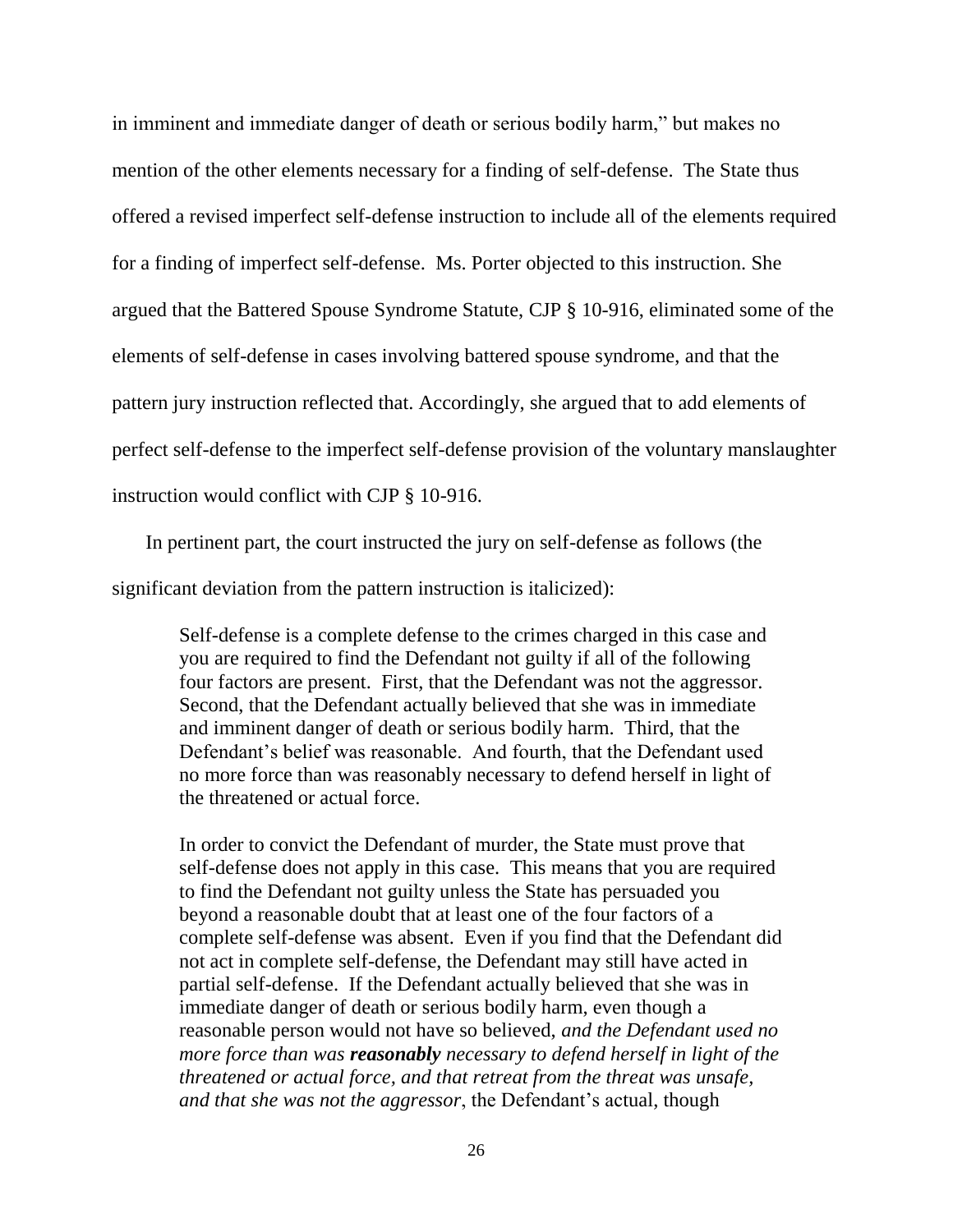in imminent and immediate danger of death or serious bodily harm," but makes no mention of the other elements necessary for a finding of self-defense. The State thus offered a revised imperfect self-defense instruction to include all of the elements required for a finding of imperfect self-defense. Ms. Porter objected to this instruction. She argued that the Battered Spouse Syndrome Statute, CJP § 10-916, eliminated some of the elements of self-defense in cases involving battered spouse syndrome, and that the pattern jury instruction reflected that. Accordingly, she argued that to add elements of perfect self-defense to the imperfect self-defense provision of the voluntary manslaughter instruction would conflict with CJP § 10-916.

In pertinent part, the court instructed the jury on self-defense as follows (the significant deviation from the pattern instruction is italicized):

> Self-defense is a complete defense to the crimes charged in this case and you are required to find the Defendant not guilty if all of the following four factors are present. First, that the Defendant was not the aggressor. Second, that the Defendant actually believed that she was in immediate and imminent danger of death or serious bodily harm. Third, that the Defendant's belief was reasonable. And fourth, that the Defendant used no more force than was reasonably necessary to defend herself in light of the threatened or actual force.
>
> In order to convict the Defendant of murder, the State must prove that self-defense does not apply in this case. This means that you are required to find the Defendant not guilty unless the State has persuaded you beyond a reasonable doubt that at least one of the four factors of a complete self-defense was absent. Even if you find that the Defendant did not act in complete self-defense, the Defendant may still have acted in partial self-defense. If the Defendant actually believed that she was in immediate danger of death or serious bodily harm, even though a reasonable person would not have so believed, *and the Defendant used no more force than was* ***reasonably*** *necessary to defend herself in light of the threatened or actual force, and that retreat from the threat was unsafe, and that she was not the aggressor*, the Defendant's actual, though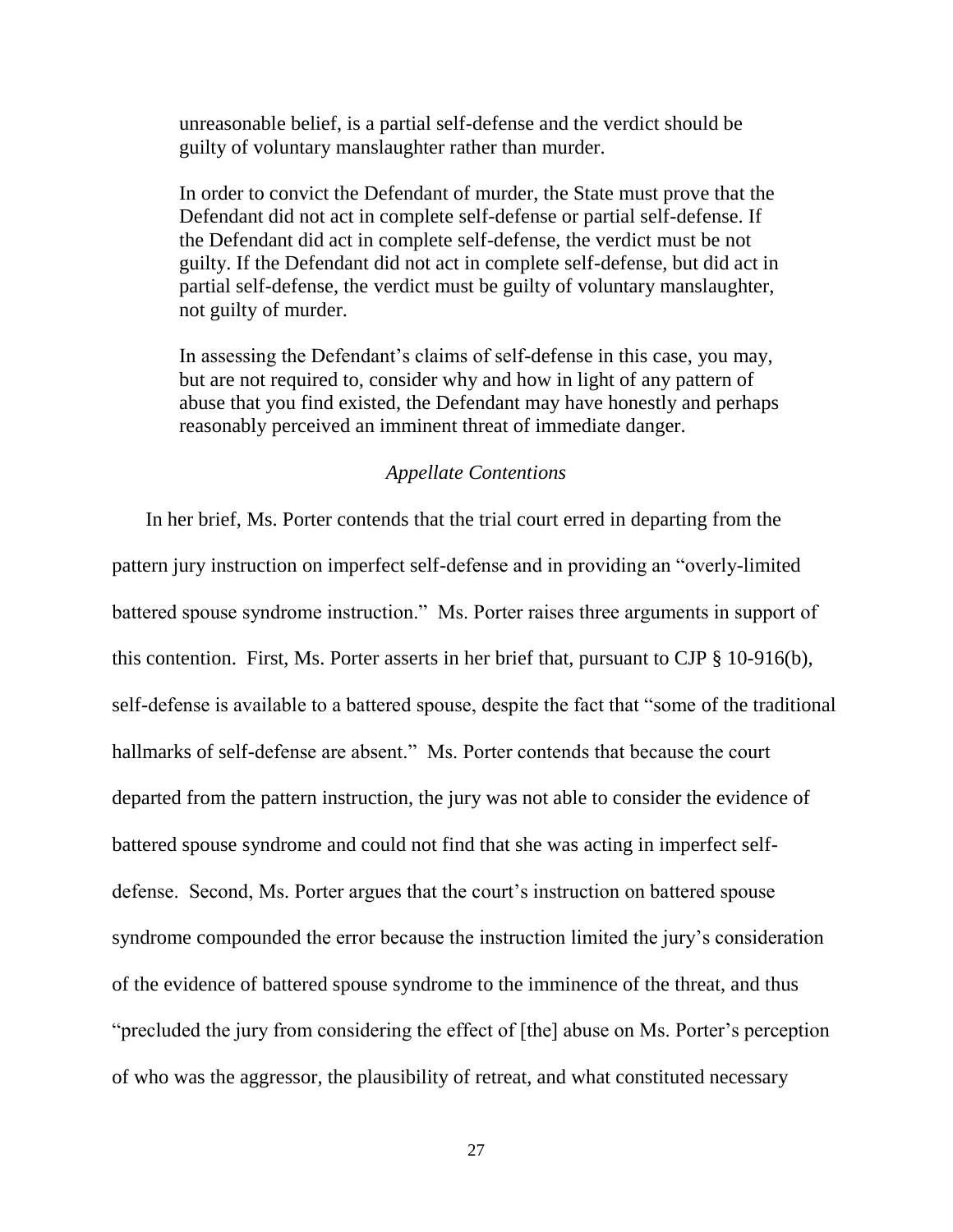> unreasonable belief, is a partial self-defense and the verdict should be guilty of voluntary manslaughter rather than murder.
>
> In order to convict the Defendant of murder, the State must prove that the Defendant did not act in complete self-defense or partial self-defense. If the Defendant did act in complete self-defense, the verdict must be not guilty. If the Defendant did not act in complete self-defense, but did act in partial self-defense, the verdict must be guilty of voluntary manslaughter, not guilty of murder.
>
> In assessing the Defendant's claims of self-defense in this case, you may, but are not required to, consider why and how in light of any pattern of abuse that you find existed, the Defendant may have honestly and perhaps reasonably perceived an imminent threat of immediate danger.

*Appellate Contentions*

In her brief, Ms. Porter contends that the trial court erred in departing from the pattern jury instruction on imperfect self-defense and in providing an "overly-limited battered spouse syndrome instruction." Ms. Porter raises three arguments in support of this contention. First, Ms. Porter asserts in her brief that, pursuant to CJP § 10-916(b), self-defense is available to a battered spouse, despite the fact that "some of the traditional hallmarks of self-defense are absent." Ms. Porter contends that because the court departed from the pattern instruction, the jury was not able to consider the evidence of battered spouse syndrome and could not find that she was acting in imperfect self-defense. Second, Ms. Porter argues that the court's instruction on battered spouse syndrome compounded the error because the instruction limited the jury's consideration of the evidence of battered spouse syndrome to the imminence of the threat, and thus "precluded the jury from considering the effect of [the] abuse on Ms. Porter's perception of who was the aggressor, the plausibility of retreat, and what constituted necessary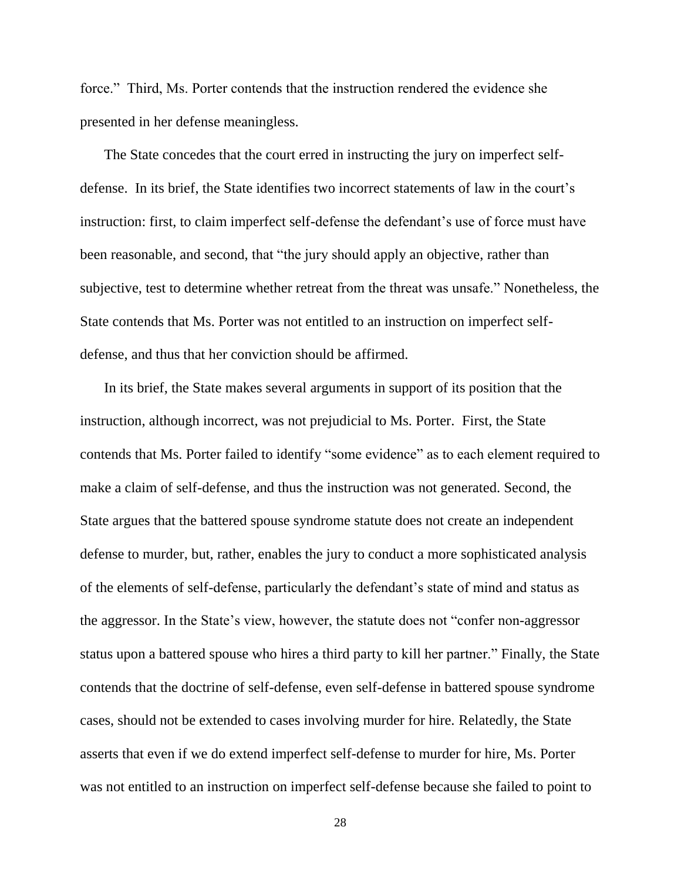force." Third, Ms. Porter contends that the instruction rendered the evidence she presented in her defense meaningless.

The State concedes that the court erred in instructing the jury on imperfect self-defense. In its brief, the State identifies two incorrect statements of law in the court's instruction: first, to claim imperfect self-defense the defendant's use of force must have been reasonable, and second, that "the jury should apply an objective, rather than subjective, test to determine whether retreat from the threat was unsafe." Nonetheless, the State contends that Ms. Porter was not entitled to an instruction on imperfect self-defense, and thus that her conviction should be affirmed.

In its brief, the State makes several arguments in support of its position that the instruction, although incorrect, was not prejudicial to Ms. Porter. First, the State contends that Ms. Porter failed to identify "some evidence" as to each element required to make a claim of self-defense, and thus the instruction was not generated. Second, the State argues that the battered spouse syndrome statute does not create an independent defense to murder, but, rather, enables the jury to conduct a more sophisticated analysis of the elements of self-defense, particularly the defendant's state of mind and status as the aggressor. In the State's view, however, the statute does not "confer non-aggressor status upon a battered spouse who hires a third party to kill her partner." Finally, the State contends that the doctrine of self-defense, even self-defense in battered spouse syndrome cases, should not be extended to cases involving murder for hire. Relatedly, the State asserts that even if we do extend imperfect self-defense to murder for hire, Ms. Porter was not entitled to an instruction on imperfect self-defense because she failed to point to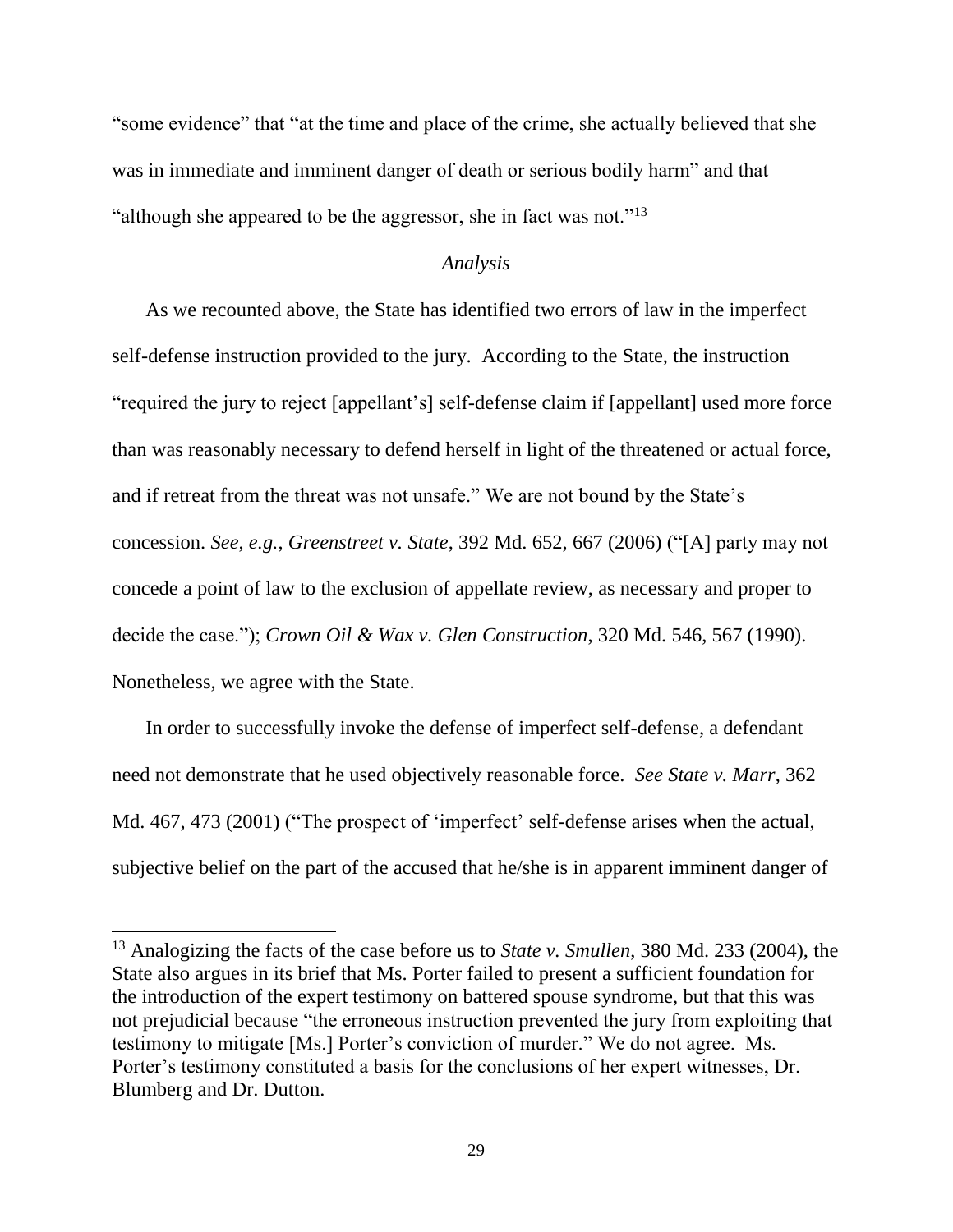"some evidence" that "at the time and place of the crime, she actually believed that she was in immediate and imminent danger of death or serious bodily harm" and that "although she appeared to be the aggressor, she in fact was not."[13]

*Analysis*

As we recounted above, the State has identified two errors of law in the imperfect self-defense instruction provided to the jury. According to the State, the instruction "required the jury to reject [appellant's] self-defense claim if [appellant] used more force than was reasonably necessary to defend herself in light of the threatened or actual force, and if retreat from the threat was not unsafe." We are not bound by the State's concession. *See*, *e.g.*, *Greenstreet v. State*, 392 Md. 652, 667 (2006) ("[A] party may not concede a point of law to the exclusion of appellate review, as necessary and proper to decide the case."); *Crown Oil & Wax v. Glen Construction*, 320 Md. 546, 567 (1990). Nonetheless, we agree with the State.

In order to successfully invoke the defense of imperfect self-defense, a defendant need not demonstrate that he used objectively reasonable force. *See State v. Marr*, 362 Md. 467, 473 (2001) ("The prospect of 'imperfect' self-defense arises when the actual, subjective belief on the part of the accused that he/she is in apparent imminent danger of

---

[13] Analogizing the facts of the case before us to *State v. Smullen*, 380 Md. 233 (2004), the State also argues in its brief that Ms. Porter failed to present a sufficient foundation for the introduction of the expert testimony on battered spouse syndrome, but that this was not prejudicial because "the erroneous instruction prevented the jury from exploiting that testimony to mitigate [Ms.] Porter's conviction of murder." We do not agree. Ms. Porter's testimony constituted a basis for the conclusions of her expert witnesses, Dr. Blumberg and Dr. Dutton.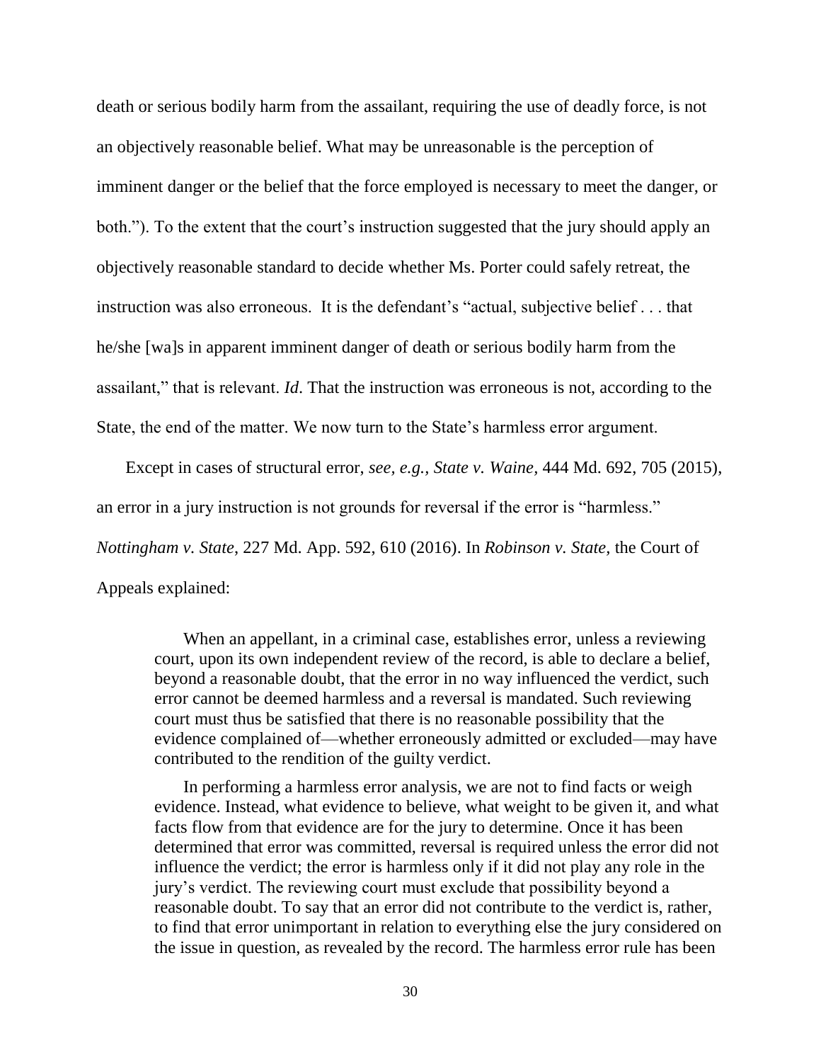death or serious bodily harm from the assailant, requiring the use of deadly force, is not an objectively reasonable belief. What may be unreasonable is the perception of imminent danger or the belief that the force employed is necessary to meet the danger, or both."). To the extent that the court's instruction suggested that the jury should apply an objectively reasonable standard to decide whether Ms. Porter could safely retreat, the instruction was also erroneous. It is the defendant's "actual, subjective belief . . . that he/she [wa]s in apparent imminent danger of death or serious bodily harm from the assailant," that is relevant. *Id.* That the instruction was erroneous is not, according to the State, the end of the matter. We now turn to the State's harmless error argument.

Except in cases of structural error, *see, e.g.*, *State v. Waine*, 444 Md. 692, 705 (2015), an error in a jury instruction is not grounds for reversal if the error is "harmless." *Nottingham v. State*, 227 Md. App. 592, 610 (2016). In *Robinson v. State*, the Court of Appeals explained:

> When an appellant, in a criminal case, establishes error, unless a reviewing court, upon its own independent review of the record, is able to declare a belief, beyond a reasonable doubt, that the error in no way influenced the verdict, such error cannot be deemed harmless and a reversal is mandated. Such reviewing court must thus be satisfied that there is no reasonable possibility that the evidence complained of—whether erroneously admitted or excluded—may have contributed to the rendition of the guilty verdict.
>
> In performing a harmless error analysis, we are not to find facts or weigh evidence. Instead, what evidence to believe, what weight to be given it, and what facts flow from that evidence are for the jury to determine. Once it has been determined that error was committed, reversal is required unless the error did not influence the verdict; the error is harmless only if it did not play any role in the jury's verdict. The reviewing court must exclude that possibility beyond a reasonable doubt. To say that an error did not contribute to the verdict is, rather, to find that error unimportant in relation to everything else the jury considered on the issue in question, as revealed by the record. The harmless error rule has been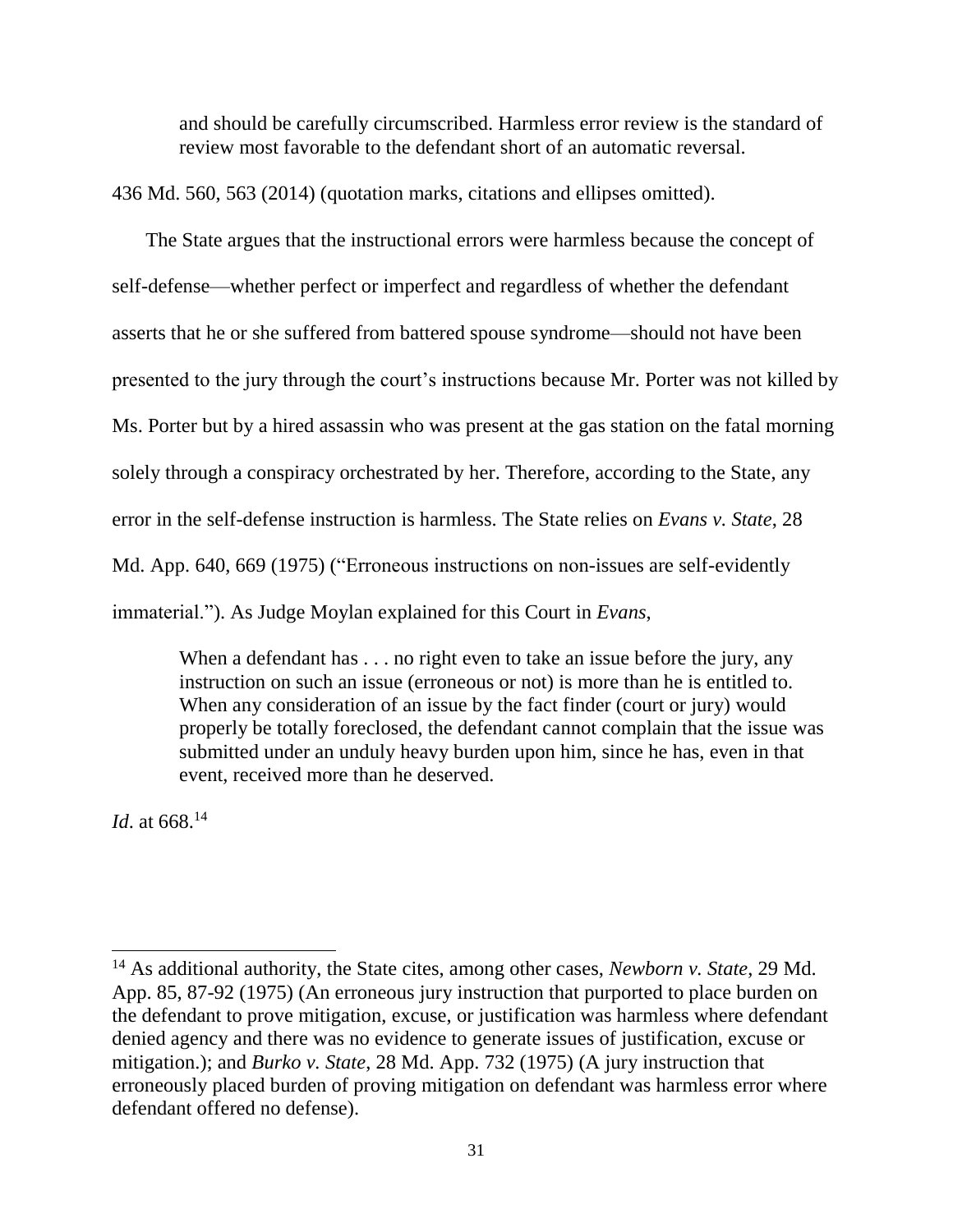> and should be carefully circumscribed. Harmless error review is the standard of review most favorable to the defendant short of an automatic reversal.

436 Md. 560, 563 (2014) (quotation marks, citations and ellipses omitted).

The State argues that the instructional errors were harmless because the concept of self-defense—whether perfect or imperfect and regardless of whether the defendant asserts that he or she suffered from battered spouse syndrome—should not have been presented to the jury through the court's instructions because Mr. Porter was not killed by Ms. Porter but by a hired assassin who was present at the gas station on the fatal morning solely through a conspiracy orchestrated by her. Therefore, according to the State, any error in the self-defense instruction is harmless. The State relies on *Evans v. State*, 28 Md. App. 640, 669 (1975) ("Erroneous instructions on non-issues are self-evidently immaterial."). As Judge Moylan explained for this Court in *Evans*,

> When a defendant has . . . no right even to take an issue before the jury, any instruction on such an issue (erroneous or not) is more than he is entitled to. When any consideration of an issue by the fact finder (court or jury) would properly be totally foreclosed, the defendant cannot complain that the issue was submitted under an unduly heavy burden upon him, since he has, even in that event, received more than he deserved.

*Id*. at 668.[14]

---

[14] As additional authority, the State cites, among other cases, *Newborn v. State*, 29 Md. App. 85, 87-92 (1975) (An erroneous jury instruction that purported to place burden on the defendant to prove mitigation, excuse, or justification was harmless where defendant denied agency and there was no evidence to generate issues of justification, excuse or mitigation.); and *Burko v. State*, 28 Md. App. 732 (1975) (A jury instruction that erroneously placed burden of proving mitigation on defendant was harmless error where defendant offered no defense).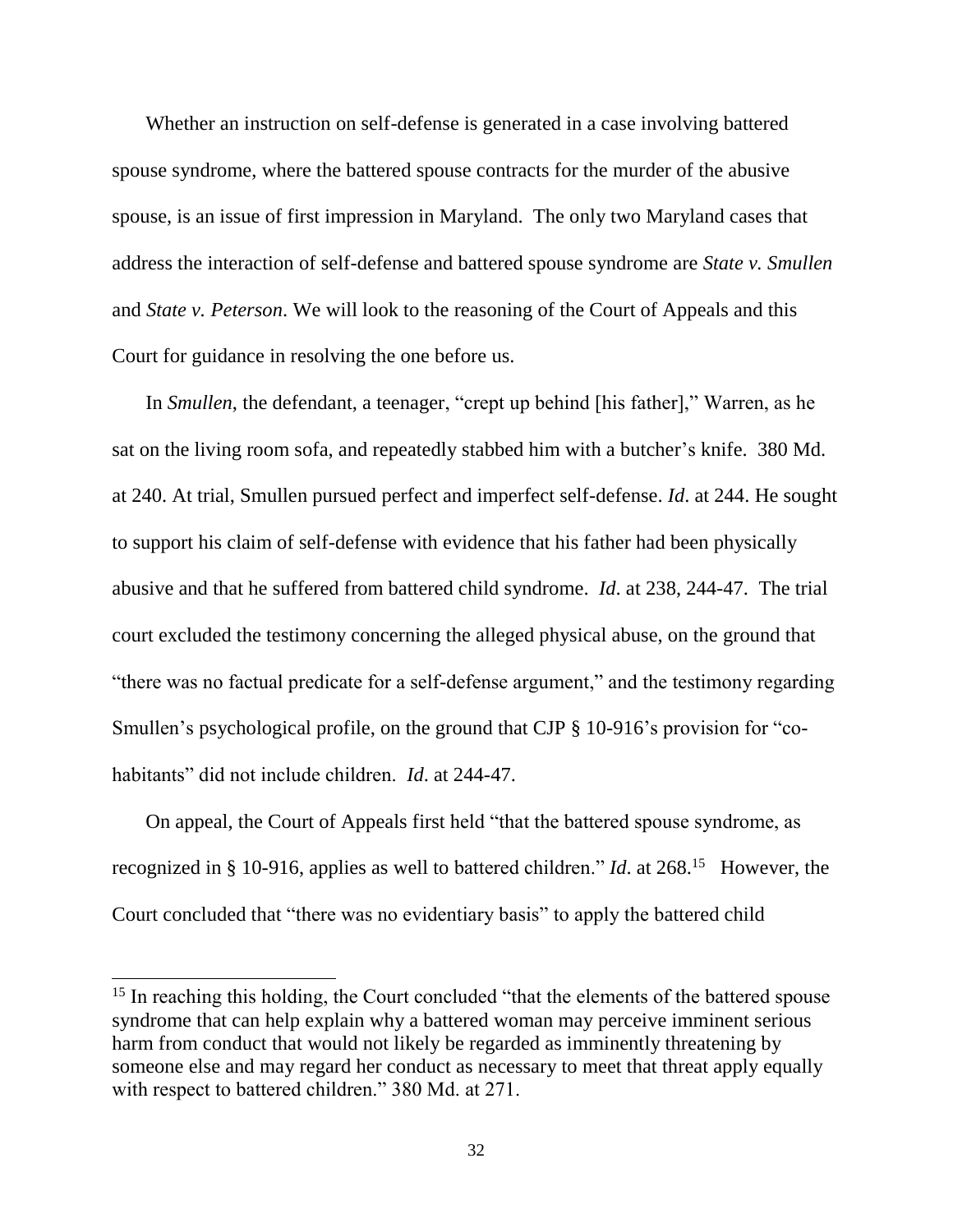Whether an instruction on self-defense is generated in a case involving battered spouse syndrome, where the battered spouse contracts for the murder of the abusive spouse, is an issue of first impression in Maryland. The only two Maryland cases that address the interaction of self-defense and battered spouse syndrome are *State v. Smullen* and *State v. Peterson*. We will look to the reasoning of the Court of Appeals and this Court for guidance in resolving the one before us.

In *Smullen*, the defendant, a teenager, "crept up behind [his father]," Warren, as he sat on the living room sofa, and repeatedly stabbed him with a butcher's knife. 380 Md. at 240. At trial, Smullen pursued perfect and imperfect self-defense. *Id*. at 244. He sought to support his claim of self-defense with evidence that his father had been physically abusive and that he suffered from battered child syndrome. *Id*. at 238, 244-47. The trial court excluded the testimony concerning the alleged physical abuse, on the ground that "there was no factual predicate for a self-defense argument," and the testimony regarding Smullen's psychological profile, on the ground that CJP § 10-916's provision for "co-habitants" did not include children. *Id*. at 244-47.

On appeal, the Court of Appeals first held "that the battered spouse syndrome, as recognized in § 10-916, applies as well to battered children." *Id*. at 268.[15] However, the Court concluded that "there was no evidentiary basis" to apply the battered child

---

[15] In reaching this holding, the Court concluded "that the elements of the battered spouse syndrome that can help explain why a battered woman may perceive imminent serious harm from conduct that would not likely be regarded as imminently threatening by someone else and may regard her conduct as necessary to meet that threat apply equally with respect to battered children." 380 Md. at 271.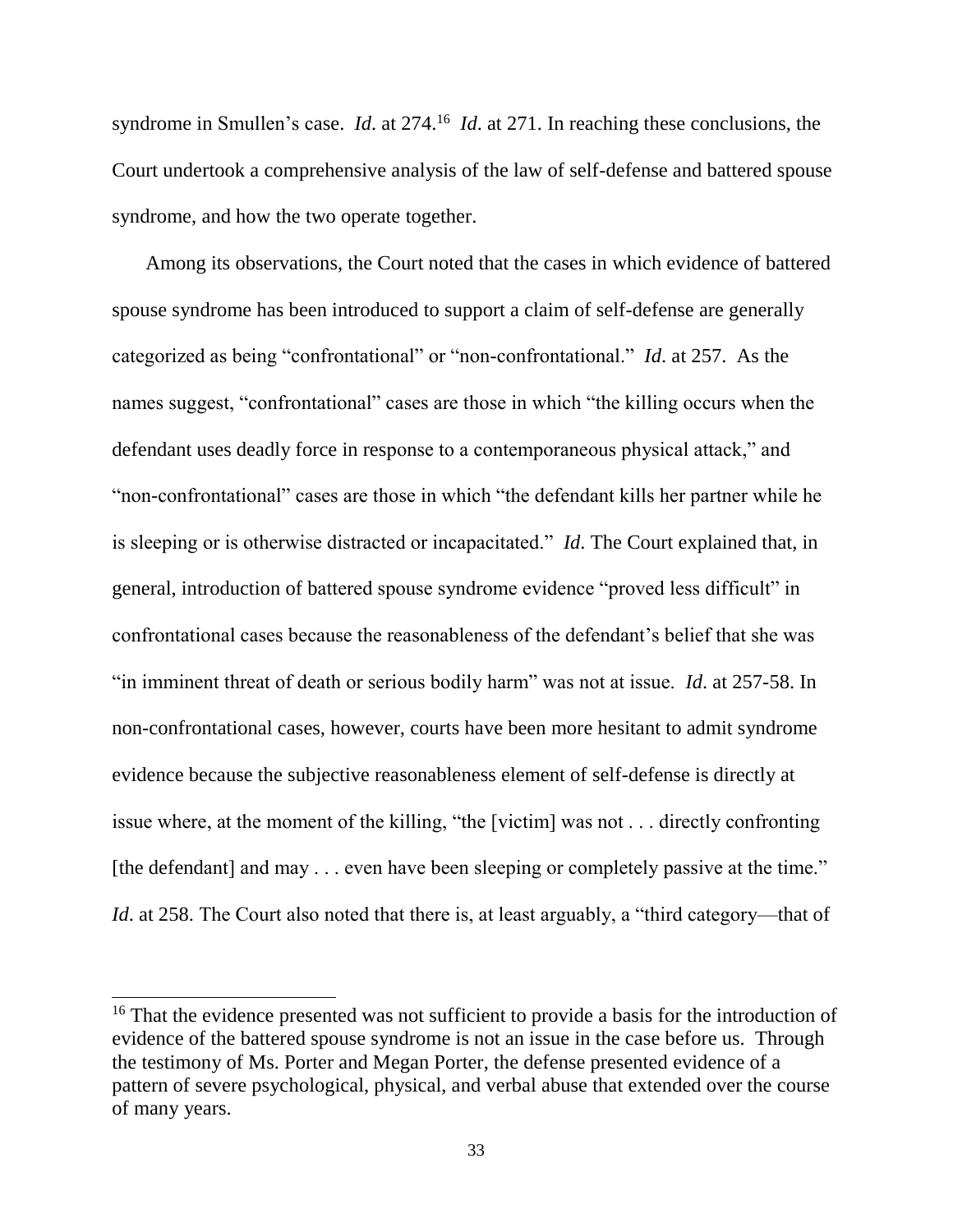syndrome in Smullen's case. *Id*. at 274.[16] *Id*. at 271. In reaching these conclusions, the Court undertook a comprehensive analysis of the law of self-defense and battered spouse syndrome, and how the two operate together.

Among its observations, the Court noted that the cases in which evidence of battered spouse syndrome has been introduced to support a claim of self-defense are generally categorized as being "confrontational" or "non-confrontational." *Id*. at 257. As the names suggest, "confrontational" cases are those in which "the killing occurs when the defendant uses deadly force in response to a contemporaneous physical attack," and "non-confrontational" cases are those in which "the defendant kills her partner while he is sleeping or is otherwise distracted or incapacitated." *Id*. The Court explained that, in general, introduction of battered spouse syndrome evidence "proved less difficult" in confrontational cases because the reasonableness of the defendant's belief that she was "in imminent threat of death or serious bodily harm" was not at issue. *Id*. at 257-58. In non-confrontational cases, however, courts have been more hesitant to admit syndrome evidence because the subjective reasonableness element of self-defense is directly at issue where, at the moment of the killing, "the [victim] was not . . . directly confronting [the defendant] and may . . . even have been sleeping or completely passive at the time." *Id*. at 258. The Court also noted that there is, at least arguably, a "third category—that of

[16] That the evidence presented was not sufficient to provide a basis for the introduction of evidence of the battered spouse syndrome is not an issue in the case before us. Through the testimony of Ms. Porter and Megan Porter, the defense presented evidence of a pattern of severe psychological, physical, and verbal abuse that extended over the course of many years.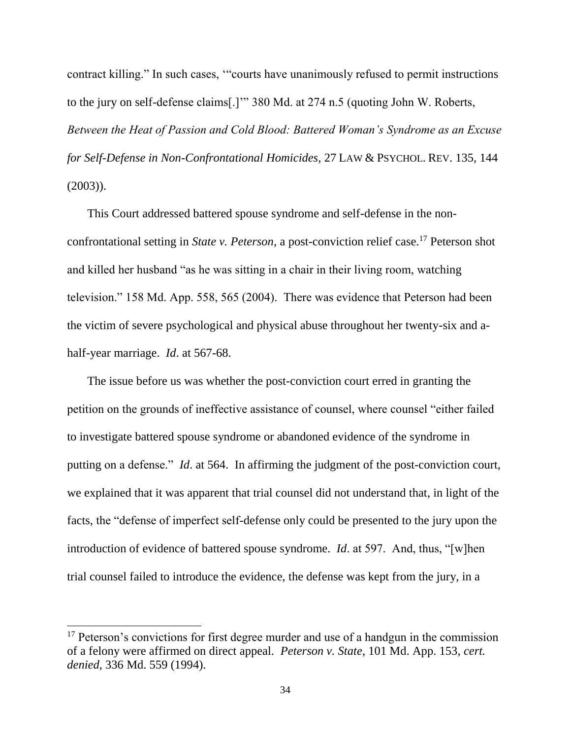contract killing." In such cases, '"courts have unanimously refused to permit instructions to the jury on self-defense claims[.]'" 380 Md. at 274 n.5 (quoting John W. Roberts, *Between the Heat of Passion and Cold Blood: Battered Woman's Syndrome as an Excuse for Self-Defense in Non-Confrontational Homicides*, 27 LAW & PSYCHOL. REV. 135, 144 (2003)).

This Court addressed battered spouse syndrome and self-defense in the non-confrontational setting in *State v. Peterson*, a post-conviction relief case.[17] Peterson shot and killed her husband "as he was sitting in a chair in their living room, watching television." 158 Md. App. 558, 565 (2004). There was evidence that Peterson had been the victim of severe psychological and physical abuse throughout her twenty-six and a-half-year marriage. *Id*. at 567-68.

The issue before us was whether the post-conviction court erred in granting the petition on the grounds of ineffective assistance of counsel, where counsel "either failed to investigate battered spouse syndrome or abandoned evidence of the syndrome in putting on a defense." *Id*. at 564. In affirming the judgment of the post-conviction court, we explained that it was apparent that trial counsel did not understand that, in light of the facts, the "defense of imperfect self-defense only could be presented to the jury upon the introduction of evidence of battered spouse syndrome. *Id*. at 597. And, thus, "[w]hen trial counsel failed to introduce the evidence, the defense was kept from the jury, in a

---

[17] Peterson's convictions for first degree murder and use of a handgun in the commission of a felony were affirmed on direct appeal. *Peterson v. State*, 101 Md. App. 153, *cert. denied*, 336 Md. 559 (1994).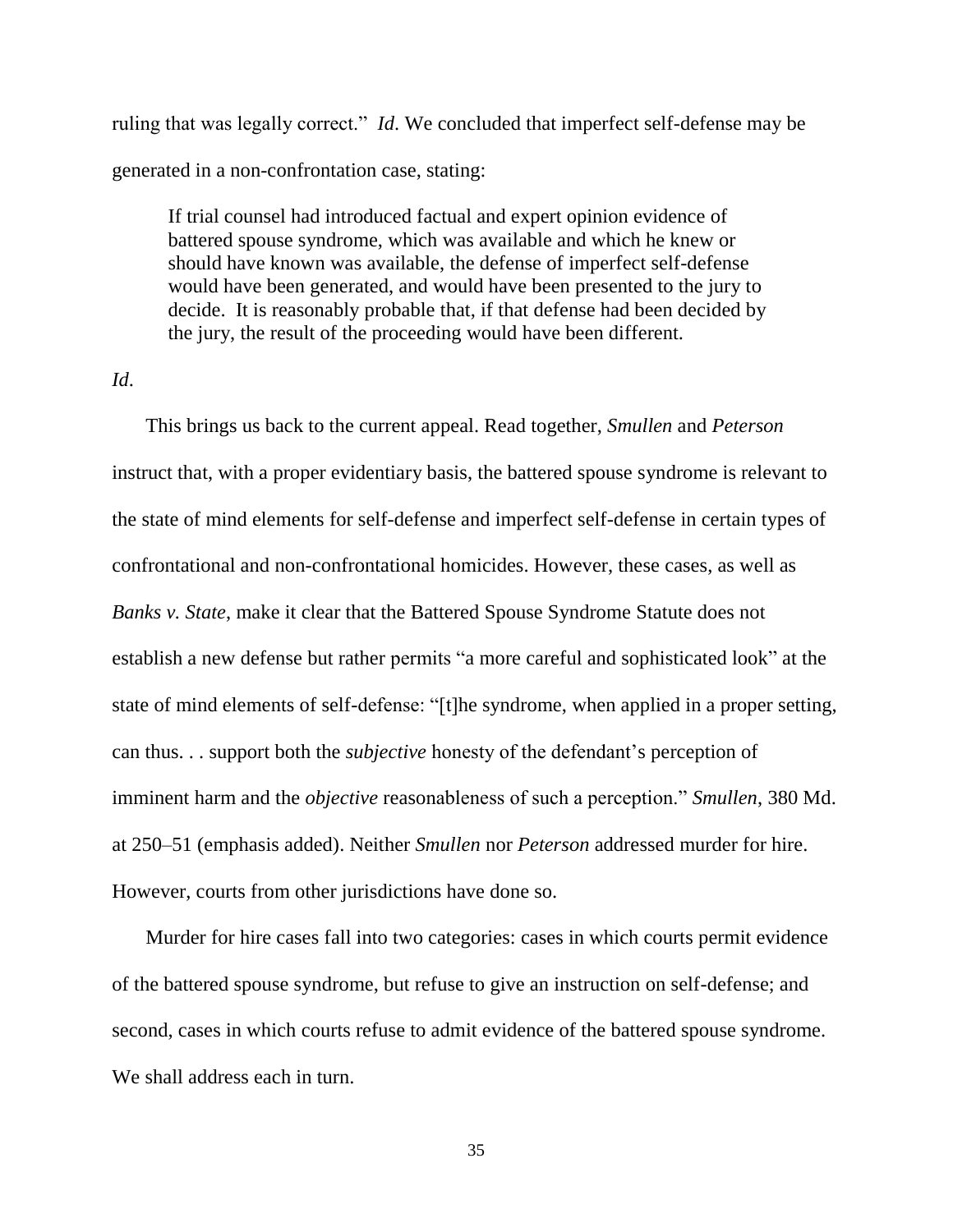ruling that was legally correct." *Id*. We concluded that imperfect self-defense may be generated in a non-confrontation case, stating:

> If trial counsel had introduced factual and expert opinion evidence of battered spouse syndrome, which was available and which he knew or should have known was available, the defense of imperfect self-defense would have been generated, and would have been presented to the jury to decide. It is reasonably probable that, if that defense had been decided by the jury, the result of the proceeding would have been different.

*Id*.

This brings us back to the current appeal. Read together, *Smullen* and *Peterson* instruct that, with a proper evidentiary basis, the battered spouse syndrome is relevant to the state of mind elements for self-defense and imperfect self-defense in certain types of confrontational and non-confrontational homicides. However, these cases, as well as *Banks v. State*, make it clear that the Battered Spouse Syndrome Statute does not establish a new defense but rather permits "a more careful and sophisticated look" at the state of mind elements of self-defense: "[t]he syndrome, when applied in a proper setting, can thus. . . support both the *subjective* honesty of the defendant's perception of imminent harm and the *objective* reasonableness of such a perception." *Smullen*, 380 Md. at 250–51 (emphasis added). Neither *Smullen* nor *Peterson* addressed murder for hire. However, courts from other jurisdictions have done so.

Murder for hire cases fall into two categories: cases in which courts permit evidence of the battered spouse syndrome, but refuse to give an instruction on self-defense; and second, cases in which courts refuse to admit evidence of the battered spouse syndrome. We shall address each in turn.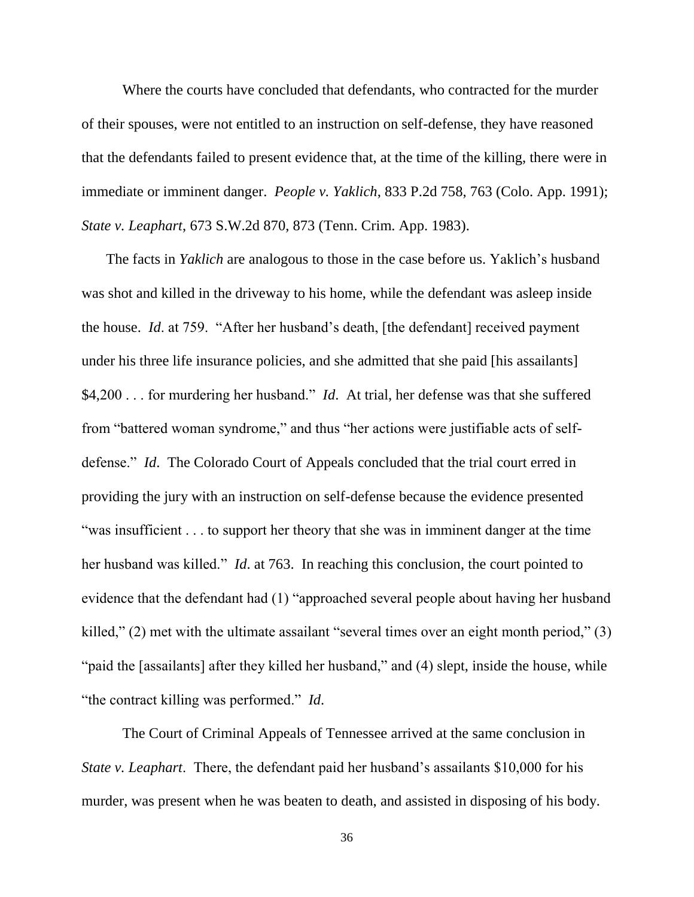Where the courts have concluded that defendants, who contracted for the murder of their spouses, were not entitled to an instruction on self-defense, they have reasoned that the defendants failed to present evidence that, at the time of the killing, there were in immediate or imminent danger. *People v. Yaklich*, 833 P.2d 758, 763 (Colo. App. 1991); *State v. Leaphart*, 673 S.W.2d 870, 873 (Tenn. Crim. App. 1983).

The facts in *Yaklich* are analogous to those in the case before us. Yaklich's husband was shot and killed in the driveway to his home, while the defendant was asleep inside the house. *Id*. at 759. "After her husband's death, [the defendant] received payment under his three life insurance policies, and she admitted that she paid [his assailants] $4,200 . . . for murdering her husband." *Id*. At trial, her defense was that she suffered from "battered woman syndrome," and thus "her actions were justifiable acts of self-defense." *Id*. The Colorado Court of Appeals concluded that the trial court erred in providing the jury with an instruction on self-defense because the evidence presented "was insufficient . . . to support her theory that she was in imminent danger at the time her husband was killed." *Id*. at 763. In reaching this conclusion, the court pointed to evidence that the defendant had (1) "approached several people about having her husband killed," (2) met with the ultimate assailant "several times over an eight month period," (3) "paid the [assailants] after they killed her husband," and (4) slept, inside the house, while "the contract killing was performed." *Id*.

The Court of Criminal Appeals of Tennessee arrived at the same conclusion in *State v. Leaphart*. There, the defendant paid her husband's assailants $10,000 for his murder, was present when he was beaten to death, and assisted in disposing of his body.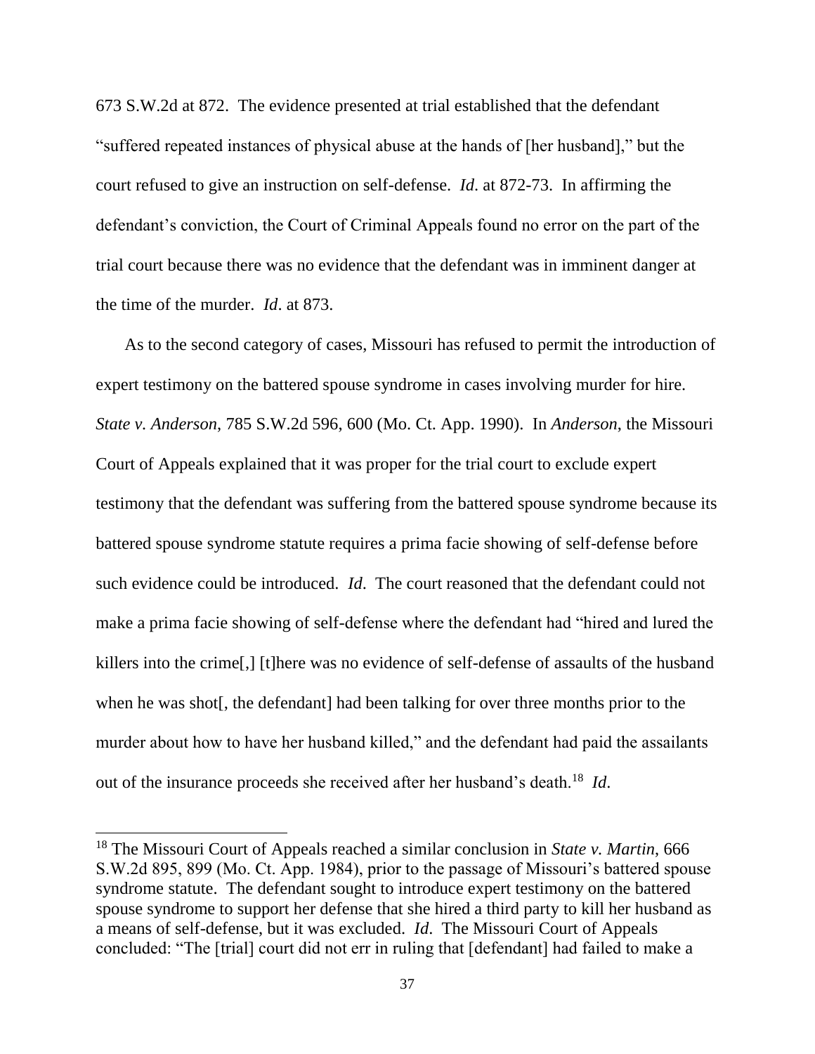673 S.W.2d at 872. The evidence presented at trial established that the defendant "suffered repeated instances of physical abuse at the hands of [her husband]," but the court refused to give an instruction on self-defense. *Id*. at 872-73. In affirming the defendant's conviction, the Court of Criminal Appeals found no error on the part of the trial court because there was no evidence that the defendant was in imminent danger at the time of the murder. *Id*. at 873.

As to the second category of cases, Missouri has refused to permit the introduction of expert testimony on the battered spouse syndrome in cases involving murder for hire. *State v. Anderson*, 785 S.W.2d 596, 600 (Mo. Ct. App. 1990). In *Anderson*, the Missouri Court of Appeals explained that it was proper for the trial court to exclude expert testimony that the defendant was suffering from the battered spouse syndrome because its battered spouse syndrome statute requires a prima facie showing of self-defense before such evidence could be introduced. *Id*. The court reasoned that the defendant could not make a prima facie showing of self-defense where the defendant had "hired and lured the killers into the crime[,] [t]here was no evidence of self-defense of assaults of the husband when he was shot[, the defendant] had been talking for over three months prior to the murder about how to have her husband killed," and the defendant had paid the assailants out of the insurance proceeds she received after her husband's death.[18] *Id*.

[18] The Missouri Court of Appeals reached a similar conclusion in *State v. Martin*, 666 S.W.2d 895, 899 (Mo. Ct. App. 1984), prior to the passage of Missouri's battered spouse syndrome statute. The defendant sought to introduce expert testimony on the battered spouse syndrome to support her defense that she hired a third party to kill her husband as a means of self-defense, but it was excluded. *Id*. The Missouri Court of Appeals concluded: "The [trial] court did not err in ruling that [defendant] had failed to make a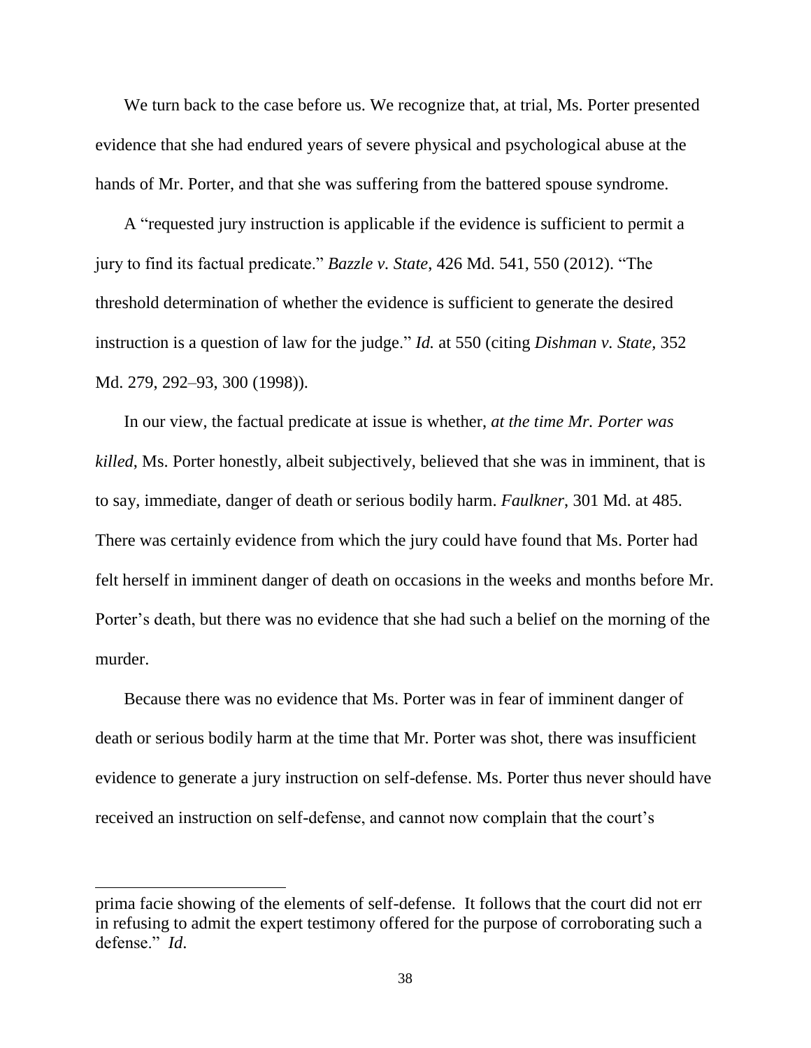We turn back to the case before us. We recognize that, at trial, Ms. Porter presented evidence that she had endured years of severe physical and psychological abuse at the hands of Mr. Porter, and that she was suffering from the battered spouse syndrome.

A "requested jury instruction is applicable if the evidence is sufficient to permit a jury to find its factual predicate." *Bazzle v. State*, 426 Md. 541, 550 (2012). "The threshold determination of whether the evidence is sufficient to generate the desired instruction is a question of law for the judge." *Id.* at 550 (citing *Dishman v. State,* 352 Md. 279, 292–93, 300 (1998)).

In our view, the factual predicate at issue is whether, *at the time Mr. Porter was killed*, Ms. Porter honestly, albeit subjectively, believed that she was in imminent, that is to say, immediate, danger of death or serious bodily harm. *Faulkner*, 301 Md. at 485. There was certainly evidence from which the jury could have found that Ms. Porter had felt herself in imminent danger of death on occasions in the weeks and months before Mr. Porter's death, but there was no evidence that she had such a belief on the morning of the murder.

Because there was no evidence that Ms. Porter was in fear of imminent danger of death or serious bodily harm at the time that Mr. Porter was shot, there was insufficient evidence to generate a jury instruction on self-defense. Ms. Porter thus never should have received an instruction on self-defense, and cannot now complain that the court's

---

prima facie showing of the elements of self-defense. It follows that the court did not err in refusing to admit the expert testimony offered for the purpose of corroborating such a defense." *Id*.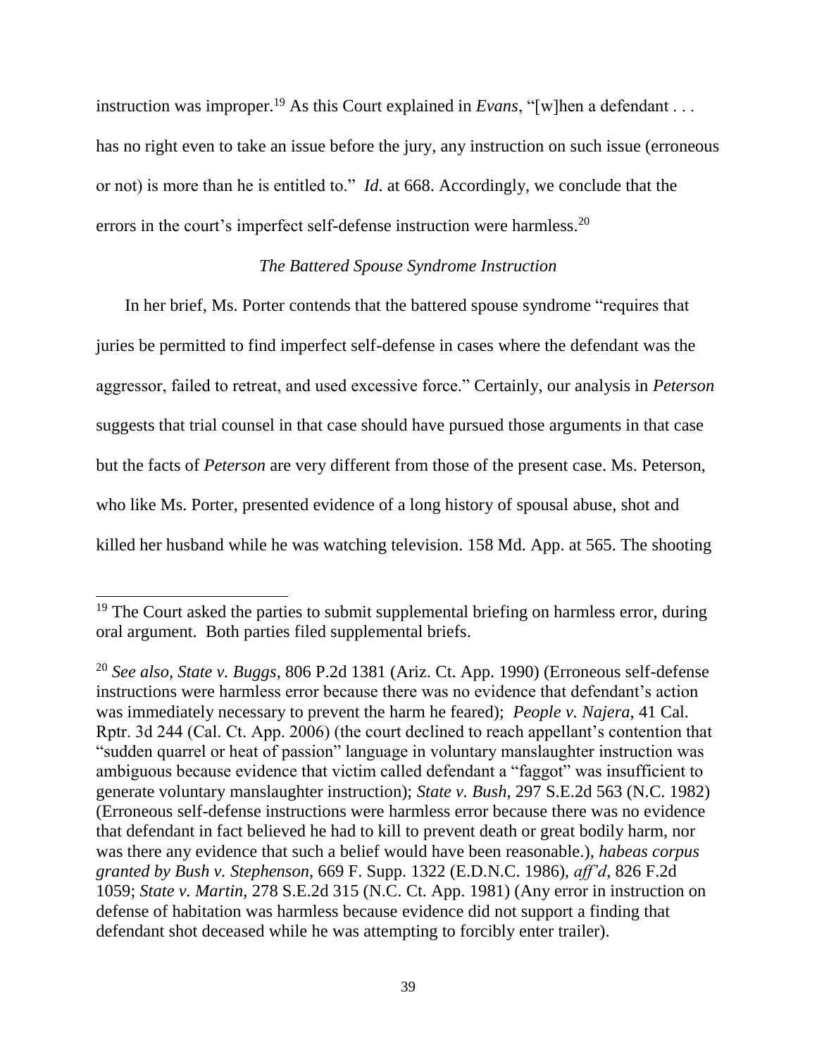instruction was improper.[19] As this Court explained in *Evans*, "[w]hen a defendant . . . has no right even to take an issue before the jury, any instruction on such issue (erroneous or not) is more than he is entitled to." *Id*. at 668. Accordingly, we conclude that the errors in the court's imperfect self-defense instruction were harmless.[20]

*The Battered Spouse Syndrome Instruction*

In her brief, Ms. Porter contends that the battered spouse syndrome "requires that juries be permitted to find imperfect self-defense in cases where the defendant was the aggressor, failed to retreat, and used excessive force." Certainly, our analysis in *Peterson* suggests that trial counsel in that case should have pursued those arguments in that case but the facts of *Peterson* are very different from those of the present case. Ms. Peterson, who like Ms. Porter, presented evidence of a long history of spousal abuse, shot and killed her husband while he was watching television. 158 Md. App. at 565. The shooting

---

[19] The Court asked the parties to submit supplemental briefing on harmless error, during oral argument. Both parties filed supplemental briefs.

[20] *See also, State v. Buggs*, 806 P.2d 1381 (Ariz. Ct. App. 1990) (Erroneous self-defense instructions were harmless error because there was no evidence that defendant's action was immediately necessary to prevent the harm he feared); *People v. Najera*, 41 Cal. Rptr. 3d 244 (Cal. Ct. App. 2006) (the court declined to reach appellant's contention that "sudden quarrel or heat of passion" language in voluntary manslaughter instruction was ambiguous because evidence that victim called defendant a "faggot" was insufficient to generate voluntary manslaughter instruction); *State v. Bush*, 297 S.E.2d 563 (N.C. 1982) (Erroneous self-defense instructions were harmless error because there was no evidence that defendant in fact believed he had to kill to prevent death or great bodily harm, nor was there any evidence that such a belief would have been reasonable.), *habeas corpus granted by Bush v. Stephenson*, 669 F. Supp. 1322 (E.D.N.C. 1986), *aff'd*, 826 F.2d 1059; *State v. Martin*, 278 S.E.2d 315 (N.C. Ct. App. 1981) (Any error in instruction on defense of habitation was harmless because evidence did not support a finding that defendant shot deceased while he was attempting to forcibly enter trailer).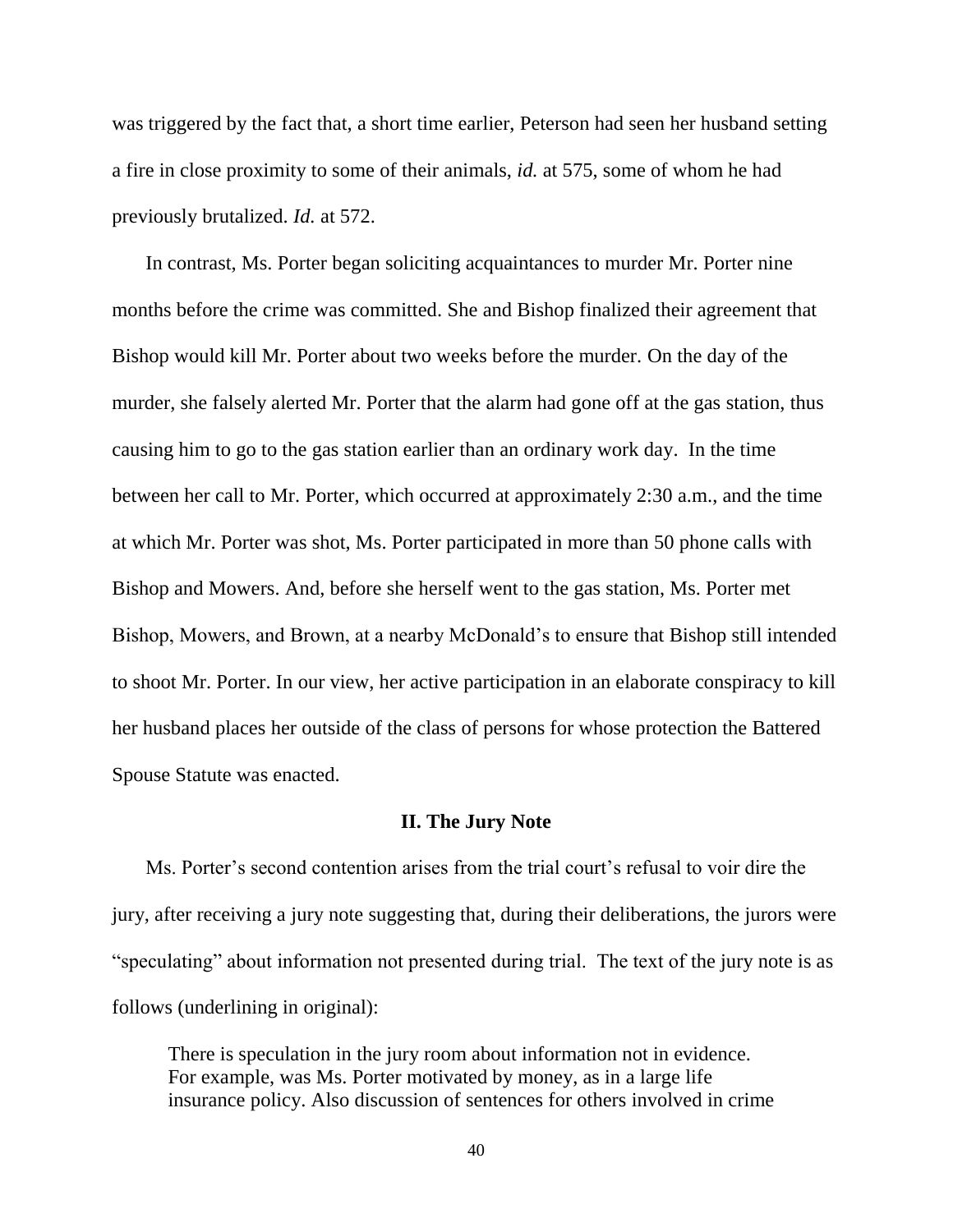was triggered by the fact that, a short time earlier, Peterson had seen her husband setting a fire in close proximity to some of their animals, *id.* at 575, some of whom he had previously brutalized. *Id.* at 572.

In contrast, Ms. Porter began soliciting acquaintances to murder Mr. Porter nine months before the crime was committed. She and Bishop finalized their agreement that Bishop would kill Mr. Porter about two weeks before the murder. On the day of the murder, she falsely alerted Mr. Porter that the alarm had gone off at the gas station, thus causing him to go to the gas station earlier than an ordinary work day. In the time between her call to Mr. Porter, which occurred at approximately 2:30 a.m., and the time at which Mr. Porter was shot, Ms. Porter participated in more than 50 phone calls with Bishop and Mowers. And, before she herself went to the gas station, Ms. Porter met Bishop, Mowers, and Brown, at a nearby McDonald's to ensure that Bishop still intended to shoot Mr. Porter. In our view, her active participation in an elaborate conspiracy to kill her husband places her outside of the class of persons for whose protection the Battered Spouse Statute was enacted.

## II. The Jury Note

Ms. Porter's second contention arises from the trial court's refusal to voir dire the jury, after receiving a jury note suggesting that, during their deliberations, the jurors were "speculating" about information not presented during trial. The text of the jury note is as follows (underlining in original):

> There is speculation in the jury room about information not in evidence. For example, was Ms. Porter motivated by money, as in a large life insurance policy. Also discussion of sentences for others involved in crime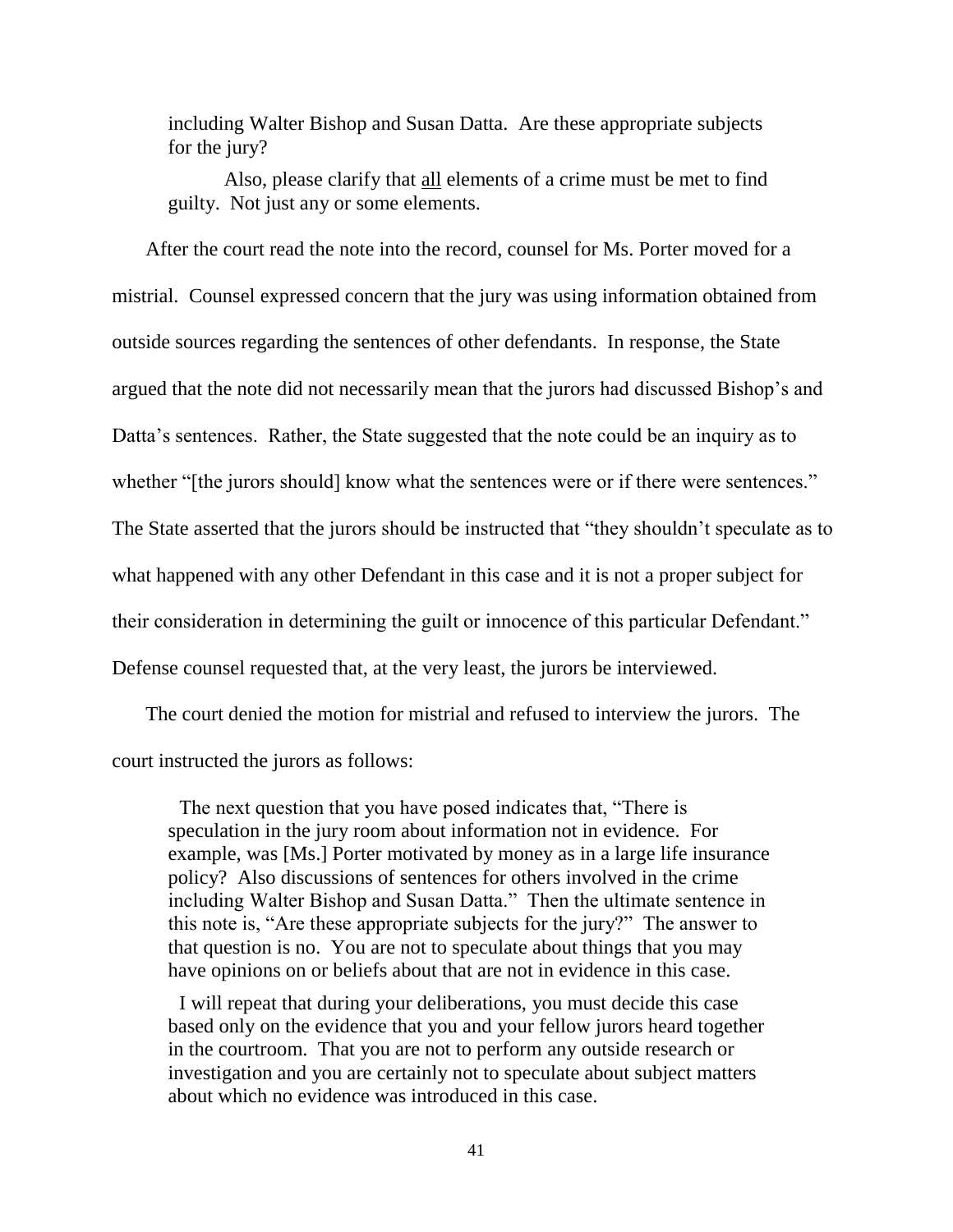> including Walter Bishop and Susan Datta. Are these appropriate subjects for the jury?
>
> Also, please clarify that <u>all</u> elements of a crime must be met to find guilty. Not just any or some elements.

After the court read the note into the record, counsel for Ms. Porter moved for a mistrial. Counsel expressed concern that the jury was using information obtained from outside sources regarding the sentences of other defendants. In response, the State argued that the note did not necessarily mean that the jurors had discussed Bishop's and Datta's sentences. Rather, the State suggested that the note could be an inquiry as to whether "[the jurors should] know what the sentences were or if there were sentences." The State asserted that the jurors should be instructed that "they shouldn't speculate as to what happened with any other Defendant in this case and it is not a proper subject for their consideration in determining the guilt or innocence of this particular Defendant." Defense counsel requested that, at the very least, the jurors be interviewed.

The court denied the motion for mistrial and refused to interview the jurors. The court instructed the jurors as follows:

> The next question that you have posed indicates that, "There is speculation in the jury room about information not in evidence. For example, was [Ms.] Porter motivated by money as in a large life insurance policy? Also discussions of sentences for others involved in the crime including Walter Bishop and Susan Datta." Then the ultimate sentence in this note is, "Are these appropriate subjects for the jury?" The answer to that question is no. You are not to speculate about things that you may have opinions on or beliefs about that are not in evidence in this case.
>
> I will repeat that during your deliberations, you must decide this case based only on the evidence that you and your fellow jurors heard together in the courtroom. That you are not to perform any outside research or investigation and you are certainly not to speculate about subject matters about which no evidence was introduced in this case.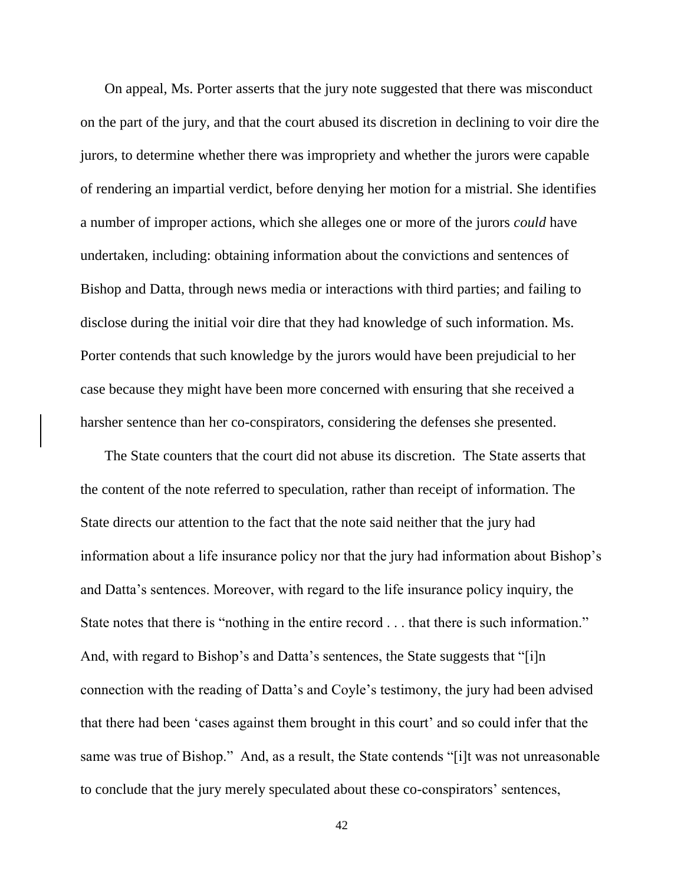On appeal, Ms. Porter asserts that the jury note suggested that there was misconduct on the part of the jury, and that the court abused its discretion in declining to voir dire the jurors, to determine whether there was impropriety and whether the jurors were capable of rendering an impartial verdict, before denying her motion for a mistrial. She identifies a number of improper actions, which she alleges one or more of the jurors *could* have undertaken, including: obtaining information about the convictions and sentences of Bishop and Datta, through news media or interactions with third parties; and failing to disclose during the initial voir dire that they had knowledge of such information. Ms. Porter contends that such knowledge by the jurors would have been prejudicial to her case because they might have been more concerned with ensuring that she received a harsher sentence than her co-conspirators, considering the defenses she presented.

The State counters that the court did not abuse its discretion. The State asserts that the content of the note referred to speculation, rather than receipt of information. The State directs our attention to the fact that the note said neither that the jury had information about a life insurance policy nor that the jury had information about Bishop's and Datta's sentences. Moreover, with regard to the life insurance policy inquiry, the State notes that there is "nothing in the entire record . . . that there is such information." And, with regard to Bishop's and Datta's sentences, the State suggests that "[i]n connection with the reading of Datta's and Coyle's testimony, the jury had been advised that there had been 'cases against them brought in this court' and so could infer that the same was true of Bishop." And, as a result, the State contends "[i]t was not unreasonable to conclude that the jury merely speculated about these co-conspirators' sentences,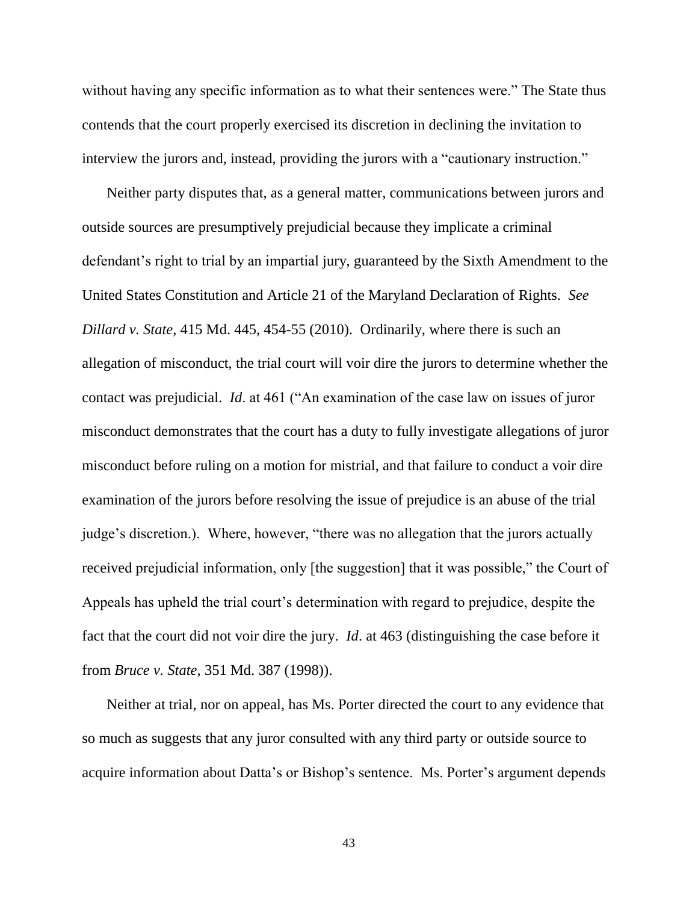without having any specific information as to what their sentences were." The State thus contends that the court properly exercised its discretion in declining the invitation to interview the jurors and, instead, providing the jurors with a "cautionary instruction."

Neither party disputes that, as a general matter, communications between jurors and outside sources are presumptively prejudicial because they implicate a criminal defendant's right to trial by an impartial jury, guaranteed by the Sixth Amendment to the United States Constitution and Article 21 of the Maryland Declaration of Rights. *See Dillard v. State*, 415 Md. 445, 454-55 (2010). Ordinarily, where there is such an allegation of misconduct, the trial court will voir dire the jurors to determine whether the contact was prejudicial. *Id*. at 461 ("An examination of the case law on issues of juror misconduct demonstrates that the court has a duty to fully investigate allegations of juror misconduct before ruling on a motion for mistrial, and that failure to conduct a voir dire examination of the jurors before resolving the issue of prejudice is an abuse of the trial judge's discretion.). Where, however, "there was no allegation that the jurors actually received prejudicial information, only [the suggestion] that it was possible," the Court of Appeals has upheld the trial court's determination with regard to prejudice, despite the fact that the court did not voir dire the jury. *Id*. at 463 (distinguishing the case before it from *Bruce v. State*, 351 Md. 387 (1998)).

Neither at trial, nor on appeal, has Ms. Porter directed the court to any evidence that so much as suggests that any juror consulted with any third party or outside source to acquire information about Datta's or Bishop's sentence. Ms. Porter's argument depends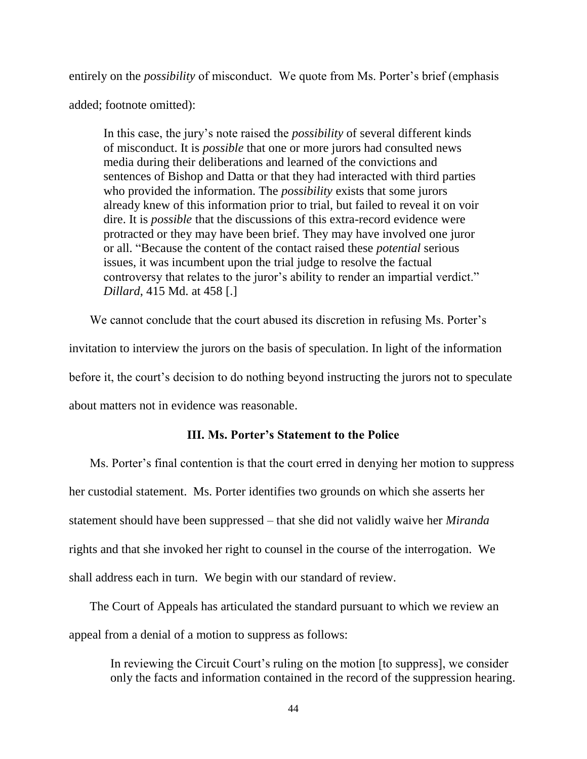entirely on the *possibility* of misconduct. We quote from Ms. Porter's brief (emphasis added; footnote omitted):

> In this case, the jury's note raised the *possibility* of several different kinds of misconduct. It is *possible* that one or more jurors had consulted news media during their deliberations and learned of the convictions and sentences of Bishop and Datta or that they had interacted with third parties who provided the information. The *possibility* exists that some jurors already knew of this information prior to trial, but failed to reveal it on voir dire. It is *possible* that the discussions of this extra-record evidence were protracted or they may have been brief. They may have involved one juror or all. "Because the content of the contact raised these *potential* serious issues, it was incumbent upon the trial judge to resolve the factual controversy that relates to the juror's ability to render an impartial verdict." *Dillard*, 415 Md. at 458 [.]

We cannot conclude that the court abused its discretion in refusing Ms. Porter's invitation to interview the jurors on the basis of speculation. In light of the information before it, the court's decision to do nothing beyond instructing the jurors not to speculate about matters not in evidence was reasonable.

### III. Ms. Porter's Statement to the Police

Ms. Porter's final contention is that the court erred in denying her motion to suppress her custodial statement. Ms. Porter identifies two grounds on which she asserts her statement should have been suppressed – that she did not validly waive her *Miranda* rights and that she invoked her right to counsel in the course of the interrogation. We shall address each in turn. We begin with our standard of review.

The Court of Appeals has articulated the standard pursuant to which we review an appeal from a denial of a motion to suppress as follows:

> In reviewing the Circuit Court's ruling on the motion [to suppress], we consider only the facts and information contained in the record of the suppression hearing.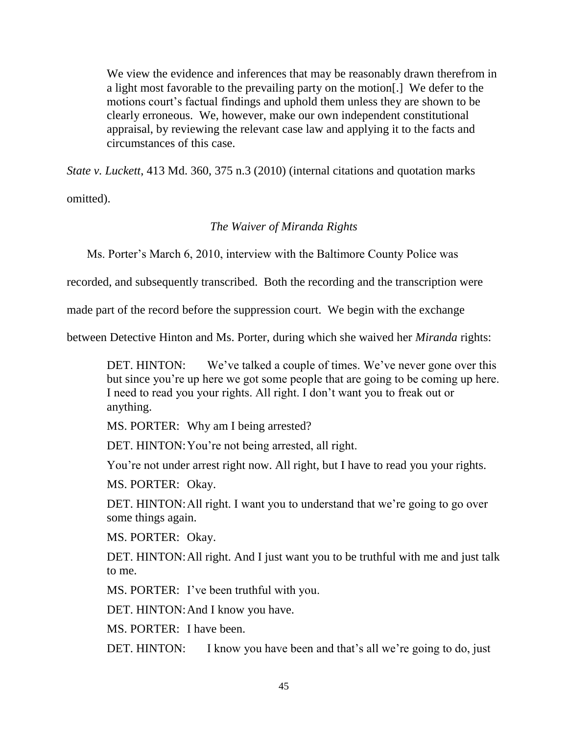> We view the evidence and inferences that may be reasonably drawn therefrom in a light most favorable to the prevailing party on the motion[.] We defer to the motions court's factual findings and uphold them unless they are shown to be clearly erroneous. We, however, make our own independent constitutional appraisal, by reviewing the relevant case law and applying it to the facts and circumstances of this case.

*State v. Luckett*, 413 Md. 360, 375 n.3 (2010) (internal citations and quotation marks omitted).

*The Waiver of Miranda Rights*

Ms. Porter's March 6, 2010, interview with the Baltimore County Police was recorded, and subsequently transcribed. Both the recording and the transcription were made part of the record before the suppression court. We begin with the exchange between Detective Hinton and Ms. Porter, during which she waived her *Miranda* rights:

> DET. HINTON: We've talked a couple of times. We've never gone over this but since you're up here we got some people that are going to be coming up here. I need to read you your rights. All right. I don't want you to freak out or anything.
>
> MS. PORTER: Why am I being arrested?
>
> DET. HINTON: You're not being arrested, all right.
>
> You're not under arrest right now. All right, but I have to read you your rights.
>
> MS. PORTER: Okay.
>
> DET. HINTON: All right. I want you to understand that we're going to go over some things again.
>
> MS. PORTER: Okay.
>
> DET. HINTON: All right. And I just want you to be truthful with me and just talk to me.
>
> MS. PORTER: I've been truthful with you.
>
> DET. HINTON: And I know you have.
>
> MS. PORTER: I have been.
>
> DET. HINTON: I know you have been and that's all we're going to do, just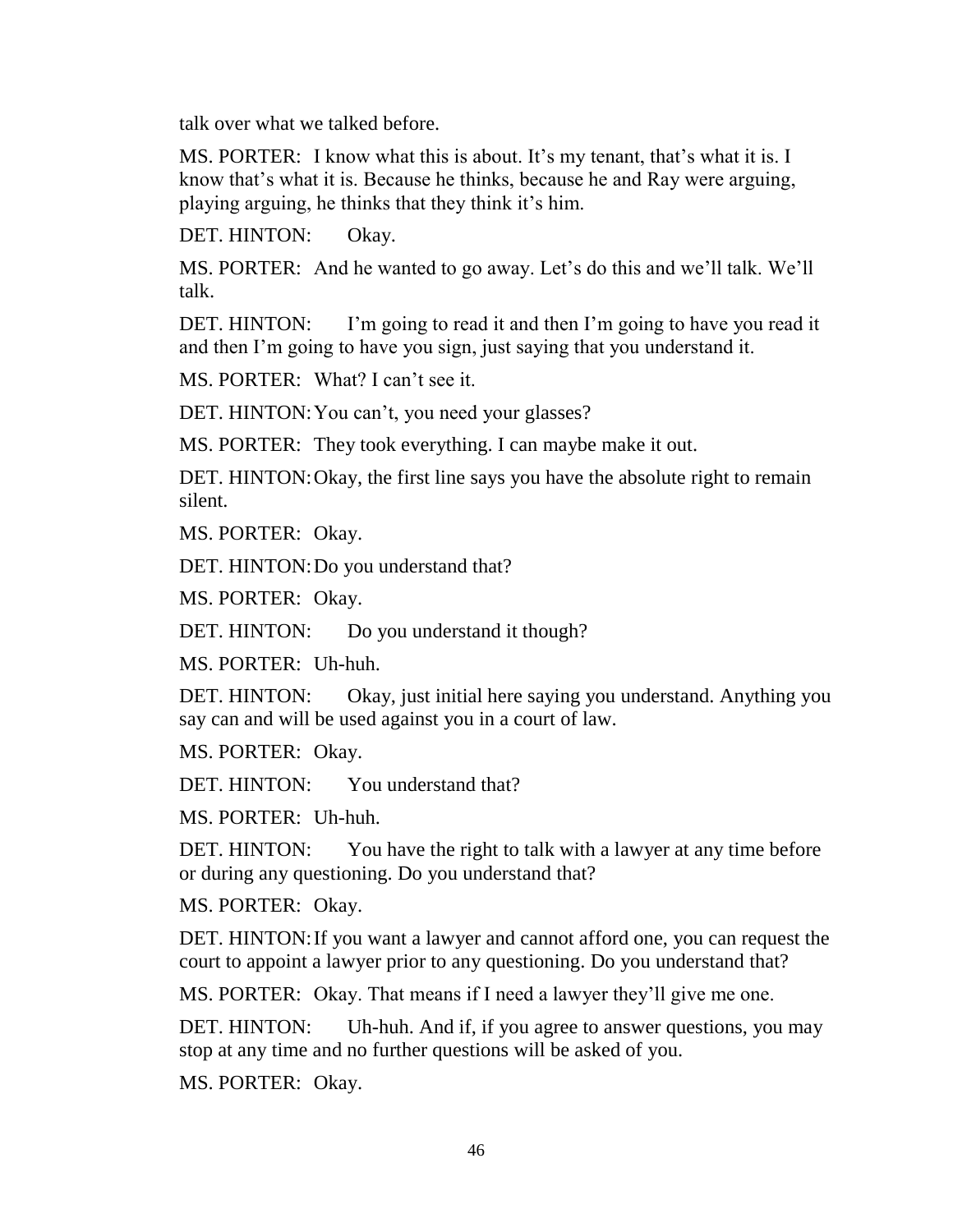talk over what we talked before.

MS. PORTER: I know what this is about. It's my tenant, that's what it is. I know that's what it is. Because he thinks, because he and Ray were arguing, playing arguing, he thinks that they think it's him.

DET. HINTON: Okay.

MS. PORTER: And he wanted to go away. Let's do this and we'll talk. We'll talk.

DET. HINTON: I'm going to read it and then I'm going to have you read it and then I'm going to have you sign, just saying that you understand it.

MS. PORTER: What? I can't see it.

DET. HINTON: You can't, you need your glasses?

MS. PORTER: They took everything. I can maybe make it out.

DET. HINTON: Okay, the first line says you have the absolute right to remain silent.

MS. PORTER: Okay.

DET. HINTON: Do you understand that?

MS. PORTER: Okay.

DET. HINTON: Do you understand it though?

MS. PORTER: Uh-huh.

DET. HINTON: Okay, just initial here saying you understand. Anything you say can and will be used against you in a court of law.

MS. PORTER: Okay.

DET. HINTON: You understand that?

MS. PORTER: Uh-huh.

DET. HINTON: You have the right to talk with a lawyer at any time before or during any questioning. Do you understand that?

MS. PORTER: Okay.

DET. HINTON: If you want a lawyer and cannot afford one, you can request the court to appoint a lawyer prior to any questioning. Do you understand that?

MS. PORTER: Okay. That means if I need a lawyer they'll give me one.

DET. HINTON: Uh-huh. And if, if you agree to answer questions, you may stop at any time and no further questions will be asked of you.

MS. PORTER: Okay.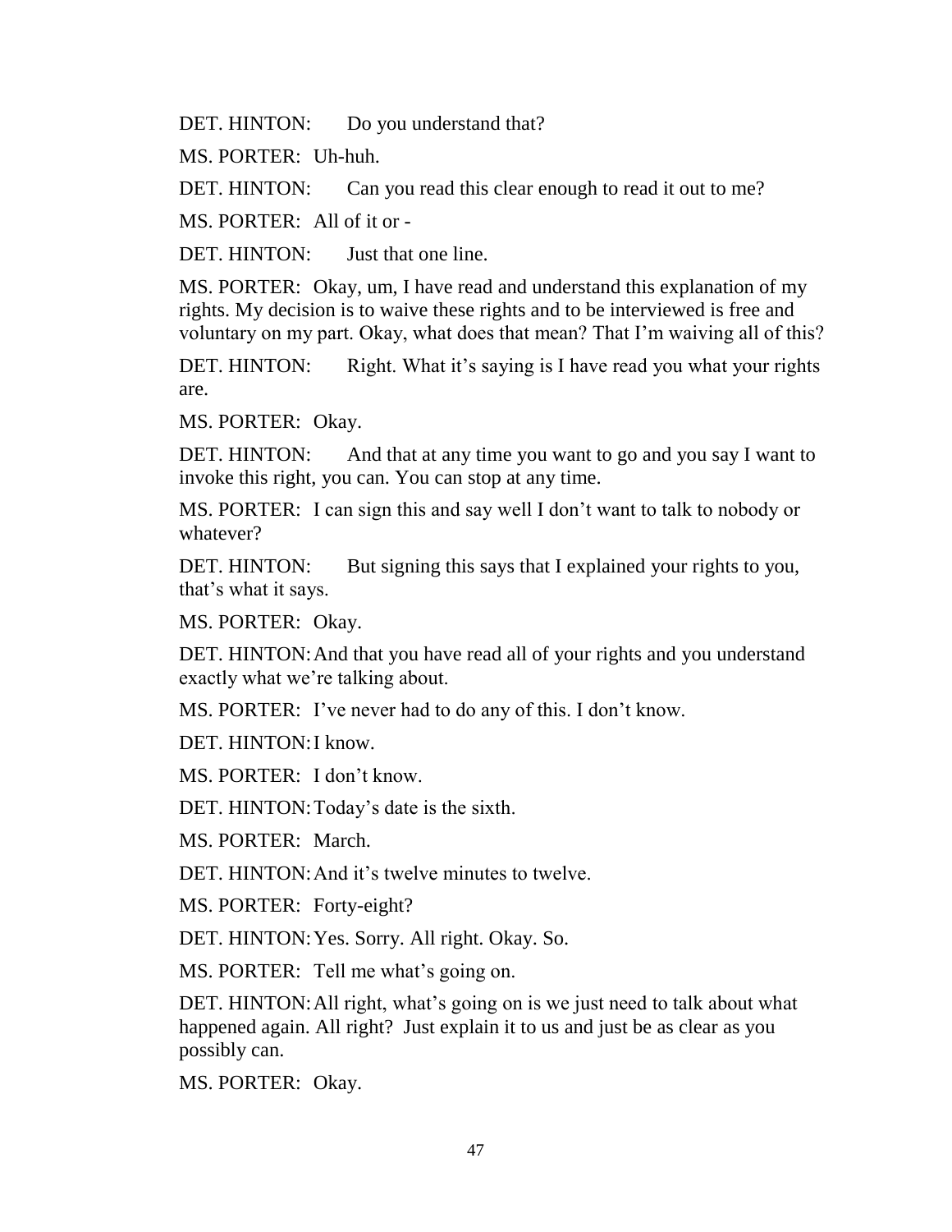DET. HINTON: Do you understand that?

MS. PORTER: Uh-huh.

DET. HINTON: Can you read this clear enough to read it out to me?

MS. PORTER: All of it or -

DET. HINTON: Just that one line.

MS. PORTER: Okay, um, I have read and understand this explanation of my rights. My decision is to waive these rights and to be interviewed is free and voluntary on my part. Okay, what does that mean? That I'm waiving all of this?

DET. HINTON: Right. What it's saying is I have read you what your rights are.

MS. PORTER: Okay.

DET. HINTON: And that at any time you want to go and you say I want to invoke this right, you can. You can stop at any time.

MS. PORTER: I can sign this and say well I don't want to talk to nobody or whatever?

DET. HINTON: But signing this says that I explained your rights to you, that's what it says.

MS. PORTER: Okay.

DET. HINTON: And that you have read all of your rights and you understand exactly what we're talking about.

MS. PORTER: I've never had to do any of this. I don't know.

DET. HINTON: I know.

MS. PORTER: I don't know.

DET. HINTON: Today's date is the sixth.

MS. PORTER: March.

DET. HINTON: And it's twelve minutes to twelve.

MS. PORTER: Forty-eight?

DET. HINTON: Yes. Sorry. All right. Okay. So.

MS. PORTER: Tell me what's going on.

DET. HINTON: All right, what's going on is we just need to talk about what happened again. All right? Just explain it to us and just be as clear as you possibly can.

MS. PORTER: Okay.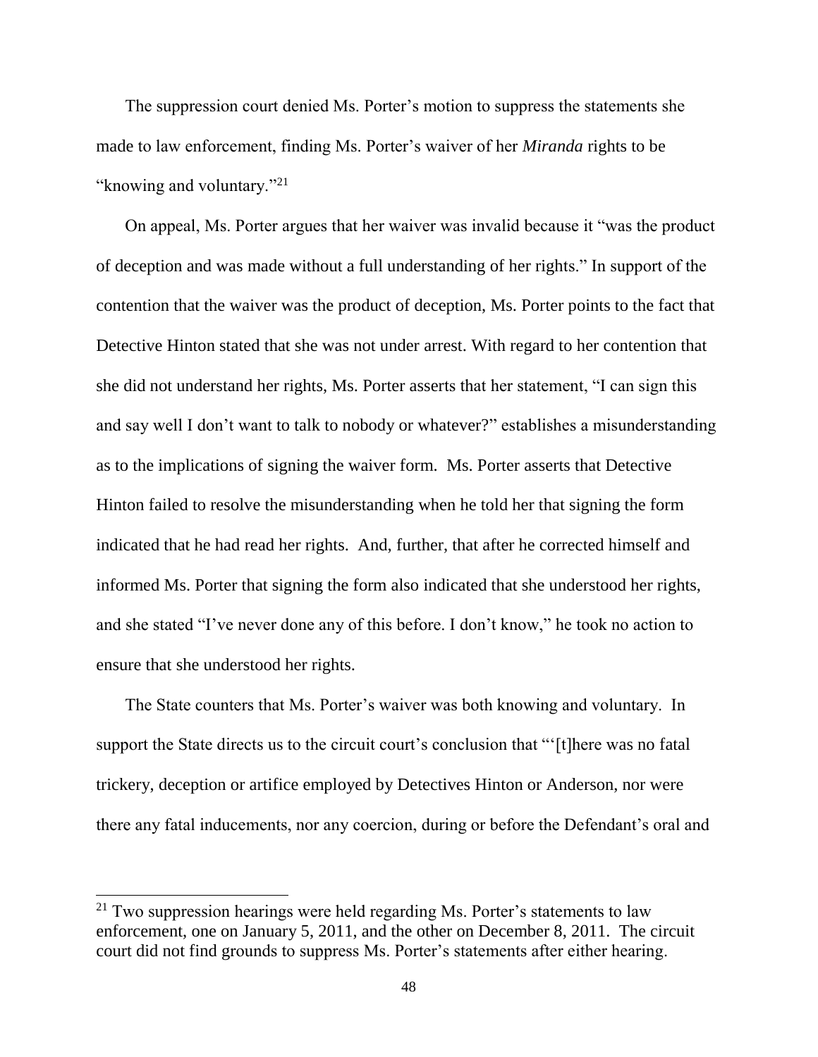The suppression court denied Ms. Porter's motion to suppress the statements she made to law enforcement, finding Ms. Porter's waiver of her *Miranda* rights to be "knowing and voluntary."[21]

On appeal, Ms. Porter argues that her waiver was invalid because it "was the product of deception and was made without a full understanding of her rights." In support of the contention that the waiver was the product of deception, Ms. Porter points to the fact that Detective Hinton stated that she was not under arrest. With regard to her contention that she did not understand her rights, Ms. Porter asserts that her statement, "I can sign this and say well I don't want to talk to nobody or whatever?" establishes a misunderstanding as to the implications of signing the waiver form. Ms. Porter asserts that Detective Hinton failed to resolve the misunderstanding when he told her that signing the form indicated that he had read her rights. And, further, that after he corrected himself and informed Ms. Porter that signing the form also indicated that she understood her rights, and she stated "I've never done any of this before. I don't know," he took no action to ensure that she understood her rights.

The State counters that Ms. Porter's waiver was both knowing and voluntary. In support the State directs us to the circuit court's conclusion that "'[t]here was no fatal trickery, deception or artifice employed by Detectives Hinton or Anderson, nor were there any fatal inducements, nor any coercion, during or before the Defendant's oral and

---

[21] Two suppression hearings were held regarding Ms. Porter's statements to law enforcement, one on January 5, 2011, and the other on December 8, 2011. The circuit court did not find grounds to suppress Ms. Porter's statements after either hearing.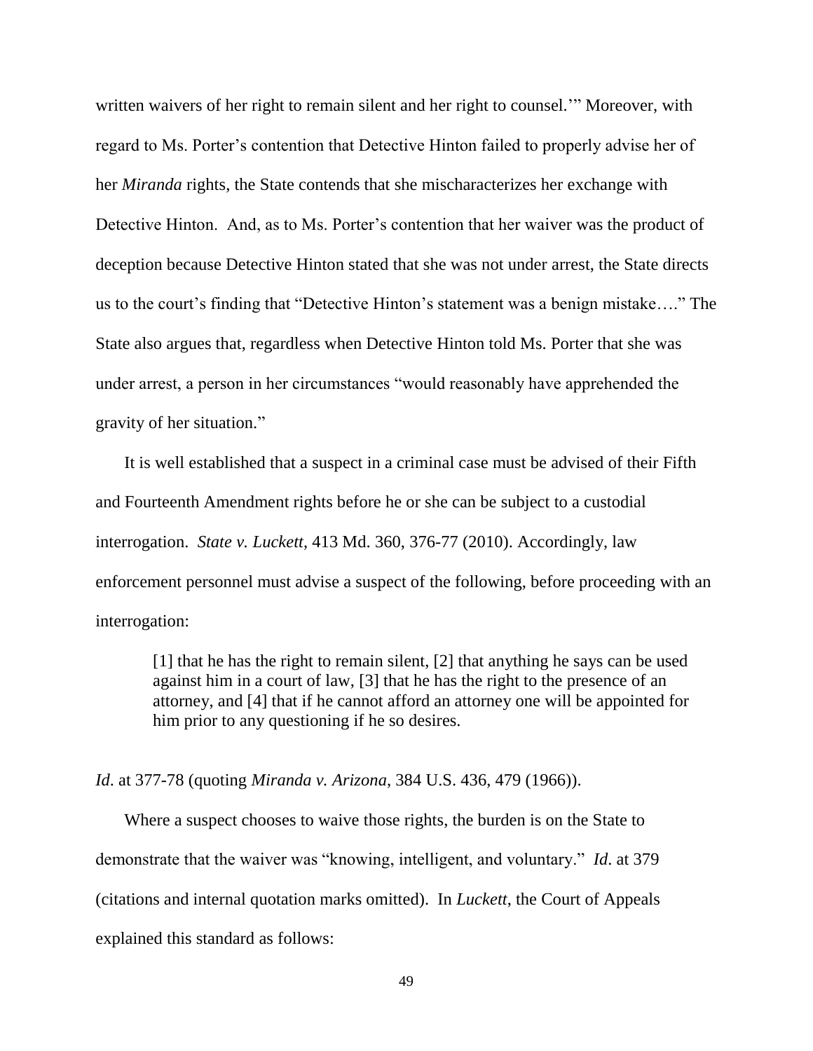written waivers of her right to remain silent and her right to counsel.'" Moreover, with regard to Ms. Porter's contention that Detective Hinton failed to properly advise her of her *Miranda* rights, the State contends that she mischaracterizes her exchange with Detective Hinton. And, as to Ms. Porter's contention that her waiver was the product of deception because Detective Hinton stated that she was not under arrest, the State directs us to the court's finding that "Detective Hinton's statement was a benign mistake…." The State also argues that, regardless when Detective Hinton told Ms. Porter that she was under arrest, a person in her circumstances "would reasonably have apprehended the gravity of her situation."

It is well established that a suspect in a criminal case must be advised of their Fifth and Fourteenth Amendment rights before he or she can be subject to a custodial interrogation. *State v. Luckett*, 413 Md. 360, 376-77 (2010). Accordingly, law enforcement personnel must advise a suspect of the following, before proceeding with an interrogation:

> [1] that he has the right to remain silent, [2] that anything he says can be used against him in a court of law, [3] that he has the right to the presence of an attorney, and [4] that if he cannot afford an attorney one will be appointed for him prior to any questioning if he so desires.

*Id*. at 377-78 (quoting *Miranda v. Arizona*, 384 U.S. 436, 479 (1966)).

Where a suspect chooses to waive those rights, the burden is on the State to demonstrate that the waiver was "knowing, intelligent, and voluntary." *Id*. at 379 (citations and internal quotation marks omitted). In *Luckett*, the Court of Appeals explained this standard as follows: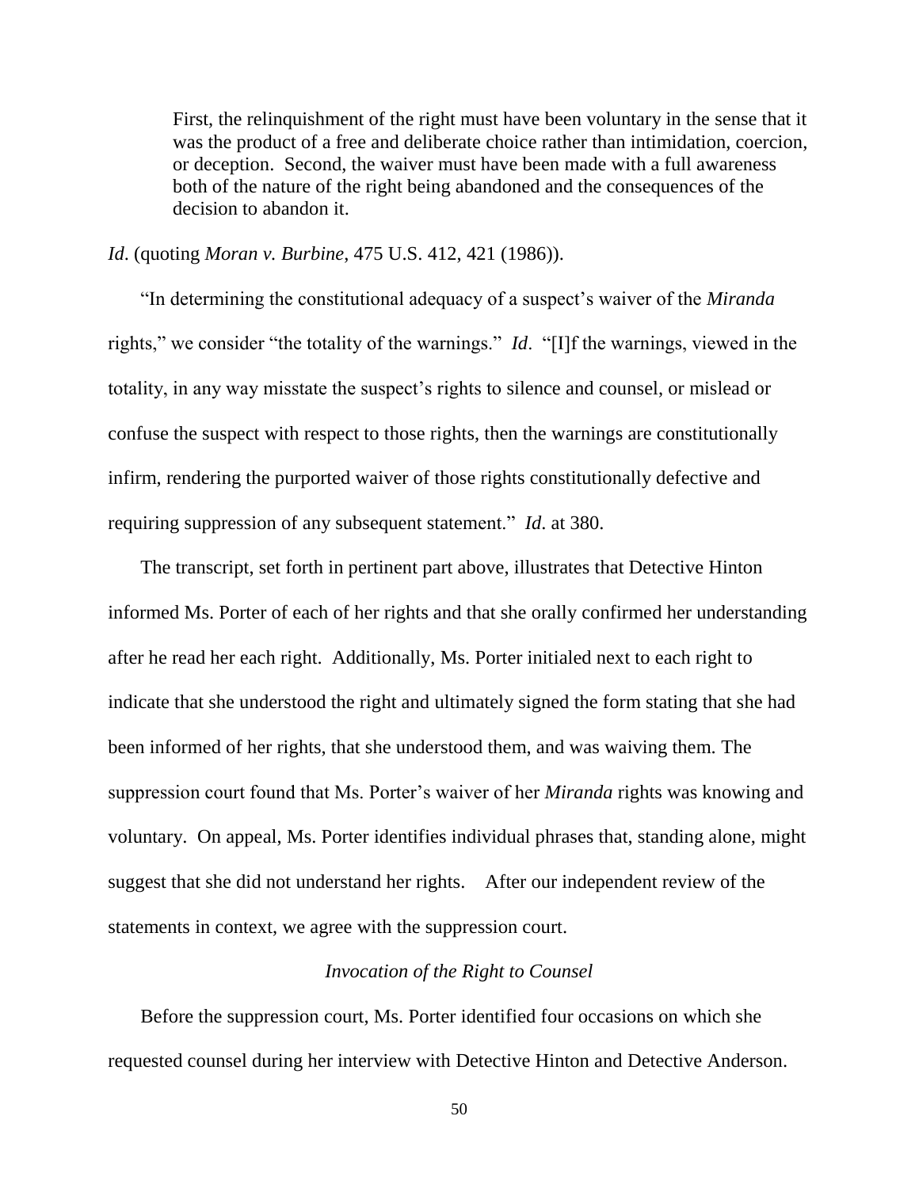> First, the relinquishment of the right must have been voluntary in the sense that it was the product of a free and deliberate choice rather than intimidation, coercion, or deception. Second, the waiver must have been made with a full awareness both of the nature of the right being abandoned and the consequences of the decision to abandon it.

*Id*. (quoting *Moran v. Burbine*, 475 U.S. 412, 421 (1986)).

"In determining the constitutional adequacy of a suspect's waiver of the *Miranda* rights," we consider "the totality of the warnings." *Id*. "[I]f the warnings, viewed in the totality, in any way misstate the suspect's rights to silence and counsel, or mislead or confuse the suspect with respect to those rights, then the warnings are constitutionally infirm, rendering the purported waiver of those rights constitutionally defective and requiring suppression of any subsequent statement." *Id*. at 380.

The transcript, set forth in pertinent part above, illustrates that Detective Hinton informed Ms. Porter of each of her rights and that she orally confirmed her understanding after he read her each right. Additionally, Ms. Porter initialed next to each right to indicate that she understood the right and ultimately signed the form stating that she had been informed of her rights, that she understood them, and was waiving them. The suppression court found that Ms. Porter's waiver of her *Miranda* rights was knowing and voluntary. On appeal, Ms. Porter identifies individual phrases that, standing alone, might suggest that she did not understand her rights. After our independent review of the statements in context, we agree with the suppression court.

### *Invocation of the Right to Counsel*

Before the suppression court, Ms. Porter identified four occasions on which she requested counsel during her interview with Detective Hinton and Detective Anderson.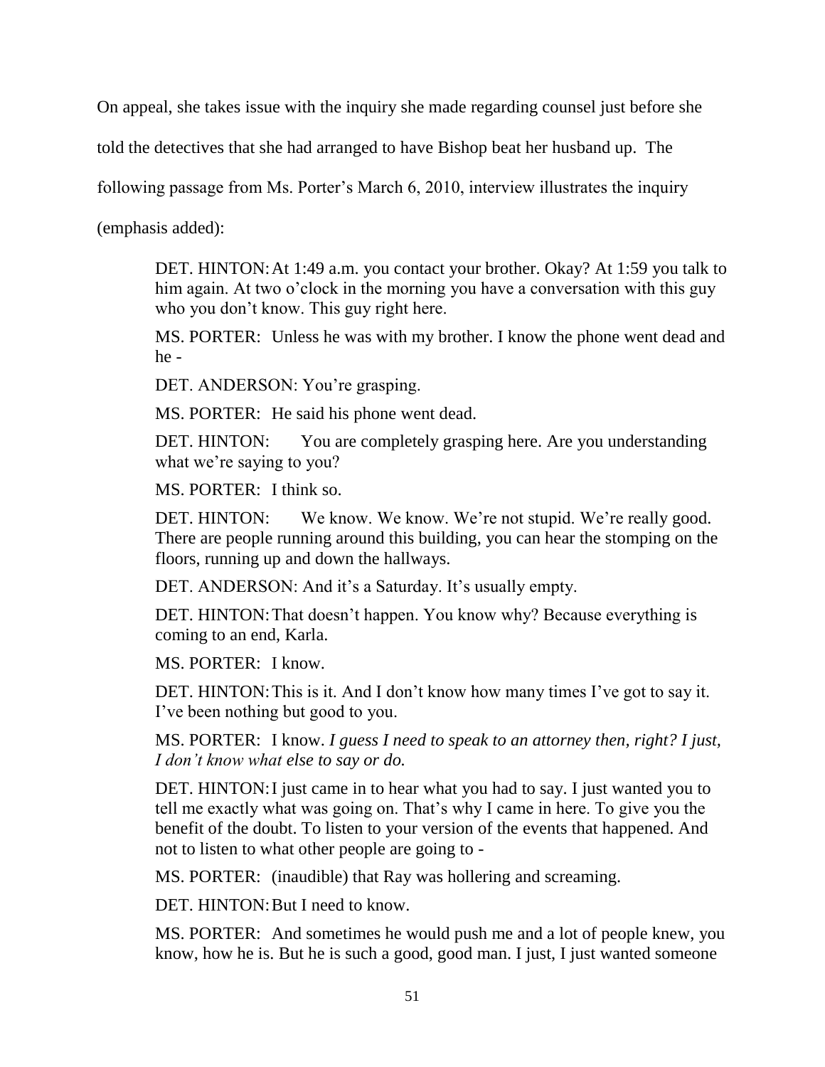On appeal, she takes issue with the inquiry she made regarding counsel just before she told the detectives that she had arranged to have Bishop beat her husband up. The following passage from Ms. Porter's March 6, 2010, interview illustrates the inquiry (emphasis added):

> DET. HINTON: At 1:49 a.m. you contact your brother. Okay? At 1:59 you talk to him again. At two o'clock in the morning you have a conversation with this guy who you don't know. This guy right here.
>
> MS. PORTER: Unless he was with my brother. I know the phone went dead and he -
>
> DET. ANDERSON: You're grasping.
>
> MS. PORTER: He said his phone went dead.
>
> DET. HINTON: You are completely grasping here. Are you understanding what we're saying to you?
>
> MS. PORTER: I think so.
>
> DET. HINTON: We know. We know. We're not stupid. We're really good. There are people running around this building, you can hear the stomping on the floors, running up and down the hallways.
>
> DET. ANDERSON: And it's a Saturday. It's usually empty.
>
> DET. HINTON: That doesn't happen. You know why? Because everything is coming to an end, Karla.
>
> MS. PORTER: I know.
>
> DET. HINTON: This is it. And I don't know how many times I've got to say it. I've been nothing but good to you.
>
> MS. PORTER: I know. *I guess I need to speak to an attorney then, right? I just, I don't know what else to say or do.*
>
> DET. HINTON: I just came in to hear what you had to say. I just wanted you to tell me exactly what was going on. That's why I came in here. To give you the benefit of the doubt. To listen to your version of the events that happened. And not to listen to what other people are going to -
>
> MS. PORTER: (inaudible) that Ray was hollering and screaming.
>
> DET. HINTON: But I need to know.
>
> MS. PORTER: And sometimes he would push me and a lot of people knew, you know, how he is. But he is such a good, good man. I just, I just wanted someone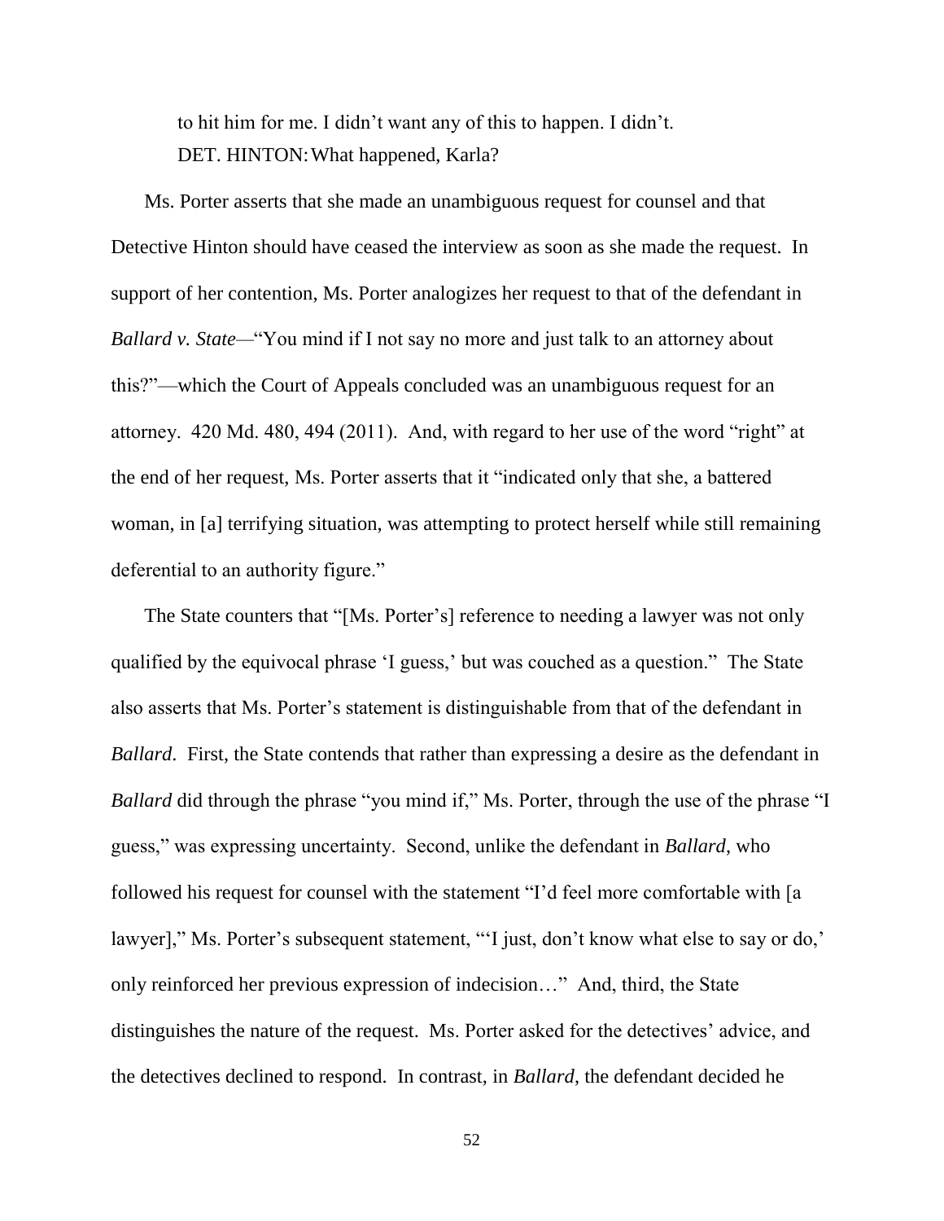to hit him for me. I didn't want any of this to happen. I didn't.

DET. HINTON: What happened, Karla?

Ms. Porter asserts that she made an unambiguous request for counsel and that Detective Hinton should have ceased the interview as soon as she made the request. In support of her contention, Ms. Porter analogizes her request to that of the defendant in *Ballard v. State*—"You mind if I not say no more and just talk to an attorney about this?"—which the Court of Appeals concluded was an unambiguous request for an attorney. 420 Md. 480, 494 (2011). And, with regard to her use of the word "right" at the end of her request, Ms. Porter asserts that it "indicated only that she, a battered woman, in [a] terrifying situation, was attempting to protect herself while still remaining deferential to an authority figure."

The State counters that "[Ms. Porter's] reference to needing a lawyer was not only qualified by the equivocal phrase 'I guess,' but was couched as a question." The State also asserts that Ms. Porter's statement is distinguishable from that of the defendant in *Ballard*. First, the State contends that rather than expressing a desire as the defendant in *Ballard* did through the phrase "you mind if," Ms. Porter, through the use of the phrase "I guess," was expressing uncertainty. Second, unlike the defendant in *Ballard*, who followed his request for counsel with the statement "I'd feel more comfortable with [a lawyer]," Ms. Porter's subsequent statement, "'I just, don't know what else to say or do,' only reinforced her previous expression of indecision…" And, third, the State distinguishes the nature of the request. Ms. Porter asked for the detectives' advice, and the detectives declined to respond. In contrast, in *Ballard*, the defendant decided he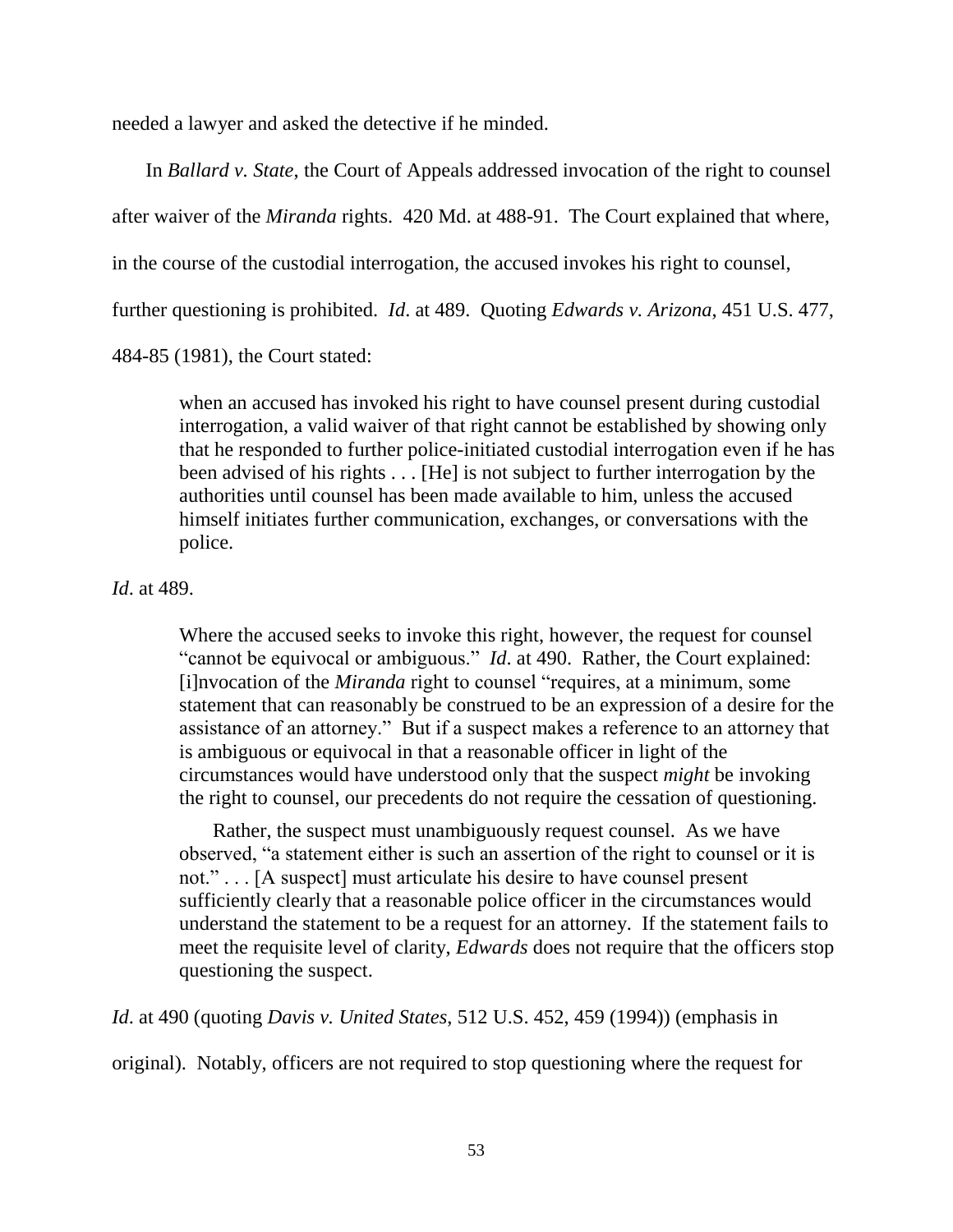needed a lawyer and asked the detective if he minded.

In *Ballard v. State*, the Court of Appeals addressed invocation of the right to counsel after waiver of the *Miranda* rights. 420 Md. at 488-91. The Court explained that where, in the course of the custodial interrogation, the accused invokes his right to counsel, further questioning is prohibited. *Id*. at 489. Quoting *Edwards v. Arizona*, 451 U.S. 477, 484-85 (1981), the Court stated:

> when an accused has invoked his right to have counsel present during custodial interrogation, a valid waiver of that right cannot be established by showing only that he responded to further police-initiated custodial interrogation even if he has been advised of his rights . . . [He] is not subject to further interrogation by the authorities until counsel has been made available to him, unless the accused himself initiates further communication, exchanges, or conversations with the police.

*Id*. at 489.

> Where the accused seeks to invoke this right, however, the request for counsel "cannot be equivocal or ambiguous." *Id*. at 490. Rather, the Court explained: [i]nvocation of the *Miranda* right to counsel "requires, at a minimum, some statement that can reasonably be construed to be an expression of a desire for the assistance of an attorney." But if a suspect makes a reference to an attorney that is ambiguous or equivocal in that a reasonable officer in light of the circumstances would have understood only that the suspect *might* be invoking the right to counsel, our precedents do not require the cessation of questioning.
>
> Rather, the suspect must unambiguously request counsel. As we have observed, "a statement either is such an assertion of the right to counsel or it is not." . . . [A suspect] must articulate his desire to have counsel present sufficiently clearly that a reasonable police officer in the circumstances would understand the statement to be a request for an attorney. If the statement fails to meet the requisite level of clarity, *Edwards* does not require that the officers stop questioning the suspect.

*Id*. at 490 (quoting *Davis v. United States*, 512 U.S. 452, 459 (1994)) (emphasis in original). Notably, officers are not required to stop questioning where the request for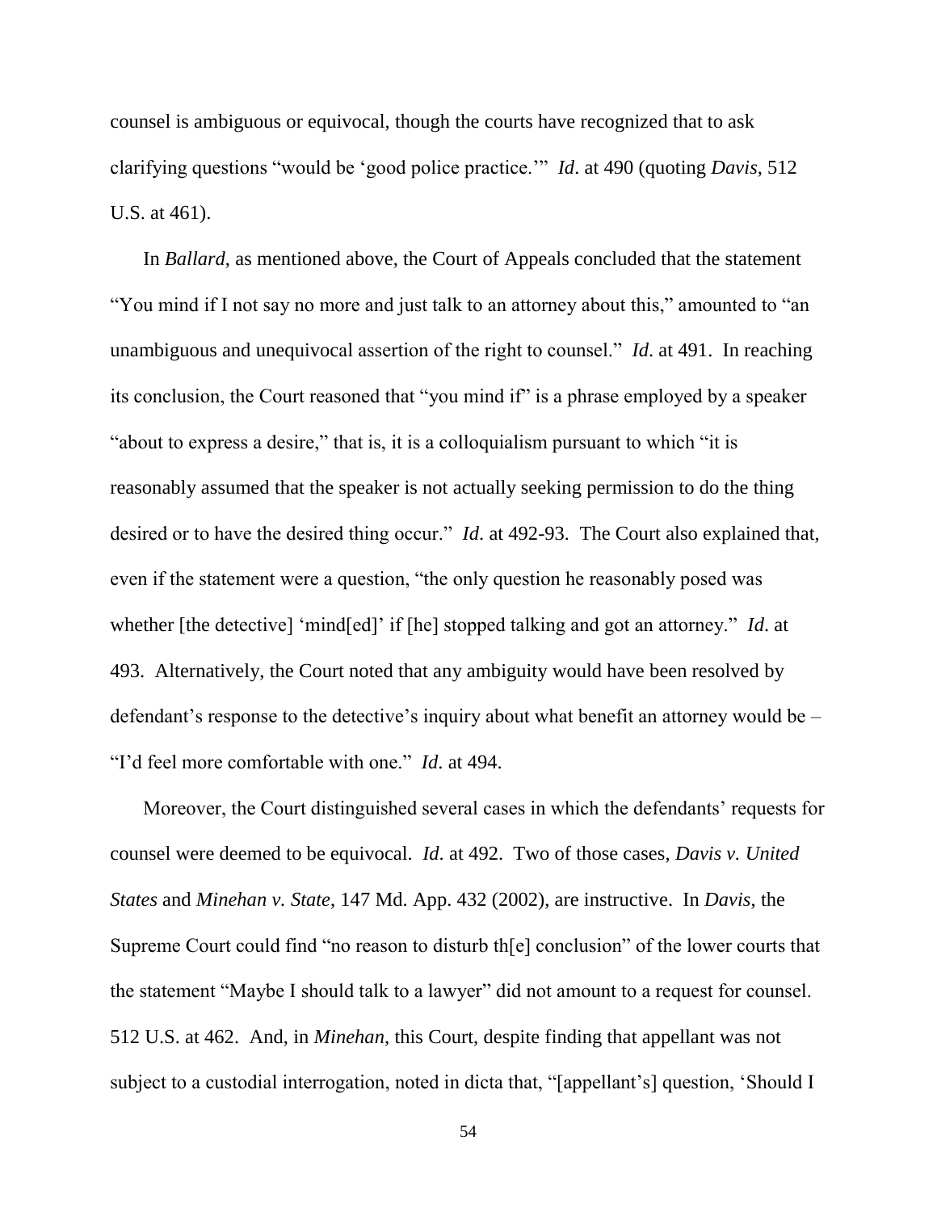counsel is ambiguous or equivocal, though the courts have recognized that to ask clarifying questions "would be 'good police practice.'" *Id*. at 490 (quoting *Davis*, 512 U.S. at 461).

In *Ballard*, as mentioned above, the Court of Appeals concluded that the statement "You mind if I not say no more and just talk to an attorney about this," amounted to "an unambiguous and unequivocal assertion of the right to counsel." *Id*. at 491. In reaching its conclusion, the Court reasoned that "you mind if" is a phrase employed by a speaker "about to express a desire," that is, it is a colloquialism pursuant to which "it is reasonably assumed that the speaker is not actually seeking permission to do the thing desired or to have the desired thing occur." *Id*. at 492-93. The Court also explained that, even if the statement were a question, "the only question he reasonably posed was whether [the detective] 'mind[ed]' if [he] stopped talking and got an attorney." *Id*. at 493. Alternatively, the Court noted that any ambiguity would have been resolved by defendant's response to the detective's inquiry about what benefit an attorney would be – "I'd feel more comfortable with one." *Id*. at 494.

Moreover, the Court distinguished several cases in which the defendants' requests for counsel were deemed to be equivocal. *Id*. at 492. Two of those cases, *Davis v. United States* and *Minehan v. State*, 147 Md. App. 432 (2002), are instructive. In *Davis*, the Supreme Court could find "no reason to disturb th[e] conclusion" of the lower courts that the statement "Maybe I should talk to a lawyer" did not amount to a request for counsel. 512 U.S. at 462. And, in *Minehan*, this Court, despite finding that appellant was not subject to a custodial interrogation, noted in dicta that, "[appellant's] question, 'Should I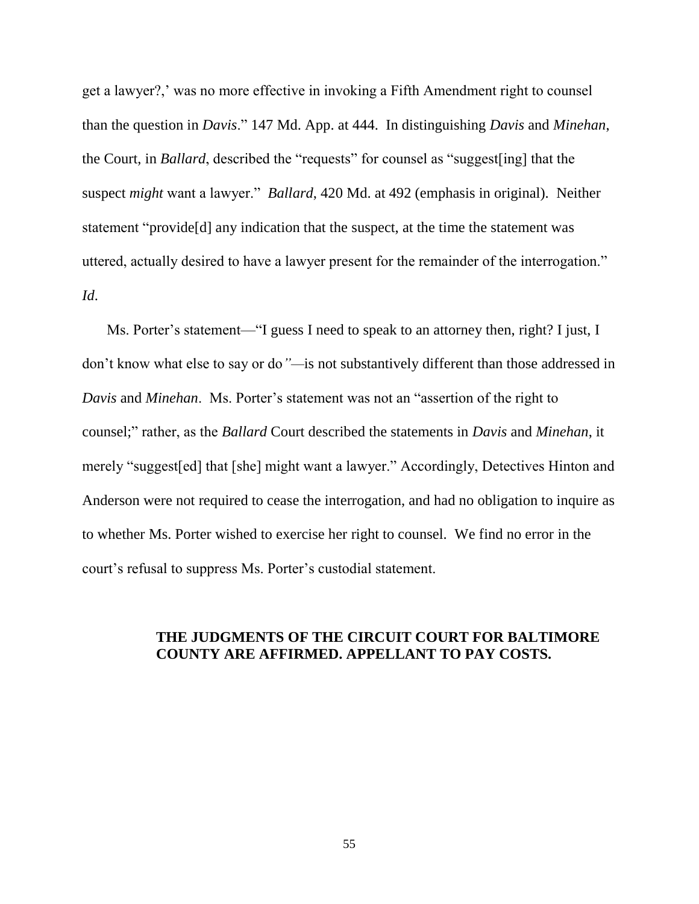get a lawyer?,' was no more effective in invoking a Fifth Amendment right to counsel than the question in *Davis*." 147 Md. App. at 444. In distinguishing *Davis* and *Minehan*, the Court, in *Ballard*, described the "requests" for counsel as "suggest[ing] that the suspect *might* want a lawyer." *Ballard*, 420 Md. at 492 (emphasis in original). Neither statement "provide[d] any indication that the suspect, at the time the statement was uttered, actually desired to have a lawyer present for the remainder of the interrogation." *Id*.

Ms. Porter's statement—"I guess I need to speak to an attorney then, right? I just, I don't know what else to say or do"—is not substantively different than those addressed in *Davis* and *Minehan*. Ms. Porter's statement was not an "assertion of the right to counsel;" rather, as the *Ballard* Court described the statements in *Davis* and *Minehan*, it merely "suggest[ed] that [she] might want a lawyer." Accordingly, Detectives Hinton and Anderson were not required to cease the interrogation, and had no obligation to inquire as to whether Ms. Porter wished to exercise her right to counsel. We find no error in the court's refusal to suppress Ms. Porter's custodial statement.

**THE JUDGMENTS OF THE CIRCUIT COURT FOR BALTIMORE COUNTY ARE AFFIRMED. APPELLANT TO PAY COSTS.**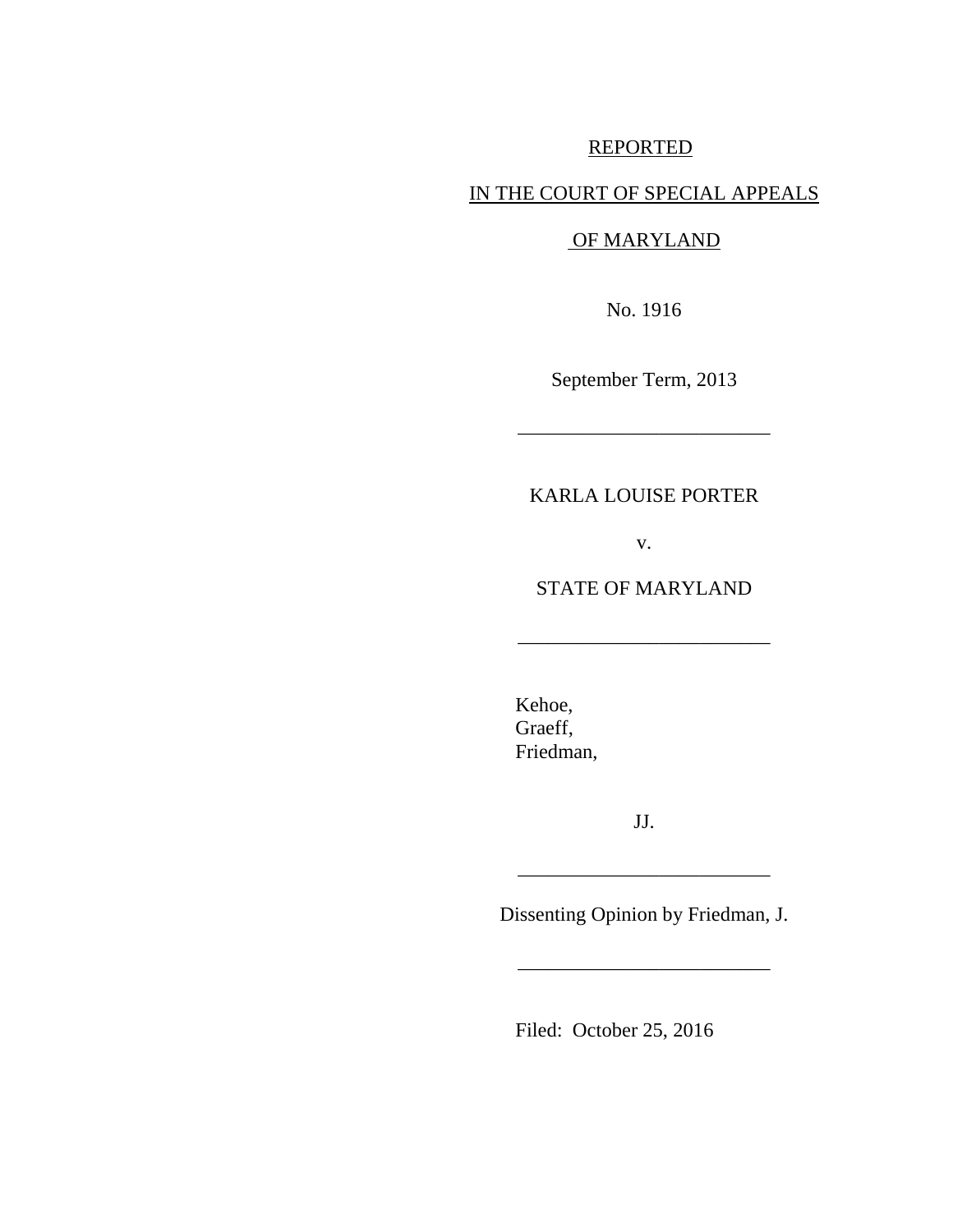REPORTED

IN THE COURT OF SPECIAL APPEALS

OF MARYLAND

No. 1916

September Term, 2013

---

KARLA LOUISE PORTER

v.

STATE OF MARYLAND

---

Kehoe,
Graeff,
Friedman,

JJ.

---

Dissenting Opinion by Friedman, J.

---

Filed: October 25, 2016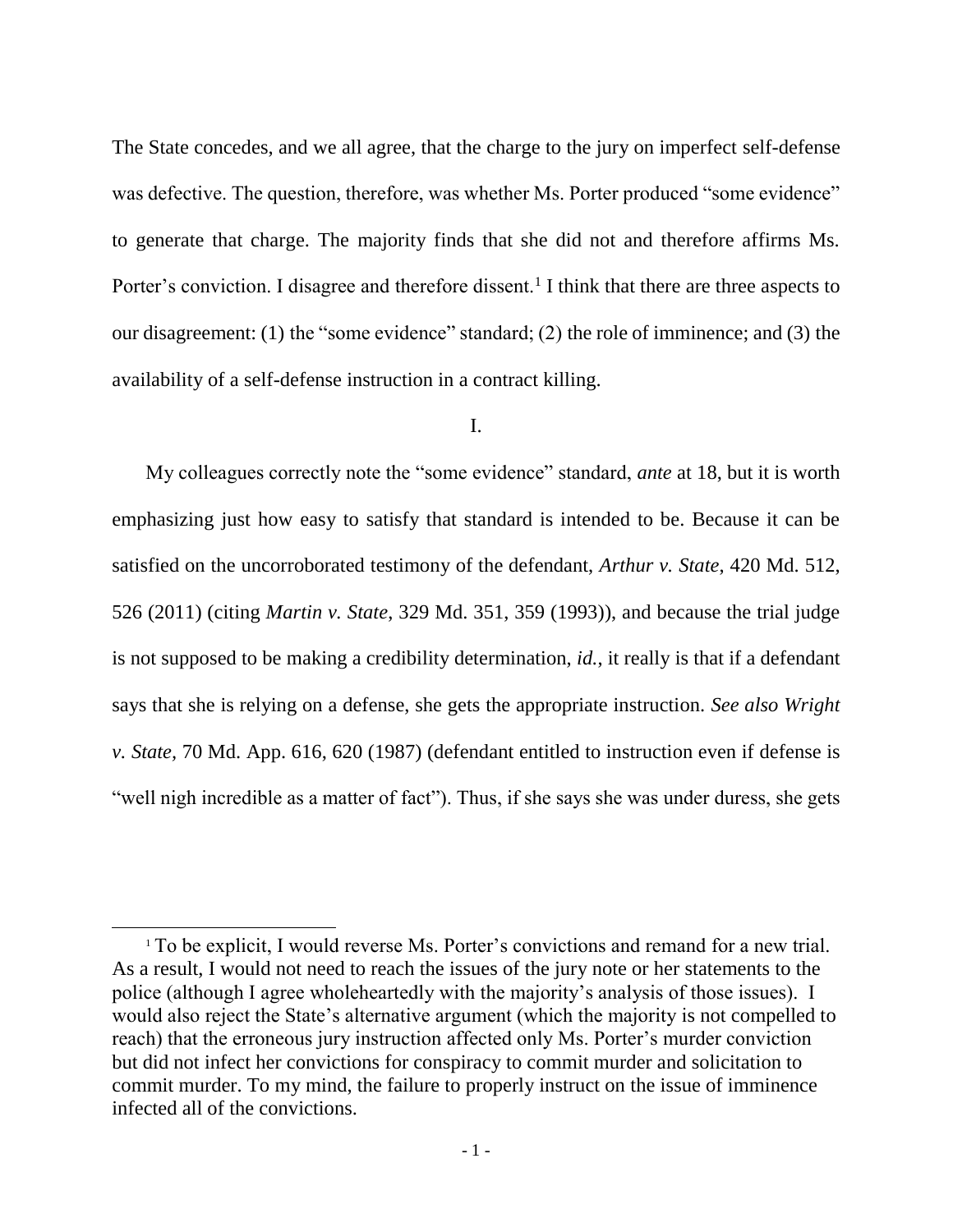The State concedes, and we all agree, that the charge to the jury on imperfect self-defense was defective. The question, therefore, was whether Ms. Porter produced "some evidence" to generate that charge. The majority finds that she did not and therefore affirms Ms. Porter's conviction. I disagree and therefore dissent.[1] I think that there are three aspects to our disagreement: (1) the "some evidence" standard; (2) the role of imminence; and (3) the availability of a self-defense instruction in a contract killing.

I.

My colleagues correctly note the "some evidence" standard, *ante* at 18, but it is worth emphasizing just how easy to satisfy that standard is intended to be. Because it can be satisfied on the uncorroborated testimony of the defendant, *Arthur v. State*, 420 Md. 512, 526 (2011) (citing *Martin v. State*, 329 Md. 351, 359 (1993)), and because the trial judge is not supposed to be making a credibility determination, *id.*, it really is that if a defendant says that she is relying on a defense, she gets the appropriate instruction. *See also Wright v. State*, 70 Md. App. 616, 620 (1987) (defendant entitled to instruction even if defense is "well nigh incredible as a matter of fact"). Thus, if she says she was under duress, she gets

[1] To be explicit, I would reverse Ms. Porter's convictions and remand for a new trial. As a result, I would not need to reach the issues of the jury note or her statements to the police (although I agree wholeheartedly with the majority's analysis of those issues). I would also reject the State's alternative argument (which the majority is not compelled to reach) that the erroneous jury instruction affected only Ms. Porter's murder conviction but did not infect her convictions for conspiracy to commit murder and solicitation to commit murder. To my mind, the failure to properly instruct on the issue of imminence infected all of the convictions.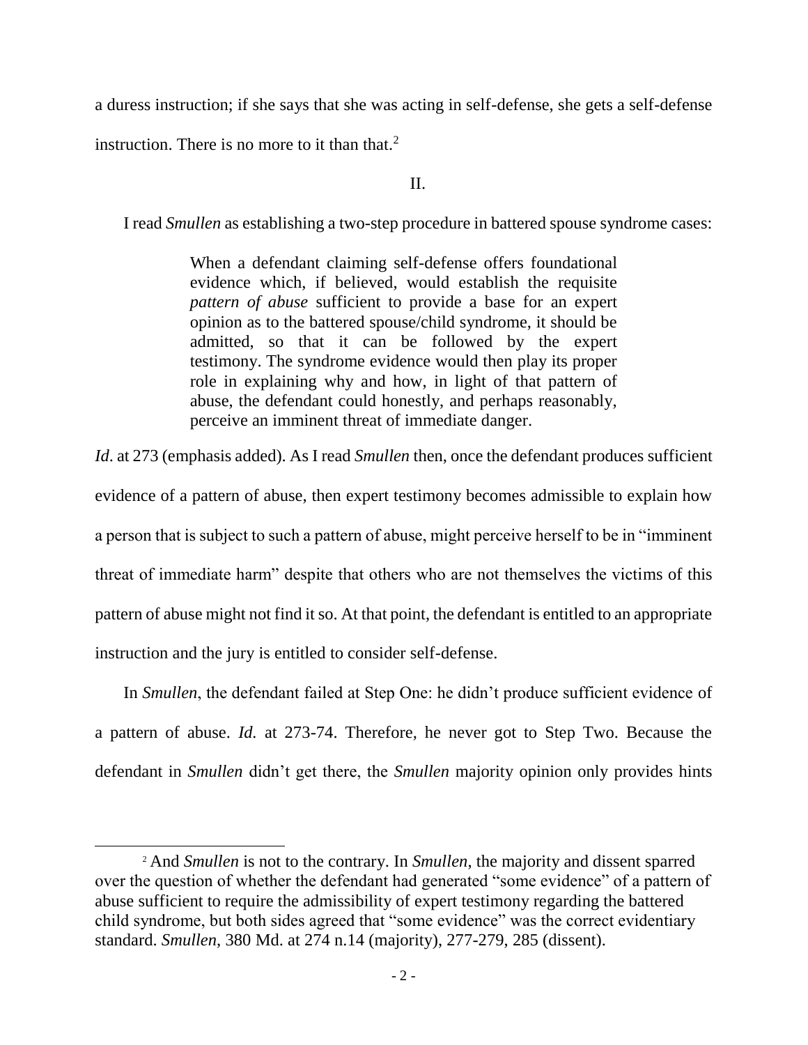a duress instruction; if she says that she was acting in self-defense, she gets a self-defense instruction. There is no more to it than that.[2]

II.

I read *Smullen* as establishing a two-step procedure in battered spouse syndrome cases:

> When a defendant claiming self-defense offers foundational evidence which, if believed, would establish the requisite *pattern of abuse* sufficient to provide a base for an expert opinion as to the battered spouse/child syndrome, it should be admitted, so that it can be followed by the expert testimony. The syndrome evidence would then play its proper role in explaining why and how, in light of that pattern of abuse, the defendant could honestly, and perhaps reasonably, perceive an imminent threat of immediate danger.

*Id*. at 273 (emphasis added). As I read *Smullen* then, once the defendant produces sufficient evidence of a pattern of abuse, then expert testimony becomes admissible to explain how a person that is subject to such a pattern of abuse, might perceive herself to be in "imminent threat of immediate harm" despite that others who are not themselves the victims of this pattern of abuse might not find it so. At that point, the defendant is entitled to an appropriate instruction and the jury is entitled to consider self-defense.

In *Smullen*, the defendant failed at Step One: he didn't produce sufficient evidence of a pattern of abuse. *Id.* at 273-74. Therefore, he never got to Step Two. Because the defendant in *Smullen* didn't get there, the *Smullen* majority opinion only provides hints

---

[2] And *Smullen* is not to the contrary. In *Smullen*, the majority and dissent sparred over the question of whether the defendant had generated "some evidence" of a pattern of abuse sufficient to require the admissibility of expert testimony regarding the battered child syndrome, but both sides agreed that "some evidence" was the correct evidentiary standard. *Smullen*, 380 Md. at 274 n.14 (majority), 277-279, 285 (dissent).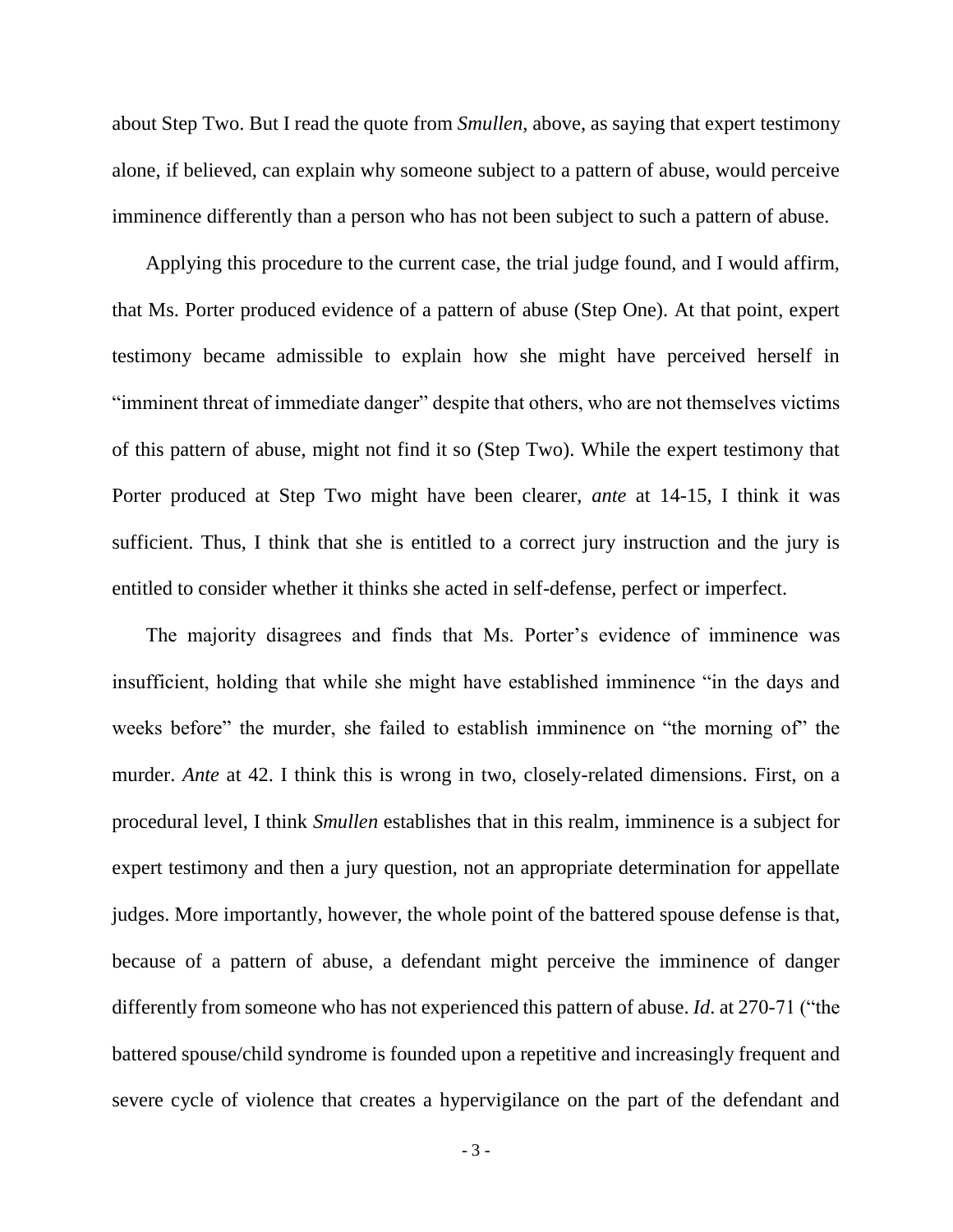about Step Two. But I read the quote from *Smullen*, above, as saying that expert testimony alone, if believed, can explain why someone subject to a pattern of abuse, would perceive imminence differently than a person who has not been subject to such a pattern of abuse.

Applying this procedure to the current case, the trial judge found, and I would affirm, that Ms. Porter produced evidence of a pattern of abuse (Step One). At that point, expert testimony became admissible to explain how she might have perceived herself in "imminent threat of immediate danger" despite that others, who are not themselves victims of this pattern of abuse, might not find it so (Step Two). While the expert testimony that Porter produced at Step Two might have been clearer, *ante* at 14-15, I think it was sufficient. Thus, I think that she is entitled to a correct jury instruction and the jury is entitled to consider whether it thinks she acted in self-defense, perfect or imperfect.

The majority disagrees and finds that Ms. Porter's evidence of imminence was insufficient, holding that while she might have established imminence "in the days and weeks before" the murder, she failed to establish imminence on "the morning of" the murder. *Ante* at 42. I think this is wrong in two, closely-related dimensions. First, on a procedural level, I think *Smullen* establishes that in this realm, imminence is a subject for expert testimony and then a jury question, not an appropriate determination for appellate judges. More importantly, however, the whole point of the battered spouse defense is that, because of a pattern of abuse, a defendant might perceive the imminence of danger differently from someone who has not experienced this pattern of abuse. *Id*. at 270-71 ("the battered spouse/child syndrome is founded upon a repetitive and increasingly frequent and severe cycle of violence that creates a hypervigilance on the part of the defendant and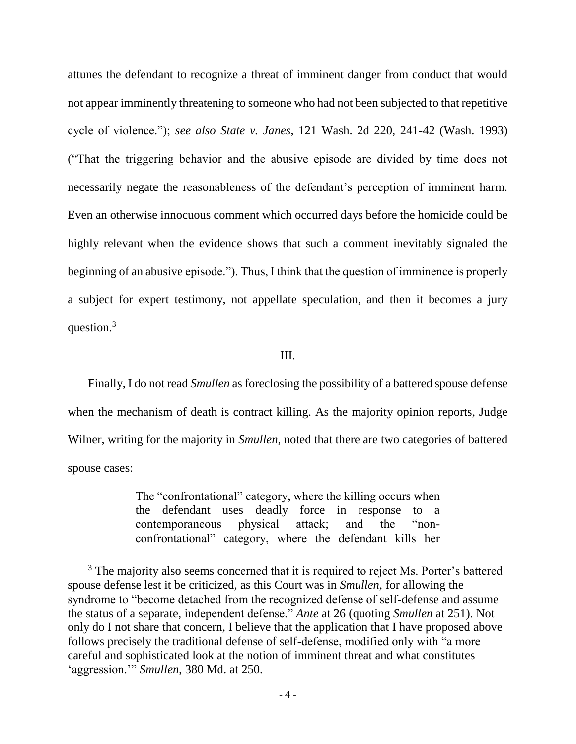attunes the defendant to recognize a threat of imminent danger from conduct that would not appear imminently threatening to someone who had not been subjected to that repetitive cycle of violence."); *see also State v. Janes*, 121 Wash. 2d 220, 241-42 (Wash. 1993) ("That the triggering behavior and the abusive episode are divided by time does not necessarily negate the reasonableness of the defendant's perception of imminent harm. Even an otherwise innocuous comment which occurred days before the homicide could be highly relevant when the evidence shows that such a comment inevitably signaled the beginning of an abusive episode."). Thus, I think that the question of imminence is properly a subject for expert testimony, not appellate speculation, and then it becomes a jury question.[3]

III.

Finally, I do not read *Smullen* as foreclosing the possibility of a battered spouse defense when the mechanism of death is contract killing. As the majority opinion reports, Judge Wilner, writing for the majority in *Smullen*, noted that there are two categories of battered spouse cases:

> The "confrontational" category, where the killing occurs when the defendant uses deadly force in response to a contemporaneous physical attack; and the "non-confrontational" category, where the defendant kills her

[3] The majority also seems concerned that it is required to reject Ms. Porter's battered spouse defense lest it be criticized, as this Court was in *Smullen*, for allowing the syndrome to "become detached from the recognized defense of self-defense and assume the status of a separate, independent defense." *Ante* at 26 (quoting *Smullen* at 251). Not only do I not share that concern, I believe that the application that I have proposed above follows precisely the traditional defense of self-defense, modified only with "a more careful and sophisticated look at the notion of imminent threat and what constitutes 'aggression.'" *Smullen*, 380 Md. at 250.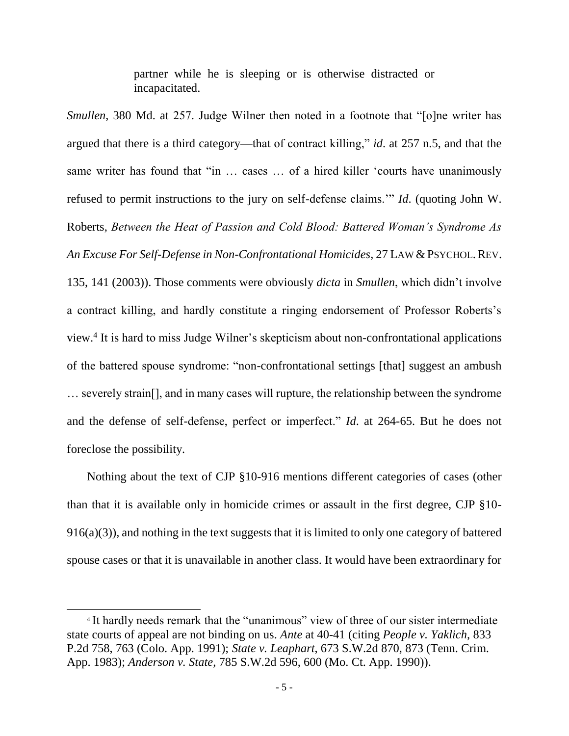> partner while he is sleeping or is otherwise distracted or incapacitated.

*Smullen*, 380 Md. at 257. Judge Wilner then noted in a footnote that "[o]ne writer has argued that there is a third category—that of contract killing," *id*. at 257 n.5, and that the same writer has found that "in … cases … of a hired killer 'courts have unanimously refused to permit instructions to the jury on self-defense claims.'" *Id*. (quoting John W. Roberts, *Between the Heat of Passion and Cold Blood: Battered Woman's Syndrome As An Excuse For Self-Defense in Non-Confrontational Homicides*, 27 LAW & PSYCHOL. REV. 135, 141 (2003)). Those comments were obviously *dicta* in *Smullen*, which didn't involve a contract killing, and hardly constitute a ringing endorsement of Professor Roberts's view.[4] It is hard to miss Judge Wilner's skepticism about non-confrontational applications of the battered spouse syndrome: "non-confrontational settings [that] suggest an ambush … severely strain[], and in many cases will rupture, the relationship between the syndrome and the defense of self-defense, perfect or imperfect." *Id*. at 264-65. But he does not foreclose the possibility.

Nothing about the text of CJP §10-916 mentions different categories of cases (other than that it is available only in homicide crimes or assault in the first degree, CJP §10-916(a)(3)), and nothing in the text suggests that it is limited to only one category of battered spouse cases or that it is unavailable in another class. It would have been extraordinary for

[4] It hardly needs remark that the "unanimous" view of three of our sister intermediate state courts of appeal are not binding on us. *Ante* at 40-41 (citing *People v. Yaklich*, 833 P.2d 758, 763 (Colo. App. 1991); *State v. Leaphart*, 673 S.W.2d 870, 873 (Tenn. Crim. App. 1983); *Anderson v. State*, 785 S.W.2d 596, 600 (Mo. Ct. App. 1990)).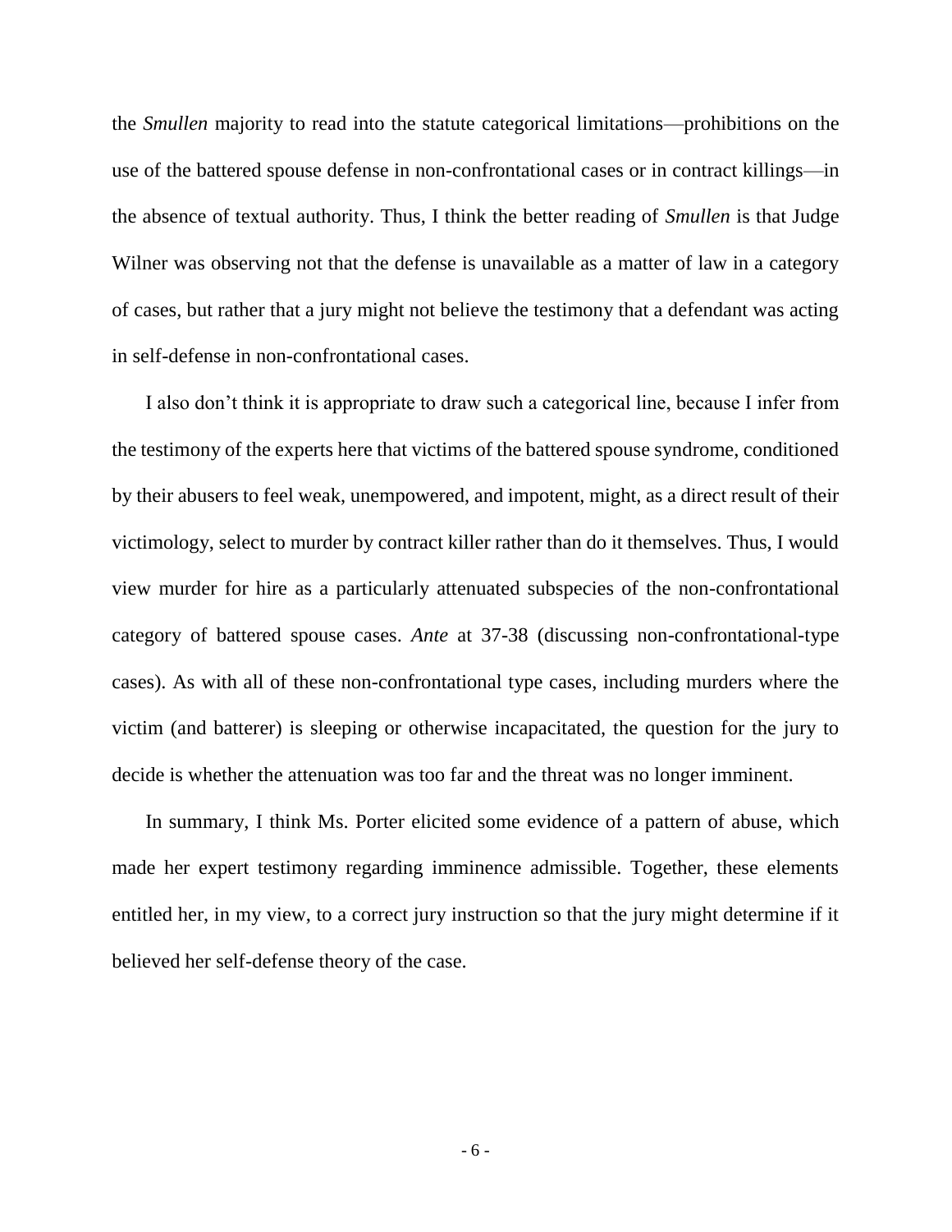the *Smullen* majority to read into the statute categorical limitations—prohibitions on the use of the battered spouse defense in non-confrontational cases or in contract killings—in the absence of textual authority. Thus, I think the better reading of *Smullen* is that Judge Wilner was observing not that the defense is unavailable as a matter of law in a category of cases, but rather that a jury might not believe the testimony that a defendant was acting in self-defense in non-confrontational cases.

I also don't think it is appropriate to draw such a categorical line, because I infer from the testimony of the experts here that victims of the battered spouse syndrome, conditioned by their abusers to feel weak, unempowered, and impotent, might, as a direct result of their victimology, select to murder by contract killer rather than do it themselves. Thus, I would view murder for hire as a particularly attenuated subspecies of the non-confrontational category of battered spouse cases. *Ante* at 37-38 (discussing non-confrontational-type cases). As with all of these non-confrontational type cases, including murders where the victim (and batterer) is sleeping or otherwise incapacitated, the question for the jury to decide is whether the attenuation was too far and the threat was no longer imminent.

In summary, I think Ms. Porter elicited some evidence of a pattern of abuse, which made her expert testimony regarding imminence admissible. Together, these elements entitled her, in my view, to a correct jury instruction so that the jury might determine if it believed her self-defense theory of the case.